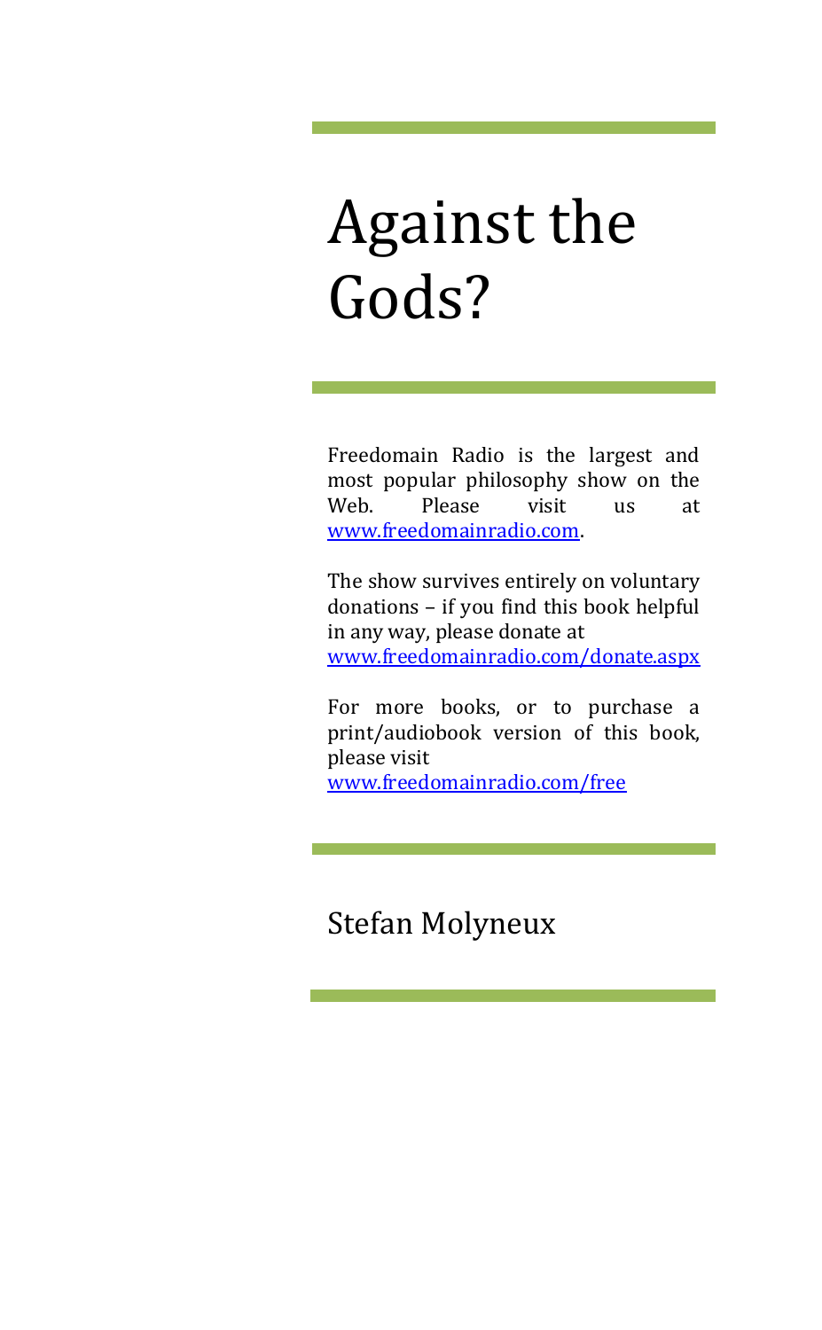# Against the Gods?

Freedomain Radio is the largest and most popular philosophy show on the Web. Please visit us at [www.freedomainradio.com](http://www.freedomainradio.com).

The show survives entirely on voluntary donations – if you find this book helpful in any way, please donate at [www.freedomainradio.com/donate.aspx](http://www.freedomainradio.com/donate.aspx)

For more books, or to purchase a print/audiobook version of this book, please visit [www.freedomainradio.com/free](http://www.freedomainradio.com/free)

Stefan Molyneux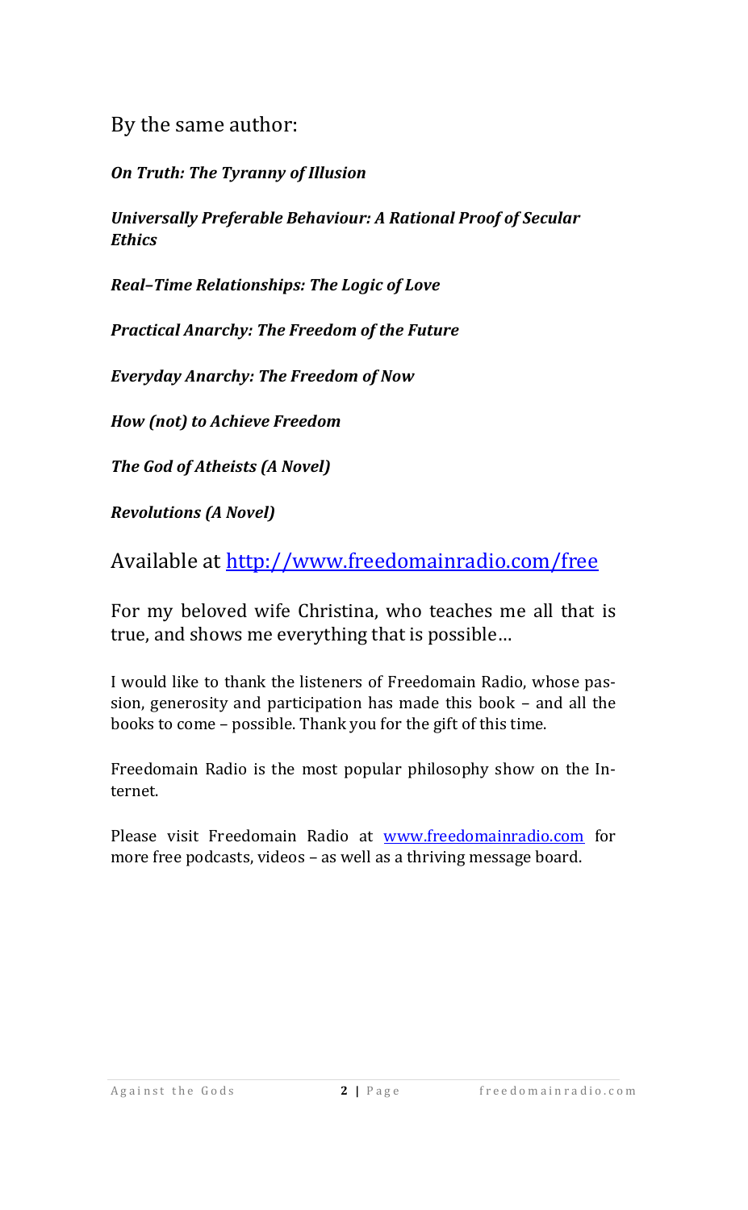By the same author:

***On Truth: The Tyranny of Illusion***

***Universally Preferable Behaviour: A Rational Proof of Secular Ethics***

***Real–Time Relationships: The Logic of Love***

***Practical Anarchy: The Freedom of the Future***

***Everyday Anarchy: The Freedom of Now***

***How (not) to Achieve Freedom***

***The God of Atheists (A Novel)***

***Revolutions (A Novel)***

Available at [http://www.freedomainradio.com/free](http://www.freedomainradio.com/free)

For my beloved wife Christina, who teaches me all that is true, and shows me everything that is possible…

I would like to thank the listeners of Freedomain Radio, whose passion, generosity and participation has made this book – and all the books to come – possible. Thank you for the gift of this time.

Freedomain Radio is the most popular philosophy show on the Internet.

Please visit Freedomain Radio at [www.freedomainradio.com](http://www.freedomainradio.com) for more free podcasts, videos – as well as a thriving message board.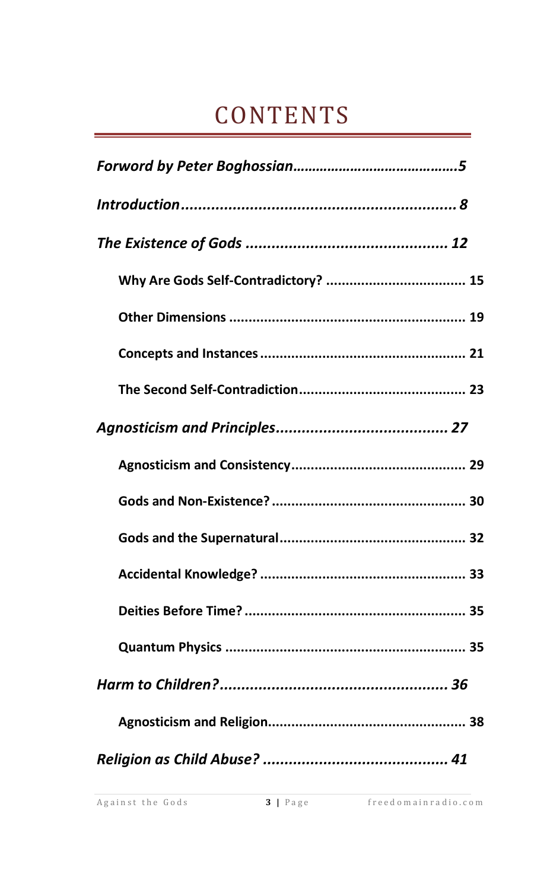# CONTENTS

*Forword by Peter Boghossian*……………………………………5

*Introduction*............................................................... 8

*The Existence of Gods* .............................................. 12

**Why Are Gods Self-Contradictory?** .................................... 15

**Other Dimensions** ............................................................ 19

**Concepts and Instances** .................................................... 21

**The Second Self-Contradiction** ........................................... 23

*Agnosticism and Principles*....................................... 27

**Agnosticism and Consistency** ............................................ 29

**Gods and Non-Existence?** ................................................. 30

**Gods and the Supernatural** ................................................ 32

**Accidental Knowledge?** ..................................................... 33

**Deities Before Time?** ........................................................ 35

**Quantum Physics** ............................................................. 35

*Harm to Children?*..................................................... 36

**Agnosticism and Religion**................................................... 38

*Religion as Child Abuse?* .......................................... 41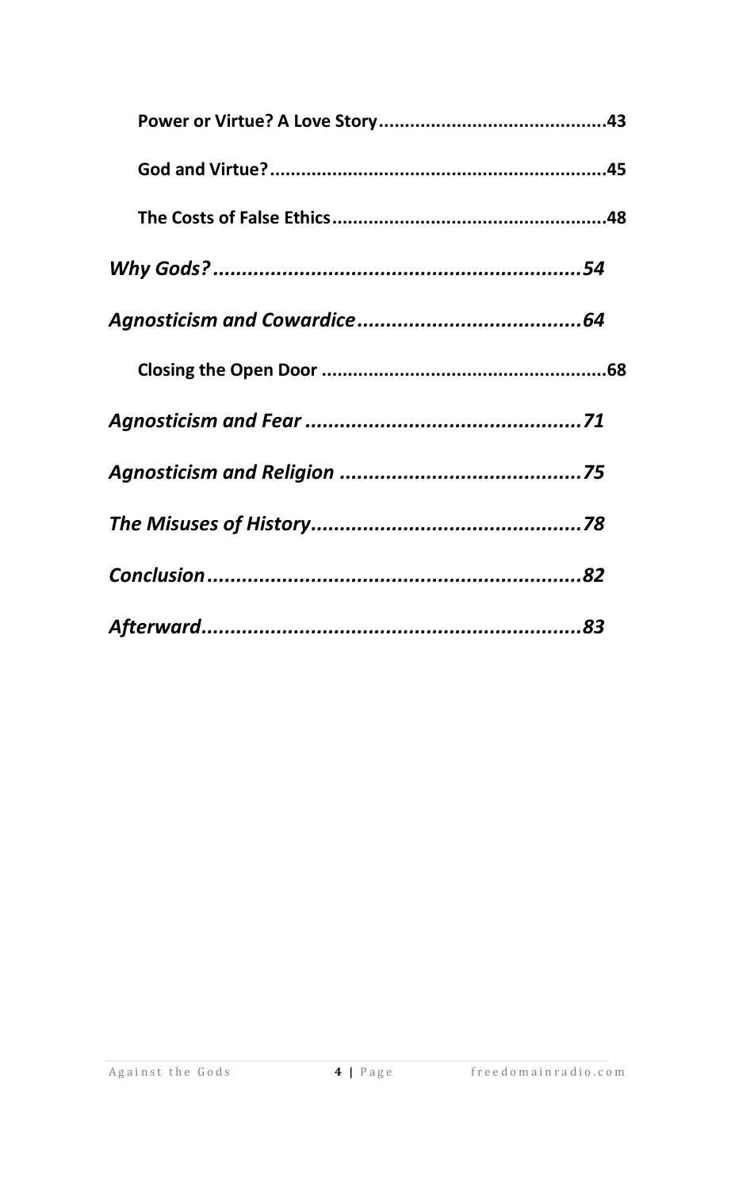**Power or Virtue? A Love Story** .......................................... 43

**God and Virtue?** .......................................... 45

**The Costs of False Ethics** .......................................... 48

***Why Gods?*** .......................................... ***54***

***Agnosticism and Cowardice*** .......................................... ***64***

**Closing the Open Door** .......................................... 68

***Agnosticism and Fear*** .......................................... ***71***

***Agnosticism and Religion*** .......................................... ***75***

***The Misuses of History*** .......................................... ***78***

***Conclusion*** .......................................... ***82***

***Afterward*** .......................................... ***83***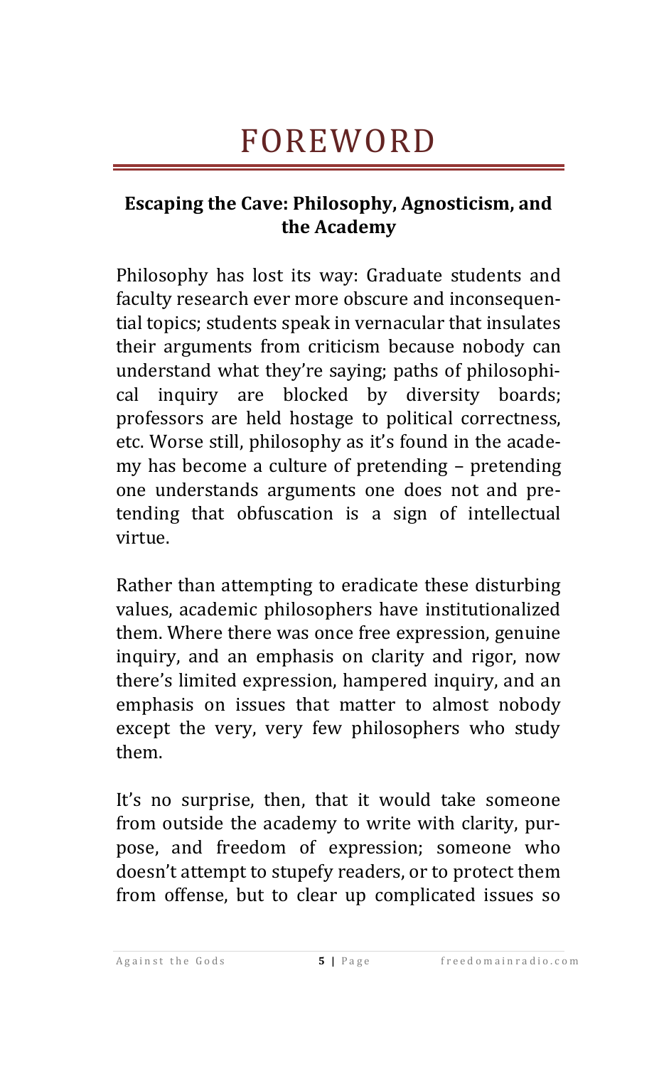# FOREWORD

**Escaping the Cave: Philosophy, Agnosticism, and the Academy**

Philosophy has lost its way: Graduate students and faculty research ever more obscure and inconsequential topics; students speak in vernacular that insulates their arguments from criticism because nobody can understand what they're saying; paths of philosophical inquiry are blocked by diversity boards; professors are held hostage to political correctness, etc. Worse still, philosophy as it's found in the academy has become a culture of pretending – pretending one understands arguments one does not and pretending that obfuscation is a sign of intellectual virtue.

Rather than attempting to eradicate these disturbing values, academic philosophers have institutionalized them. Where there was once free expression, genuine inquiry, and an emphasis on clarity and rigor, now there's limited expression, hampered inquiry, and an emphasis on issues that matter to almost nobody except the very, very few philosophers who study them.

It's no surprise, then, that it would take someone from outside the academy to write with clarity, purpose, and freedom of expression; someone who doesn't attempt to stupefy readers, or to protect them from offense, but to clear up complicated issues so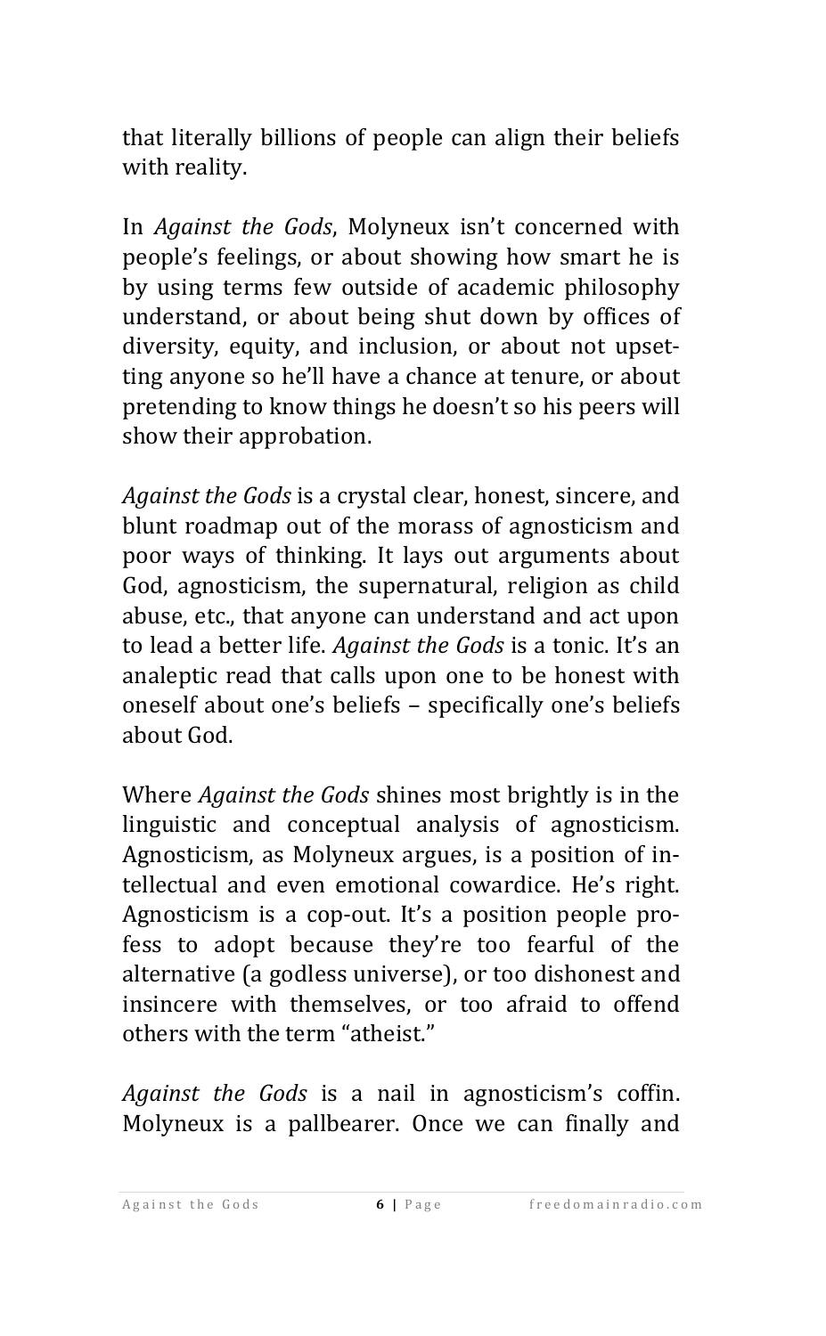that literally billions of people can align their beliefs with reality.

In *Against the Gods*, Molyneux isn't concerned with people's feelings, or about showing how smart he is by using terms few outside of academic philosophy understand, or about being shut down by offices of diversity, equity, and inclusion, or about not upsetting anyone so he'll have a chance at tenure, or about pretending to know things he doesn't so his peers will show their approbation.

*Against the Gods* is a crystal clear, honest, sincere, and blunt roadmap out of the morass of agnosticism and poor ways of thinking. It lays out arguments about God, agnosticism, the supernatural, religion as child abuse, etc., that anyone can understand and act upon to lead a better life. *Against the Gods* is a tonic. It's an analeptic read that calls upon one to be honest with oneself about one's beliefs – specifically one's beliefs about God.

Where *Against the Gods* shines most brightly is in the linguistic and conceptual analysis of agnosticism. Agnosticism, as Molyneux argues, is a position of intellectual and even emotional cowardice. He's right. Agnosticism is a cop-out. It's a position people profess to adopt because they're too fearful of the alternative (a godless universe), or too dishonest and insincere with themselves, or too afraid to offend others with the term "atheist."

*Against the Gods* is a nail in agnosticism's coffin. Molyneux is a pallbearer. Once we can finally and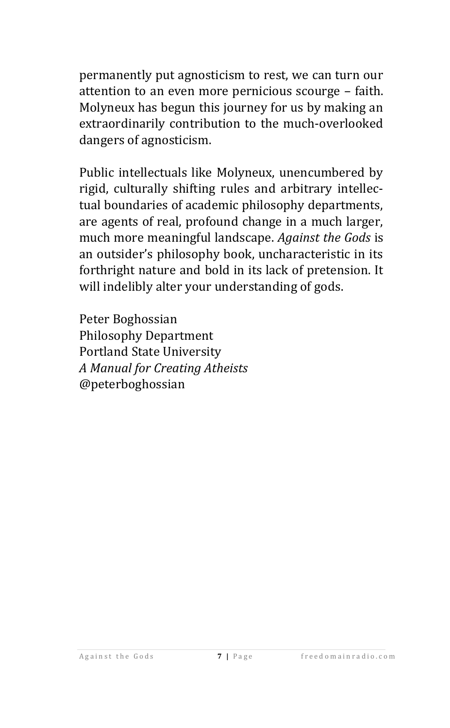permanently put agnosticism to rest, we can turn our attention to an even more pernicious scourge – faith. Molyneux has begun this journey for us by making an extraordinarily contribution to the much-overlooked dangers of agnosticism.

Public intellectuals like Molyneux, unencumbered by rigid, culturally shifting rules and arbitrary intellectual boundaries of academic philosophy departments, are agents of real, profound change in a much larger, much more meaningful landscape. *Against the Gods* is an outsider's philosophy book, uncharacteristic in its forthright nature and bold in its lack of pretension. It will indelibly alter your understanding of gods.

Peter Boghossian
Philosophy Department
Portland State University
*A Manual for Creating Atheists*
@peterboghossian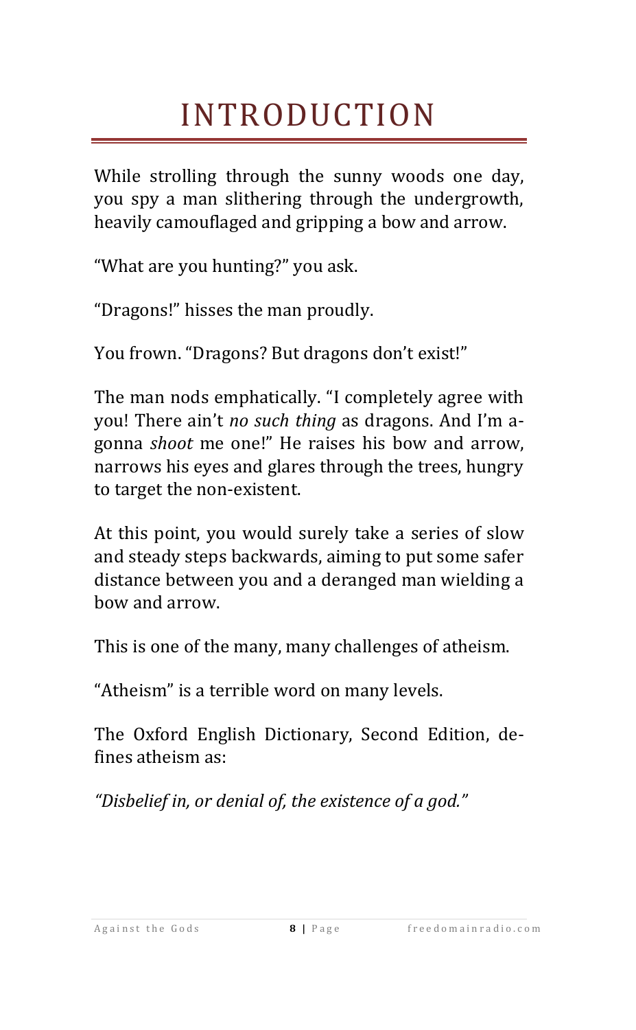# INTRODUCTION

While strolling through the sunny woods one day, you spy a man slithering through the undergrowth, heavily camouflaged and gripping a bow and arrow.

"What are you hunting?" you ask.

"Dragons!" hisses the man proudly.

You frown. "Dragons? But dragons don't exist!"

The man nods emphatically. "I completely agree with you! There ain't *no such thing* as dragons. And I'm a-gonna *shoot* me one!" He raises his bow and arrow, narrows his eyes and glares through the trees, hungry to target the non-existent.

At this point, you would surely take a series of slow and steady steps backwards, aiming to put some safer distance between you and a deranged man wielding a bow and arrow.

This is one of the many, many challenges of atheism.

"Atheism" is a terrible word on many levels.

The Oxford English Dictionary, Second Edition, defines atheism as:

*"Disbelief in, or denial of, the existence of a god."*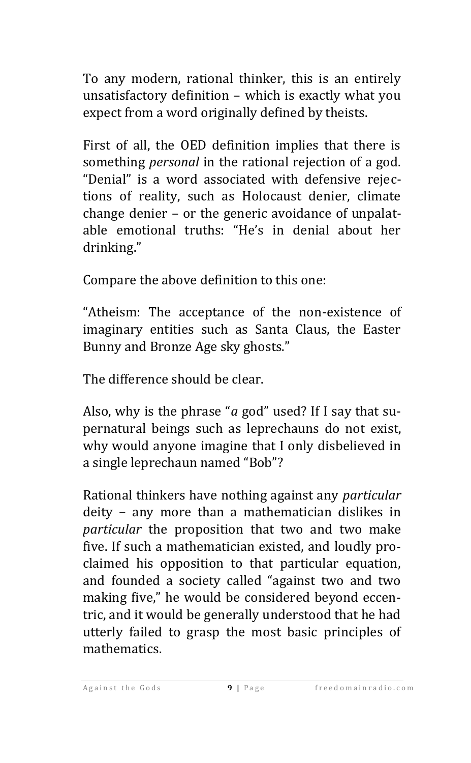To any modern, rational thinker, this is an entirely unsatisfactory definition – which is exactly what you expect from a word originally defined by theists.

First of all, the OED definition implies that there is something *personal* in the rational rejection of a god. "Denial" is a word associated with defensive rejections of reality, such as Holocaust denier, climate change denier – or the generic avoidance of unpalatable emotional truths: "He's in denial about her drinking."

Compare the above definition to this one:

"Atheism: The acceptance of the non-existence of imaginary entities such as Santa Claus, the Easter Bunny and Bronze Age sky ghosts."

The difference should be clear.

Also, why is the phrase "*a* god" used? If I say that supernatural beings such as leprechauns do not exist, why would anyone imagine that I only disbelieved in a single leprechaun named "Bob"?

Rational thinkers have nothing against any *particular* deity – any more than a mathematician dislikes in *particular* the proposition that two and two make five. If such a mathematician existed, and loudly proclaimed his opposition to that particular equation, and founded a society called "against two and two making five," he would be considered beyond eccentric, and it would be generally understood that he had utterly failed to grasp the most basic principles of mathematics.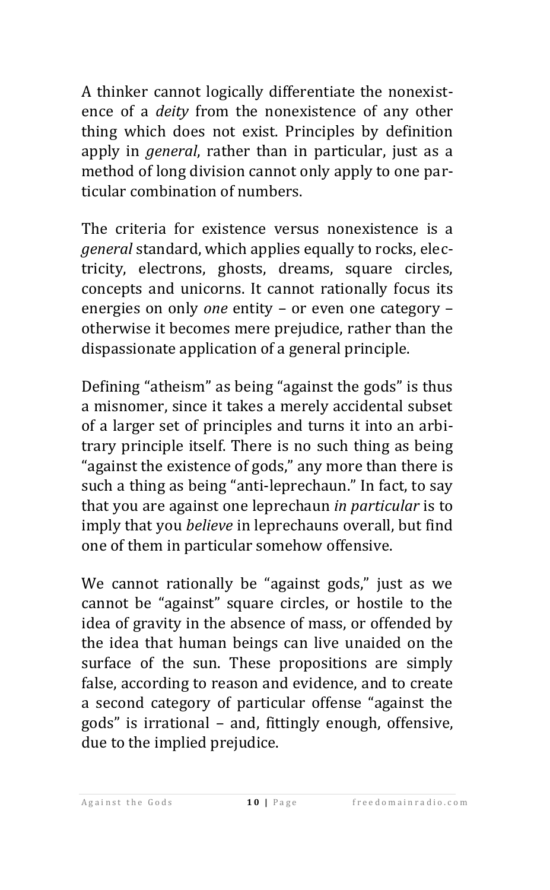A thinker cannot logically differentiate the nonexistence of a *deity* from the nonexistence of any other thing which does not exist. Principles by definition apply in *general*, rather than in particular, just as a method of long division cannot only apply to one particular combination of numbers.

The criteria for existence versus nonexistence is a *general* standard, which applies equally to rocks, electricity, electrons, ghosts, dreams, square circles, concepts and unicorns. It cannot rationally focus its energies on only *one* entity – or even one category – otherwise it becomes mere prejudice, rather than the dispassionate application of a general principle.

Defining "atheism" as being "against the gods" is thus a misnomer, since it takes a merely accidental subset of a larger set of principles and turns it into an arbitrary principle itself. There is no such thing as being "against the existence of gods," any more than there is such a thing as being "anti-leprechaun." In fact, to say that you are against one leprechaun *in particular* is to imply that you *believe* in leprechauns overall, but find one of them in particular somehow offensive.

We cannot rationally be "against gods," just as we cannot be "against" square circles, or hostile to the idea of gravity in the absence of mass, or offended by the idea that human beings can live unaided on the surface of the sun. These propositions are simply false, according to reason and evidence, and to create a second category of particular offense "against the gods" is irrational – and, fittingly enough, offensive, due to the implied prejudice.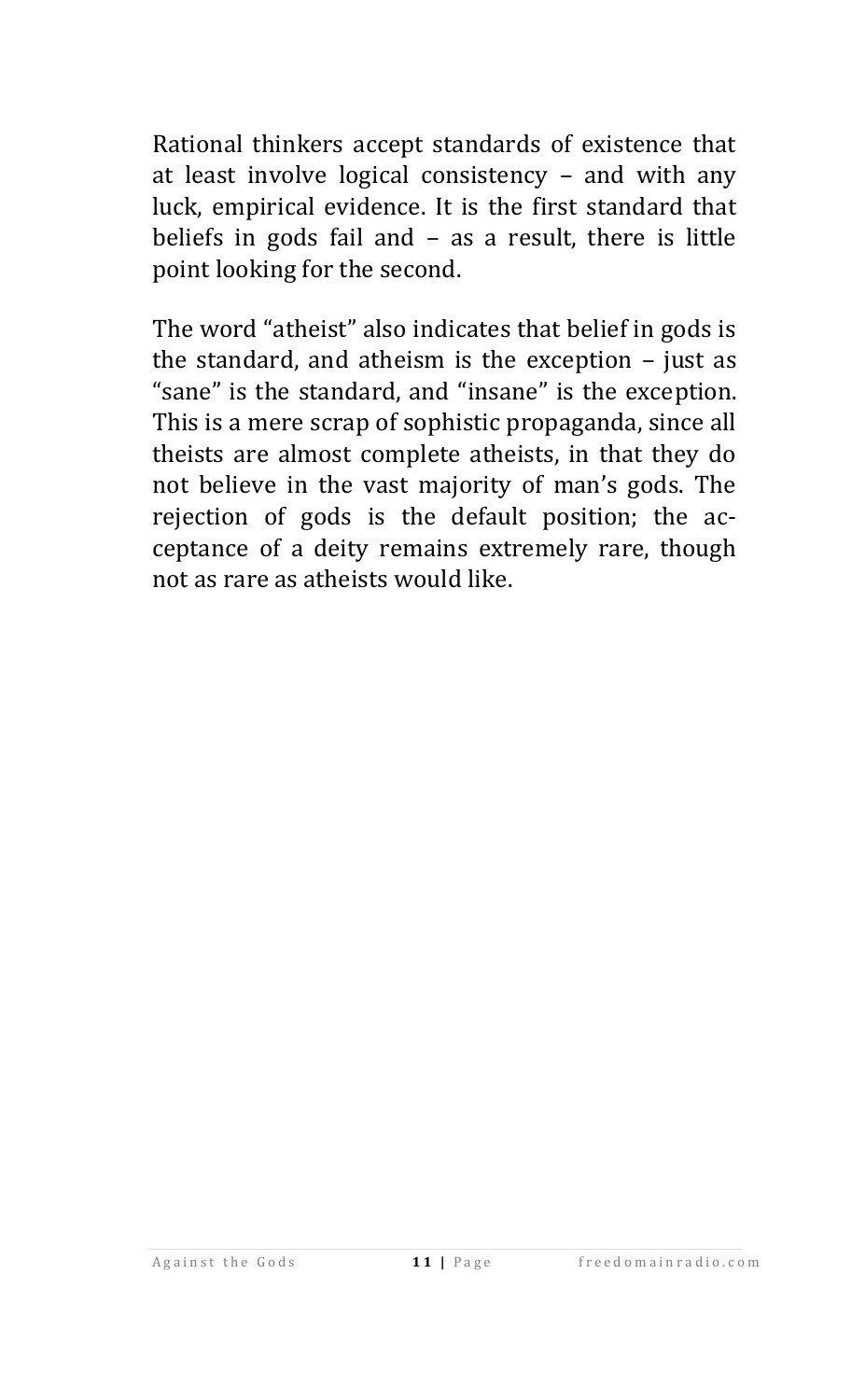Rational thinkers accept standards of existence that at least involve logical consistency – and with any luck, empirical evidence. It is the first standard that beliefs in gods fail and – as a result, there is little point looking for the second.

The word "atheist" also indicates that belief in gods is the standard, and atheism is the exception – just as "sane" is the standard, and "insane" is the exception. This is a mere scrap of sophistic propaganda, since all theists are almost complete atheists, in that they do not believe in the vast majority of man's gods. The rejection of gods is the default position; the acceptance of a deity remains extremely rare, though not as rare as atheists would like.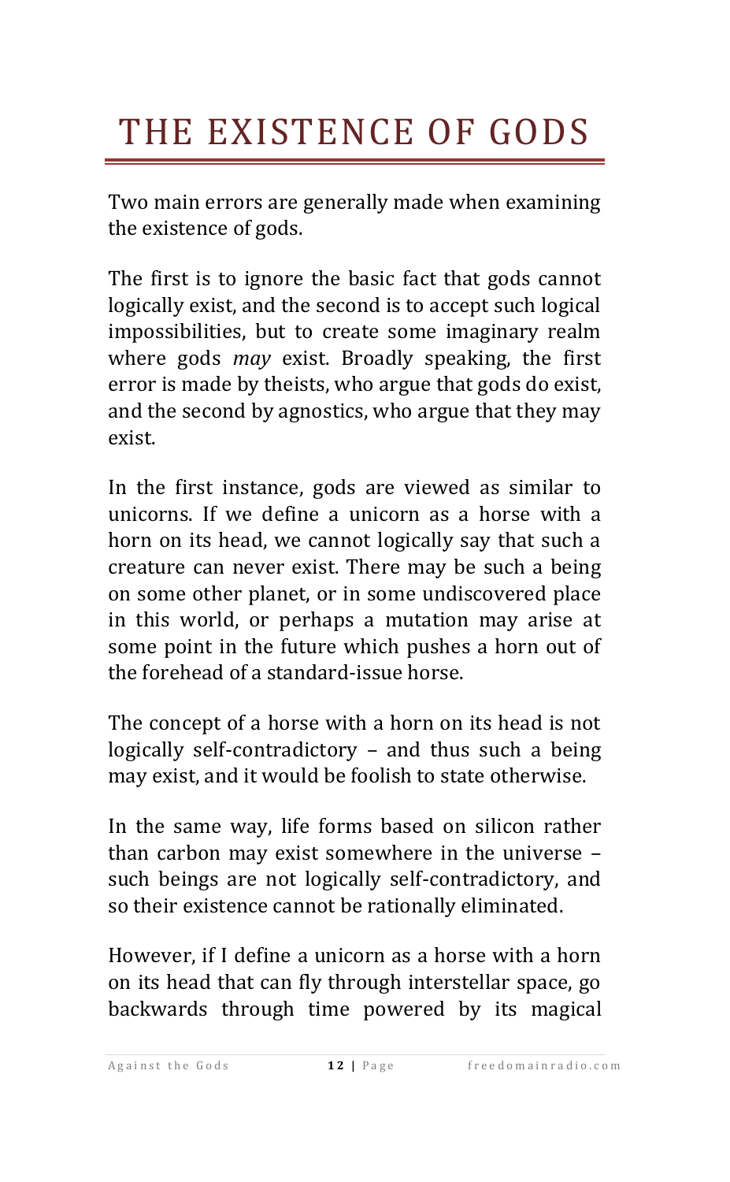# THE EXISTENCE OF GODS

Two main errors are generally made when examining the existence of gods.

The first is to ignore the basic fact that gods cannot logically exist, and the second is to accept such logical impossibilities, but to create some imaginary realm where gods *may* exist. Broadly speaking, the first error is made by theists, who argue that gods do exist, and the second by agnostics, who argue that they may exist.

In the first instance, gods are viewed as similar to unicorns. If we define a unicorn as a horse with a horn on its head, we cannot logically say that such a creature can never exist. There may be such a being on some other planet, or in some undiscovered place in this world, or perhaps a mutation may arise at some point in the future which pushes a horn out of the forehead of a standard-issue horse.

The concept of a horse with a horn on its head is not logically self-contradictory – and thus such a being may exist, and it would be foolish to state otherwise.

In the same way, life forms based on silicon rather than carbon may exist somewhere in the universe – such beings are not logically self-contradictory, and so their existence cannot be rationally eliminated.

However, if I define a unicorn as a horse with a horn on its head that can fly through interstellar space, go backwards through time powered by its magical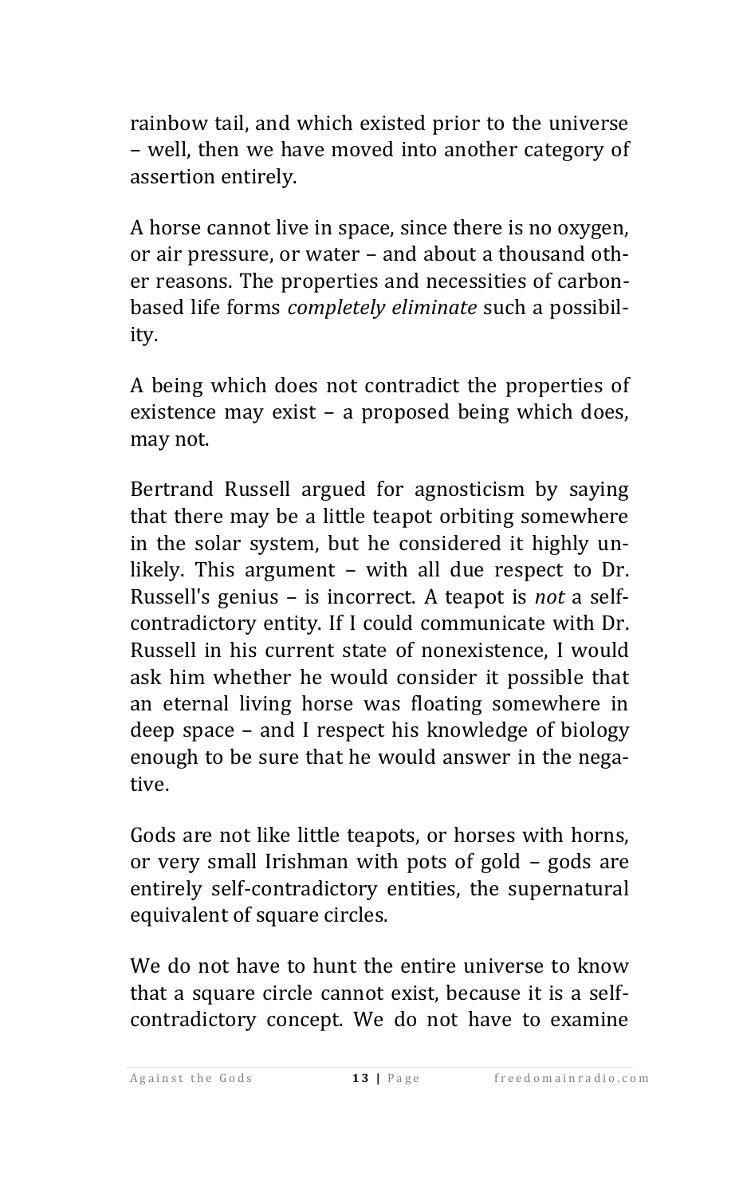rainbow tail, and which existed prior to the universe – well, then we have moved into another category of assertion entirely.

A horse cannot live in space, since there is no oxygen, or air pressure, or water – and about a thousand other reasons. The properties and necessities of carbon-based life forms *completely eliminate* such a possibility.

A being which does not contradict the properties of existence may exist – a proposed being which does, may not.

Bertrand Russell argued for agnosticism by saying that there may be a little teapot orbiting somewhere in the solar system, but he considered it highly unlikely. This argument – with all due respect to Dr. Russell's genius – is incorrect. A teapot is *not* a self-contradictory entity. If I could communicate with Dr. Russell in his current state of nonexistence, I would ask him whether he would consider it possible that an eternal living horse was floating somewhere in deep space – and I respect his knowledge of biology enough to be sure that he would answer in the negative.

Gods are not like little teapots, or horses with horns, or very small Irishman with pots of gold – gods are entirely self-contradictory entities, the supernatural equivalent of square circles.

We do not have to hunt the entire universe to know that a square circle cannot exist, because it is a self-contradictory concept. We do not have to examine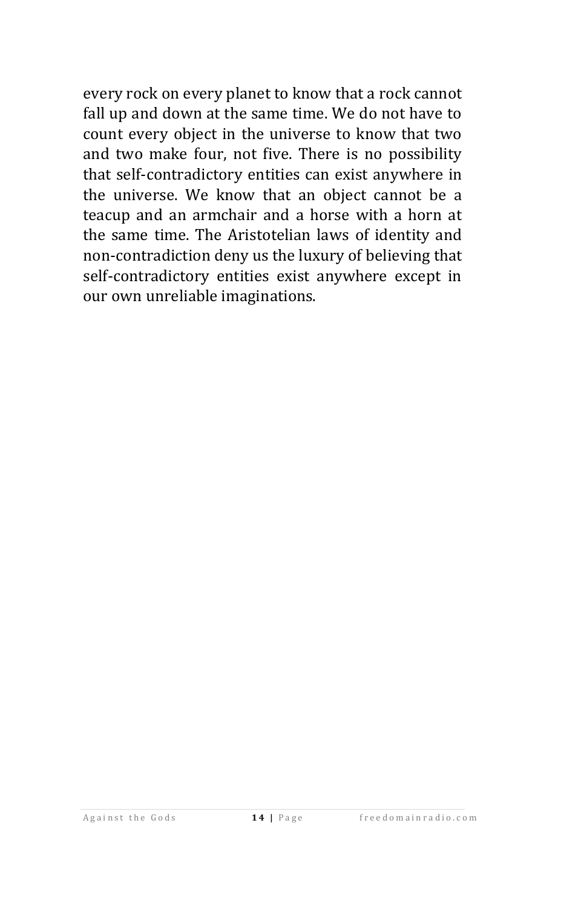every rock on every planet to know that a rock cannot fall up and down at the same time. We do not have to count every object in the universe to know that two and two make four, not five. There is no possibility that self-contradictory entities can exist anywhere in the universe. We know that an object cannot be a teacup and an armchair and a horse with a horn at the same time. The Aristotelian laws of identity and non-contradiction deny us the luxury of believing that self-contradictory entities exist anywhere except in our own unreliable imaginations.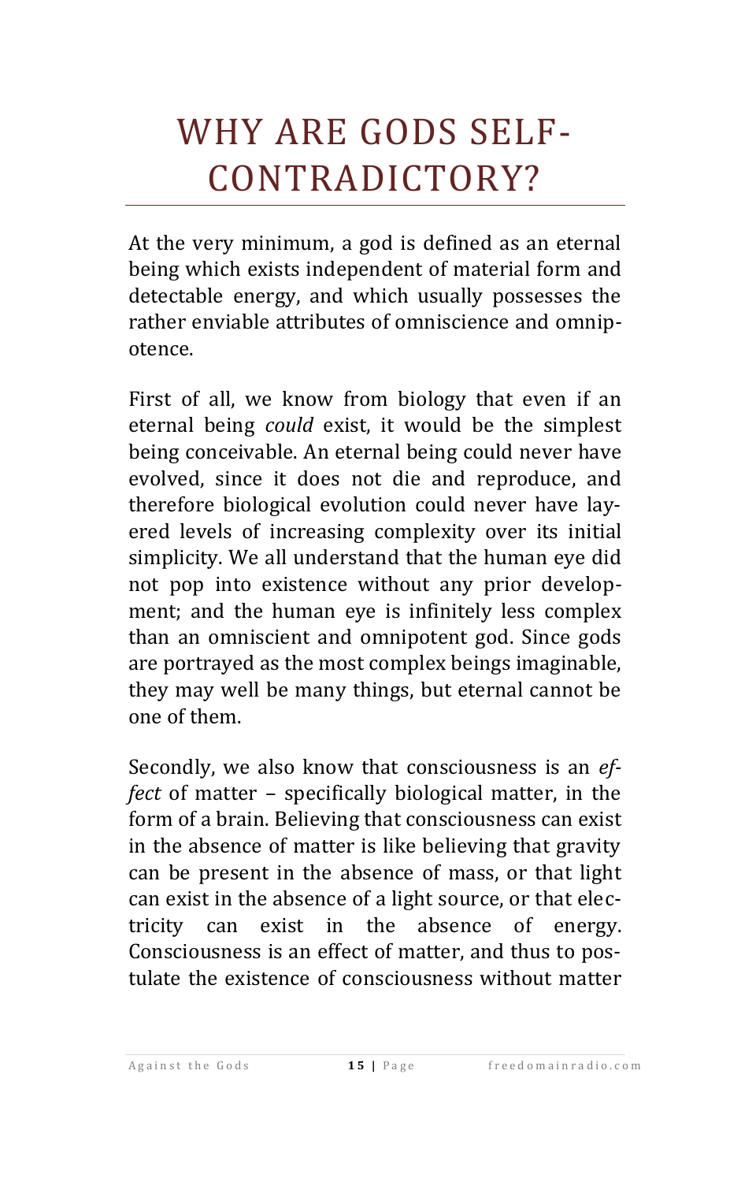# WHY ARE GODS SELF-CONTRADICTORY?

At the very minimum, a god is defined as an eternal being which exists independent of material form and detectable energy, and which usually possesses the rather enviable attributes of omniscience and omnipotence.

First of all, we know from biology that even if an eternal being *could* exist, it would be the simplest being conceivable. An eternal being could never have evolved, since it does not die and reproduce, and therefore biological evolution could never have layered levels of increasing complexity over its initial simplicity. We all understand that the human eye did not pop into existence without any prior development; and the human eye is infinitely less complex than an omniscient and omnipotent god. Since gods are portrayed as the most complex beings imaginable, they may well be many things, but eternal cannot be one of them.

Secondly, we also know that consciousness is an *effect* of matter – specifically biological matter, in the form of a brain. Believing that consciousness can exist in the absence of matter is like believing that gravity can be present in the absence of mass, or that light can exist in the absence of a light source, or that electricity can exist in the absence of energy. Consciousness is an effect of matter, and thus to postulate the existence of consciousness without matter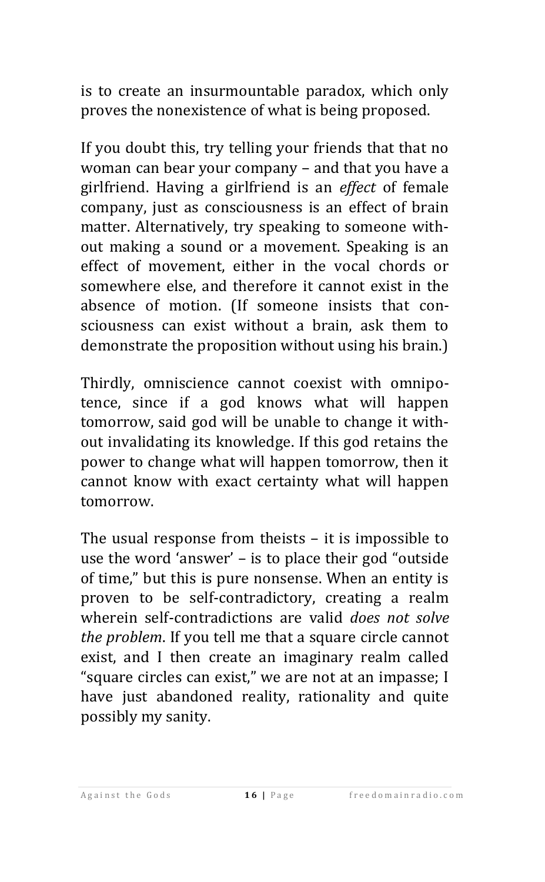is to create an insurmountable paradox, which only proves the nonexistence of what is being proposed.

If you doubt this, try telling your friends that that no woman can bear your company – and that you have a girlfriend. Having a girlfriend is an *effect* of female company, just as consciousness is an effect of brain matter. Alternatively, try speaking to someone without making a sound or a movement. Speaking is an effect of movement, either in the vocal chords or somewhere else, and therefore it cannot exist in the absence of motion. (If someone insists that consciousness can exist without a brain, ask them to demonstrate the proposition without using his brain.)

Thirdly, omniscience cannot coexist with omnipotence, since if a god knows what will happen tomorrow, said god will be unable to change it without invalidating its knowledge. If this god retains the power to change what will happen tomorrow, then it cannot know with exact certainty what will happen tomorrow.

The usual response from theists – it is impossible to use the word 'answer' – is to place their god "outside of time," but this is pure nonsense. When an entity is proven to be self-contradictory, creating a realm wherein self-contradictions are valid *does not solve the problem*. If you tell me that a square circle cannot exist, and I then create an imaginary realm called "square circles can exist," we are not at an impasse; I have just abandoned reality, rationality and quite possibly my sanity.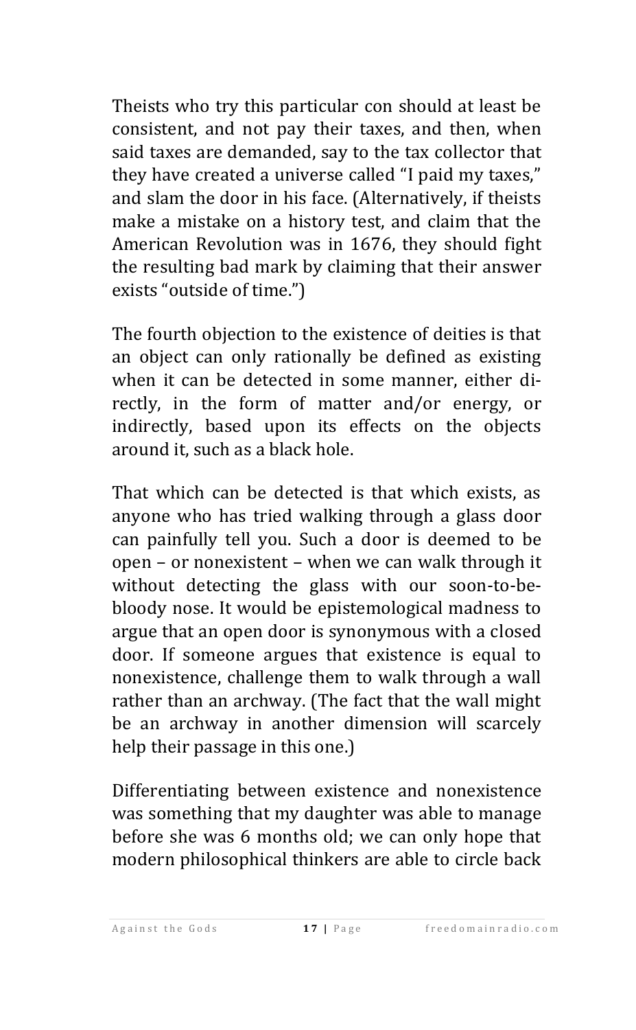Theists who try this particular con should at least be consistent, and not pay their taxes, and then, when said taxes are demanded, say to the tax collector that they have created a universe called "I paid my taxes," and slam the door in his face. (Alternatively, if theists make a mistake on a history test, and claim that the American Revolution was in 1676, they should fight the resulting bad mark by claiming that their answer exists "outside of time.")

The fourth objection to the existence of deities is that an object can only rationally be defined as existing when it can be detected in some manner, either directly, in the form of matter and/or energy, or indirectly, based upon its effects on the objects around it, such as a black hole.

That which can be detected is that which exists, as anyone who has tried walking through a glass door can painfully tell you. Such a door is deemed to be open – or nonexistent – when we can walk through it without detecting the glass with our soon-to-be-bloody nose. It would be epistemological madness to argue that an open door is synonymous with a closed door. If someone argues that existence is equal to nonexistence, challenge them to walk through a wall rather than an archway. (The fact that the wall might be an archway in another dimension will scarcely help their passage in this one.)

Differentiating between existence and nonexistence was something that my daughter was able to manage before she was 6 months old; we can only hope that modern philosophical thinkers are able to circle back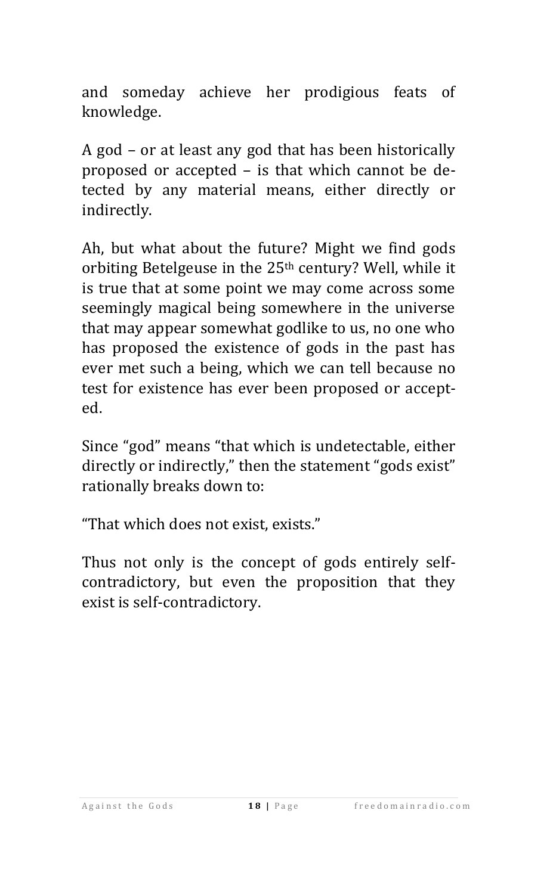and someday achieve her prodigious feats of knowledge.

A god – or at least any god that has been historically proposed or accepted – is that which cannot be detected by any material means, either directly or indirectly.

Ah, but what about the future? Might we find gods orbiting Betelgeuse in the 25th century? Well, while it is true that at some point we may come across some seemingly magical being somewhere in the universe that may appear somewhat godlike to us, no one who has proposed the existence of gods in the past has ever met such a being, which we can tell because no test for existence has ever been proposed or accepted.

Since "god" means "that which is undetectable, either directly or indirectly," then the statement "gods exist" rationally breaks down to:

"That which does not exist, exists."

Thus not only is the concept of gods entirely self-contradictory, but even the proposition that they exist is self-contradictory.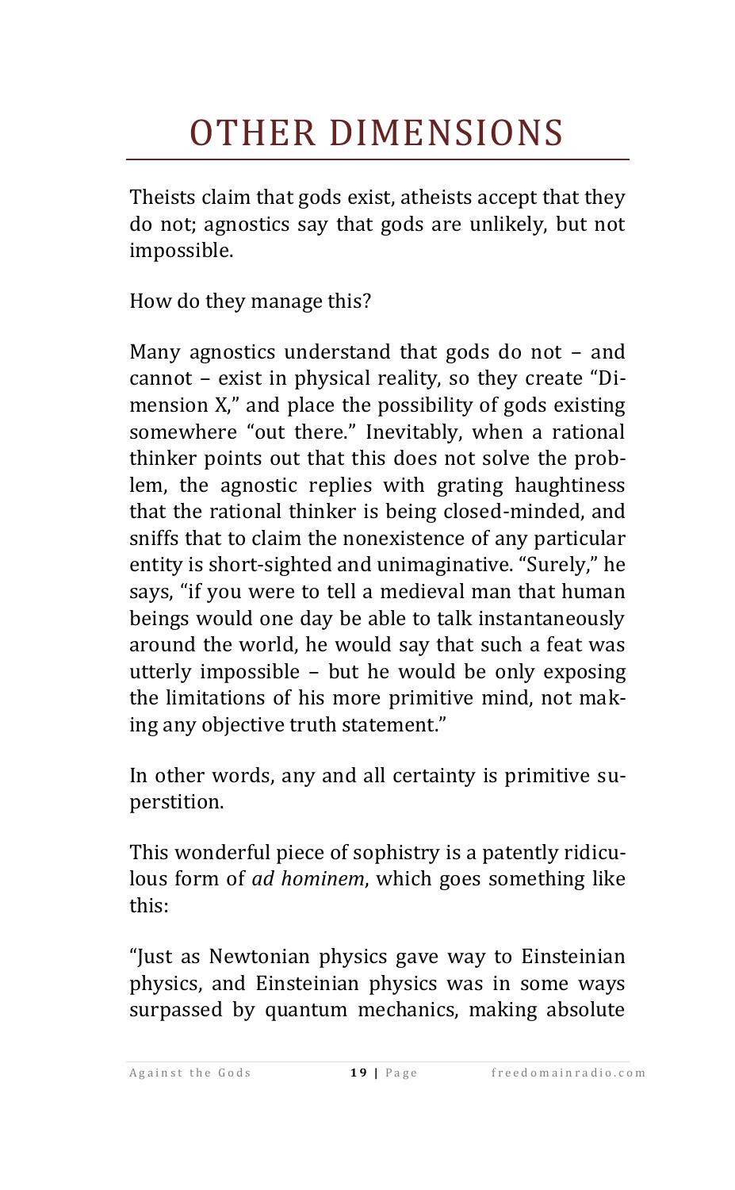# OTHER DIMENSIONS

Theists claim that gods exist, atheists accept that they do not; agnostics say that gods are unlikely, but not impossible.

How do they manage this?

Many agnostics understand that gods do not – and cannot – exist in physical reality, so they create "Dimension X," and place the possibility of gods existing somewhere "out there." Inevitably, when a rational thinker points out that this does not solve the problem, the agnostic replies with grating haughtiness that the rational thinker is being closed-minded, and sniffs that to claim the nonexistence of any particular entity is short-sighted and unimaginative. "Surely," he says, "if you were to tell a medieval man that human beings would one day be able to talk instantaneously around the world, he would say that such a feat was utterly impossible – but he would be only exposing the limitations of his more primitive mind, not making any objective truth statement."

In other words, any and all certainty is primitive superstition.

This wonderful piece of sophistry is a patently ridiculous form of *ad hominem*, which goes something like this:

"Just as Newtonian physics gave way to Einsteinian physics, and Einsteinian physics was in some ways surpassed by quantum mechanics, making absolute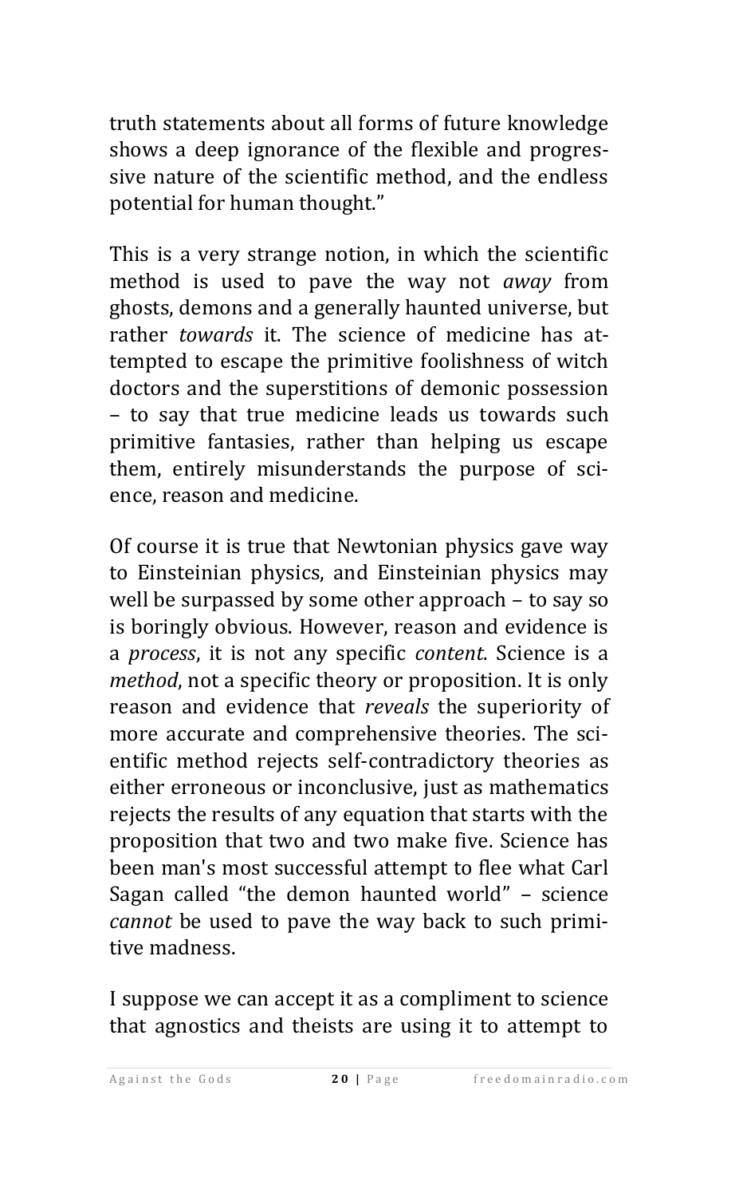truth statements about all forms of future knowledge shows a deep ignorance of the flexible and progressive nature of the scientific method, and the endless potential for human thought."

This is a very strange notion, in which the scientific method is used to pave the way not *away* from ghosts, demons and a generally haunted universe, but rather *towards* it. The science of medicine has attempted to escape the primitive foolishness of witch doctors and the superstitions of demonic possession – to say that true medicine leads us towards such primitive fantasies, rather than helping us escape them, entirely misunderstands the purpose of science, reason and medicine.

Of course it is true that Newtonian physics gave way to Einsteinian physics, and Einsteinian physics may well be surpassed by some other approach – to say so is boringly obvious. However, reason and evidence is a *process*, it is not any specific *content*. Science is a *method*, not a specific theory or proposition. It is only reason and evidence that *reveals* the superiority of more accurate and comprehensive theories. The scientific method rejects self-contradictory theories as either erroneous or inconclusive, just as mathematics rejects the results of any equation that starts with the proposition that two and two make five. Science has been man's most successful attempt to flee what Carl Sagan called "the demon haunted world" – science *cannot* be used to pave the way back to such primitive madness.

I suppose we can accept it as a compliment to science that agnostics and theists are using it to attempt to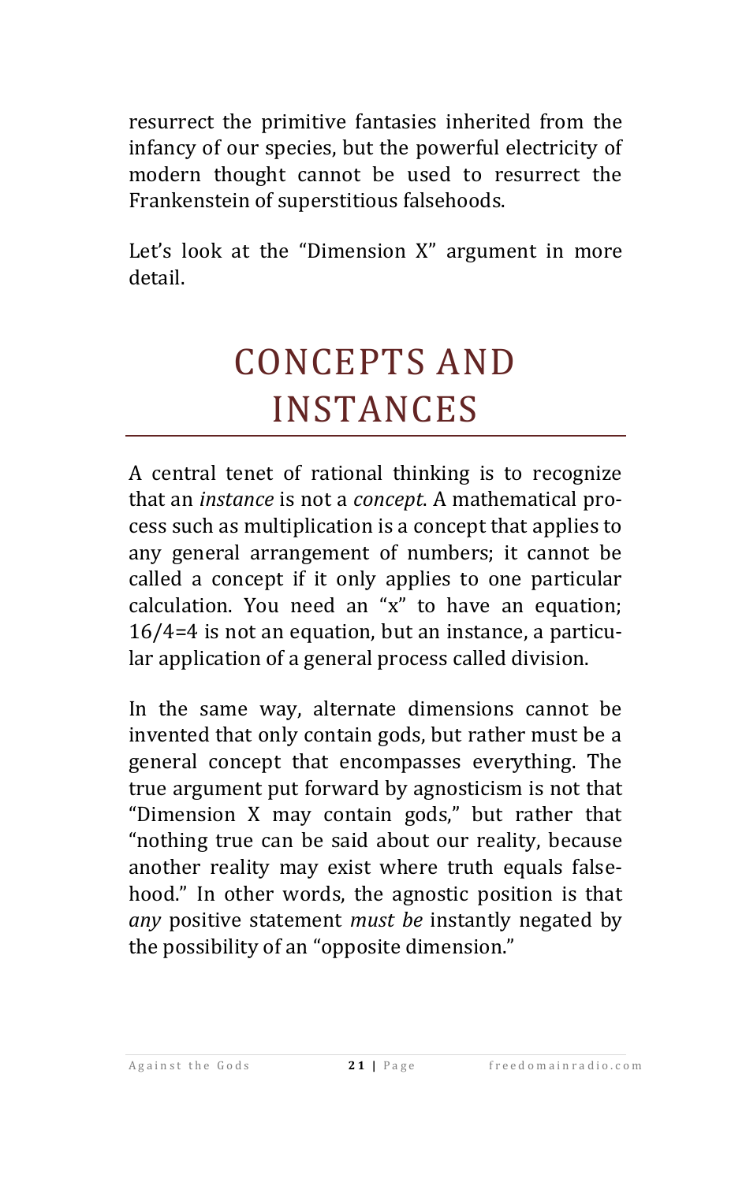resurrect the primitive fantasies inherited from the infancy of our species, but the powerful electricity of modern thought cannot be used to resurrect the Frankenstein of superstitious falsehoods.

Let's look at the "Dimension X" argument in more detail.

# CONCEPTS AND INSTANCES

A central tenet of rational thinking is to recognize that an *instance* is not a *concept*. A mathematical process such as multiplication is a concept that applies to any general arrangement of numbers; it cannot be called a concept if it only applies to one particular calculation. You need an "x" to have an equation; 16/4=4 is not an equation, but an instance, a particular application of a general process called division.

In the same way, alternate dimensions cannot be invented that only contain gods, but rather must be a general concept that encompasses everything. The true argument put forward by agnosticism is not that "Dimension X may contain gods," but rather that "nothing true can be said about our reality, because another reality may exist where truth equals falsehood." In other words, the agnostic position is that *any* positive statement *must be* instantly negated by the possibility of an "opposite dimension."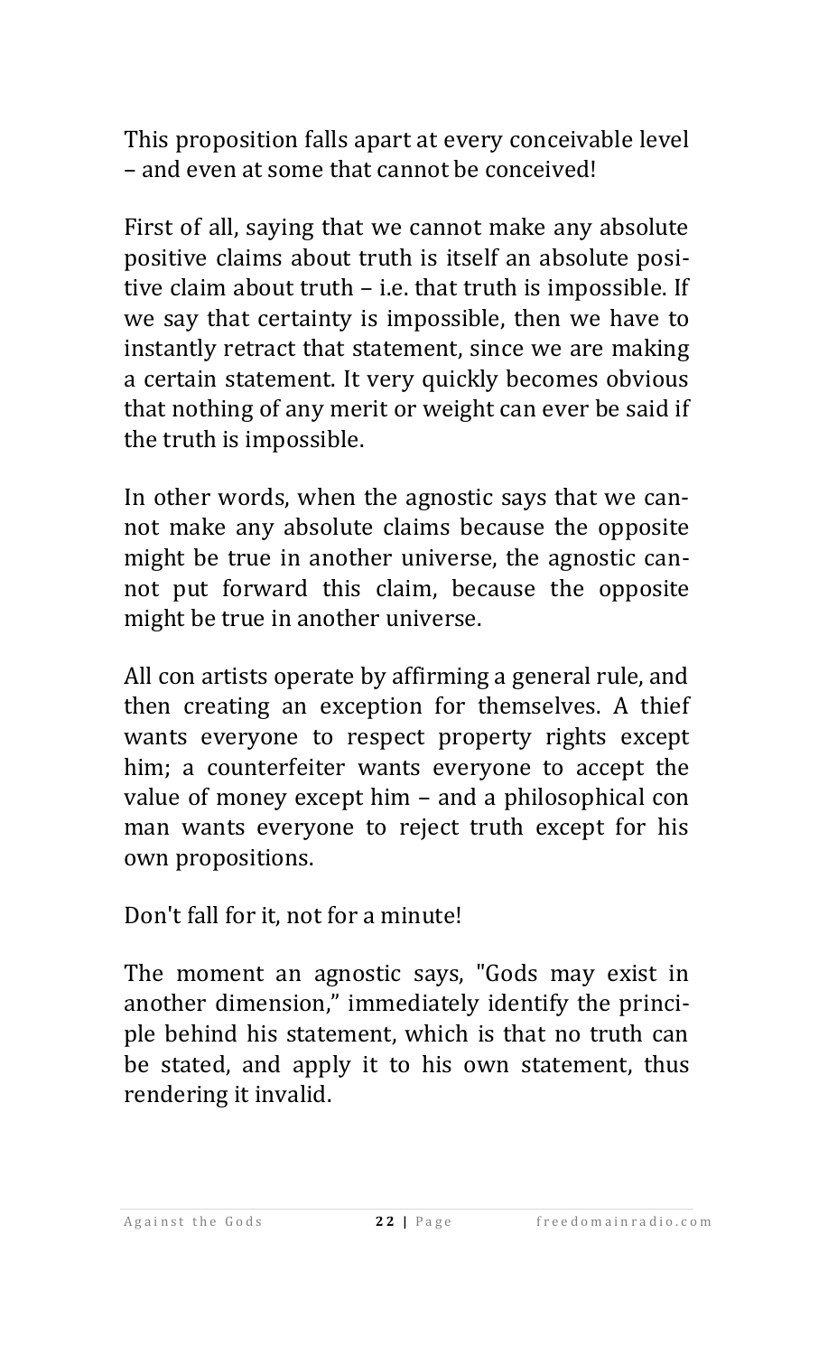This proposition falls apart at every conceivable level – and even at some that cannot be conceived!

First of all, saying that we cannot make any absolute positive claims about truth is itself an absolute positive claim about truth – i.e. that truth is impossible. If we say that certainty is impossible, then we have to instantly retract that statement, since we are making a certain statement. It very quickly becomes obvious that nothing of any merit or weight can ever be said if the truth is impossible.

In other words, when the agnostic says that we cannot make any absolute claims because the opposite might be true in another universe, the agnostic cannot put forward this claim, because the opposite might be true in another universe.

All con artists operate by affirming a general rule, and then creating an exception for themselves. A thief wants everyone to respect property rights except him; a counterfeiter wants everyone to accept the value of money except him – and a philosophical con man wants everyone to reject truth except for his own propositions.

Don't fall for it, not for a minute!

The moment an agnostic says, "Gods may exist in another dimension," immediately identify the principle behind his statement, which is that no truth can be stated, and apply it to his own statement, thus rendering it invalid.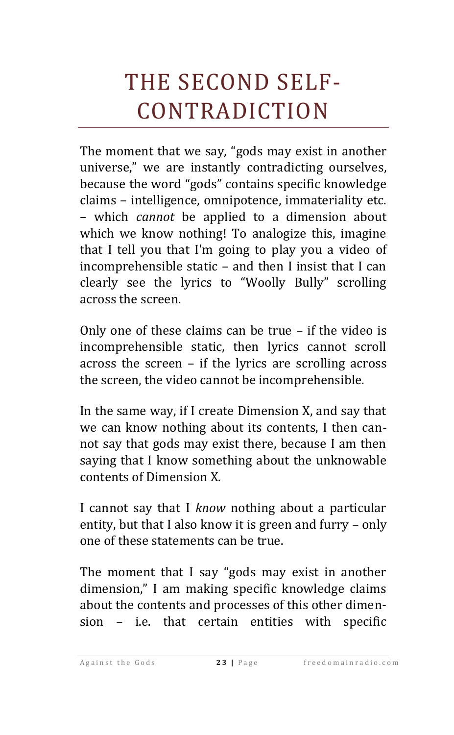# THE SECOND SELF-CONTRADICTION

The moment that we say, "gods may exist in another universe," we are instantly contradicting ourselves, because the word "gods" contains specific knowledge claims – intelligence, omnipotence, immateriality etc. – which *cannot* be applied to a dimension about which we know nothing! To analogize this, imagine that I tell you that I'm going to play you a video of incomprehensible static – and then I insist that I can clearly see the lyrics to "Woolly Bully" scrolling across the screen.

Only one of these claims can be true – if the video is incomprehensible static, then lyrics cannot scroll across the screen – if the lyrics are scrolling across the screen, the video cannot be incomprehensible.

In the same way, if I create Dimension X, and say that we can know nothing about its contents, I then cannot say that gods may exist there, because I am then saying that I know something about the unknowable contents of Dimension X.

I cannot say that I *know* nothing about a particular entity, but that I also know it is green and furry – only one of these statements can be true.

The moment that I say "gods may exist in another dimension," I am making specific knowledge claims about the contents and processes of this other dimension – i.e. that certain entities with specific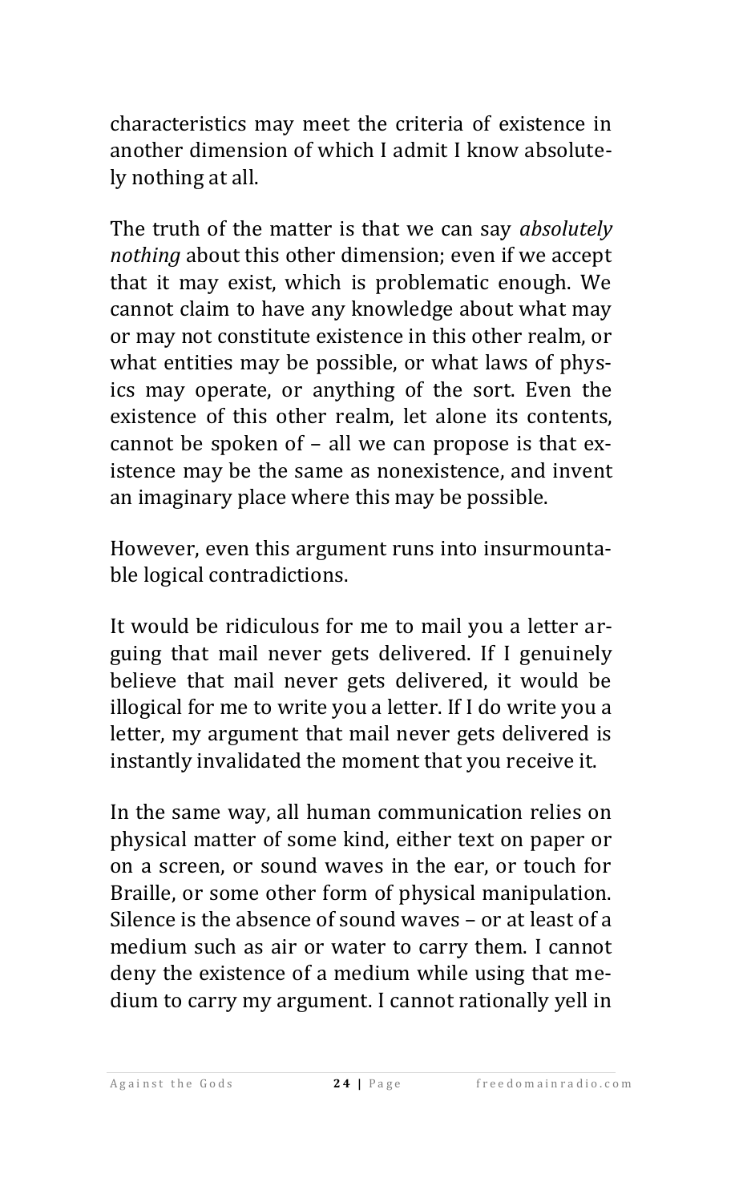characteristics may meet the criteria of existence in another dimension of which I admit I know absolutely nothing at all.

The truth of the matter is that we can say *absolutely nothing* about this other dimension; even if we accept that it may exist, which is problematic enough. We cannot claim to have any knowledge about what may or may not constitute existence in this other realm, or what entities may be possible, or what laws of physics may operate, or anything of the sort. Even the existence of this other realm, let alone its contents, cannot be spoken of – all we can propose is that existence may be the same as nonexistence, and invent an imaginary place where this may be possible.

However, even this argument runs into insurmountable logical contradictions.

It would be ridiculous for me to mail you a letter arguing that mail never gets delivered. If I genuinely believe that mail never gets delivered, it would be illogical for me to write you a letter. If I do write you a letter, my argument that mail never gets delivered is instantly invalidated the moment that you receive it.

In the same way, all human communication relies on physical matter of some kind, either text on paper or on a screen, or sound waves in the ear, or touch for Braille, or some other form of physical manipulation. Silence is the absence of sound waves – or at least of a medium such as air or water to carry them. I cannot deny the existence of a medium while using that medium to carry my argument. I cannot rationally yell in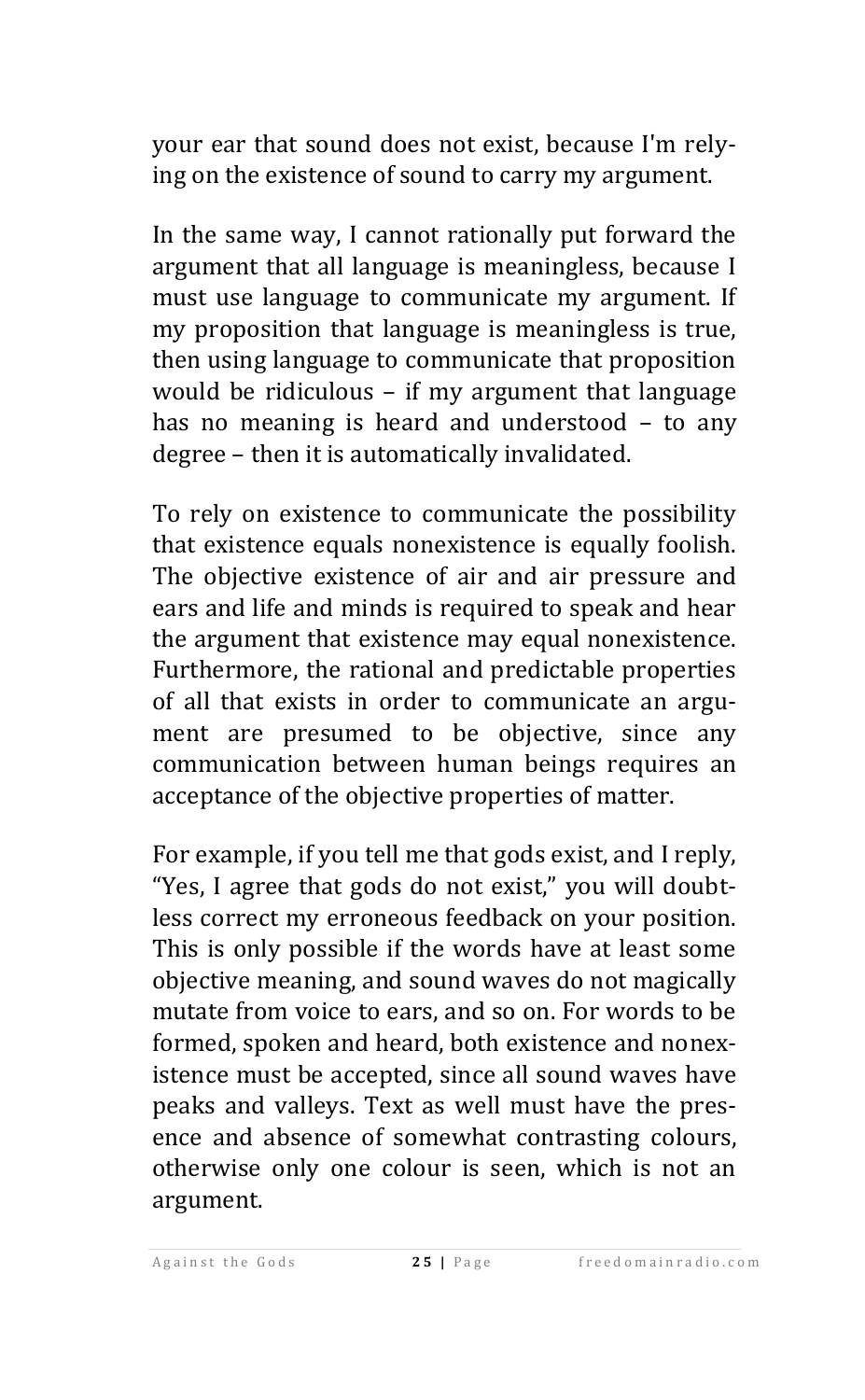your ear that sound does not exist, because I'm relying on the existence of sound to carry my argument.

In the same way, I cannot rationally put forward the argument that all language is meaningless, because I must use language to communicate my argument. If my proposition that language is meaningless is true, then using language to communicate that proposition would be ridiculous – if my argument that language has no meaning is heard and understood – to any degree – then it is automatically invalidated.

To rely on existence to communicate the possibility that existence equals nonexistence is equally foolish. The objective existence of air and air pressure and ears and life and minds is required to speak and hear the argument that existence may equal nonexistence. Furthermore, the rational and predictable properties of all that exists in order to communicate an argument are presumed to be objective, since any communication between human beings requires an acceptance of the objective properties of matter.

For example, if you tell me that gods exist, and I reply, "Yes, I agree that gods do not exist," you will doubtless correct my erroneous feedback on your position. This is only possible if the words have at least some objective meaning, and sound waves do not magically mutate from voice to ears, and so on. For words to be formed, spoken and heard, both existence and nonexistence must be accepted, since all sound waves have peaks and valleys. Text as well must have the presence and absence of somewhat contrasting colours, otherwise only one colour is seen, which is not an argument.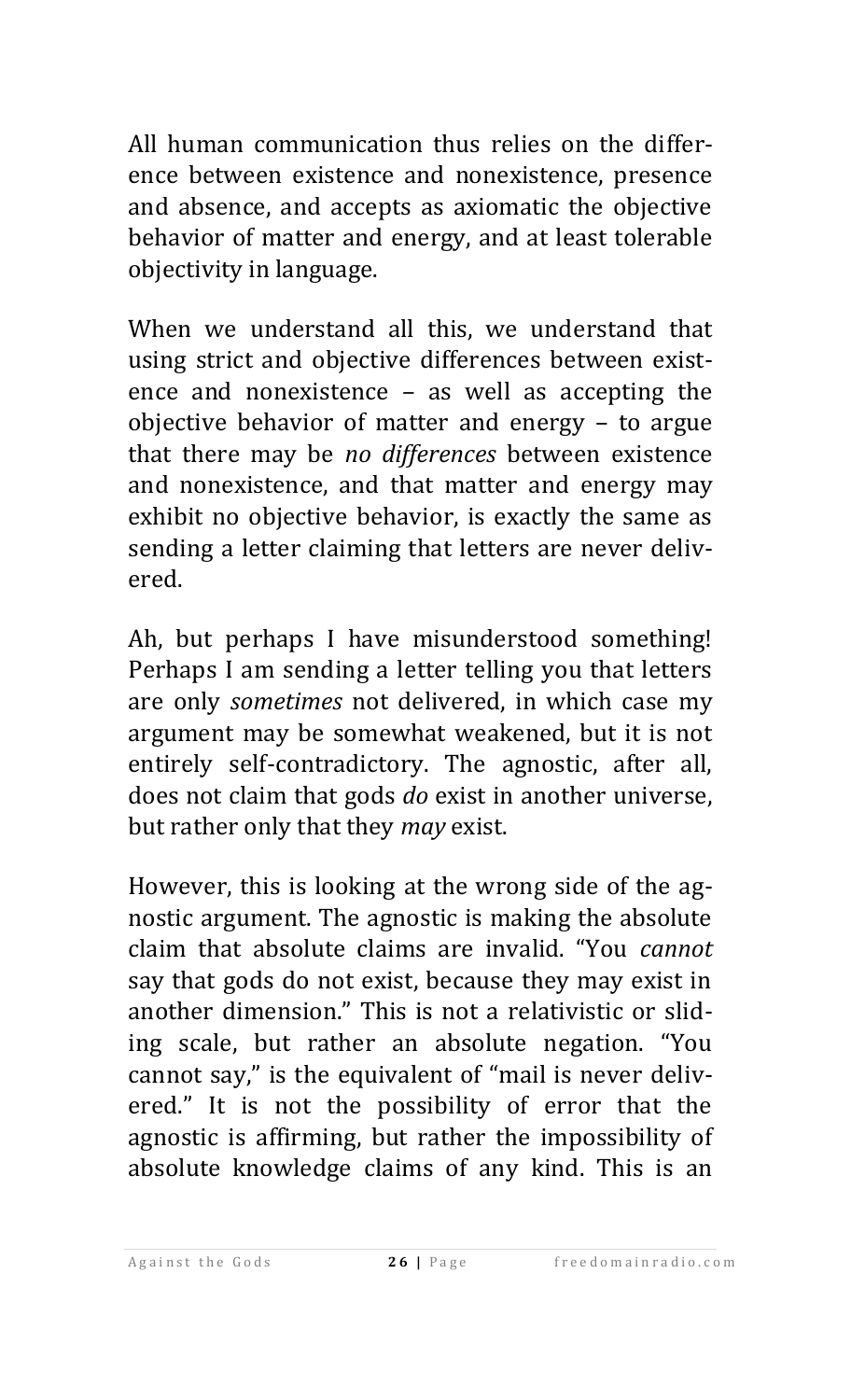All human communication thus relies on the difference between existence and nonexistence, presence and absence, and accepts as axiomatic the objective behavior of matter and energy, and at least tolerable objectivity in language.

When we understand all this, we understand that using strict and objective differences between existence and nonexistence – as well as accepting the objective behavior of matter and energy – to argue that there may be *no differences* between existence and nonexistence, and that matter and energy may exhibit no objective behavior, is exactly the same as sending a letter claiming that letters are never delivered.

Ah, but perhaps I have misunderstood something! Perhaps I am sending a letter telling you that letters are only *sometimes* not delivered, in which case my argument may be somewhat weakened, but it is not entirely self-contradictory. The agnostic, after all, does not claim that gods *do* exist in another universe, but rather only that they *may* exist.

However, this is looking at the wrong side of the agnostic argument. The agnostic is making the absolute claim that absolute claims are invalid. "You *cannot* say that gods do not exist, because they may exist in another dimension." This is not a relativistic or sliding scale, but rather an absolute negation. "You cannot say," is the equivalent of "mail is never delivered." It is not the possibility of error that the agnostic is affirming, but rather the impossibility of absolute knowledge claims of any kind. This is an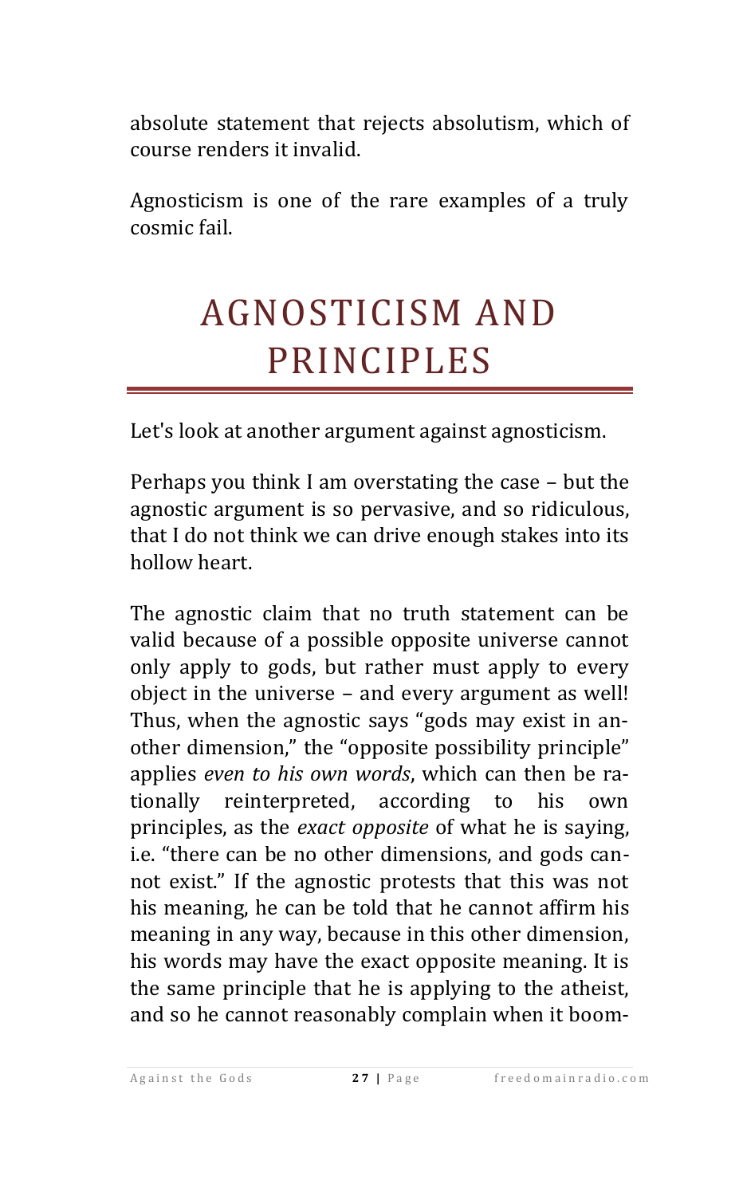absolute statement that rejects absolutism, which of course renders it invalid.

Agnosticism is one of the rare examples of a truly cosmic fail.

# AGNOSTICISM AND PRINCIPLES

Let's look at another argument against agnosticism.

Perhaps you think I am overstating the case – but the agnostic argument is so pervasive, and so ridiculous, that I do not think we can drive enough stakes into its hollow heart.

The agnostic claim that no truth statement can be valid because of a possible opposite universe cannot only apply to gods, but rather must apply to every object in the universe – and every argument as well! Thus, when the agnostic says "gods may exist in another dimension," the "opposite possibility principle" applies *even to his own words*, which can then be rationally reinterpreted, according to his own principles, as the *exact opposite* of what he is saying, i.e. "there can be no other dimensions, and gods cannot exist." If the agnostic protests that this was not his meaning, he can be told that he cannot affirm his meaning in any way, because in this other dimension, his words may have the exact opposite meaning. It is the same principle that he is applying to the atheist, and so he cannot reasonably complain when it boom-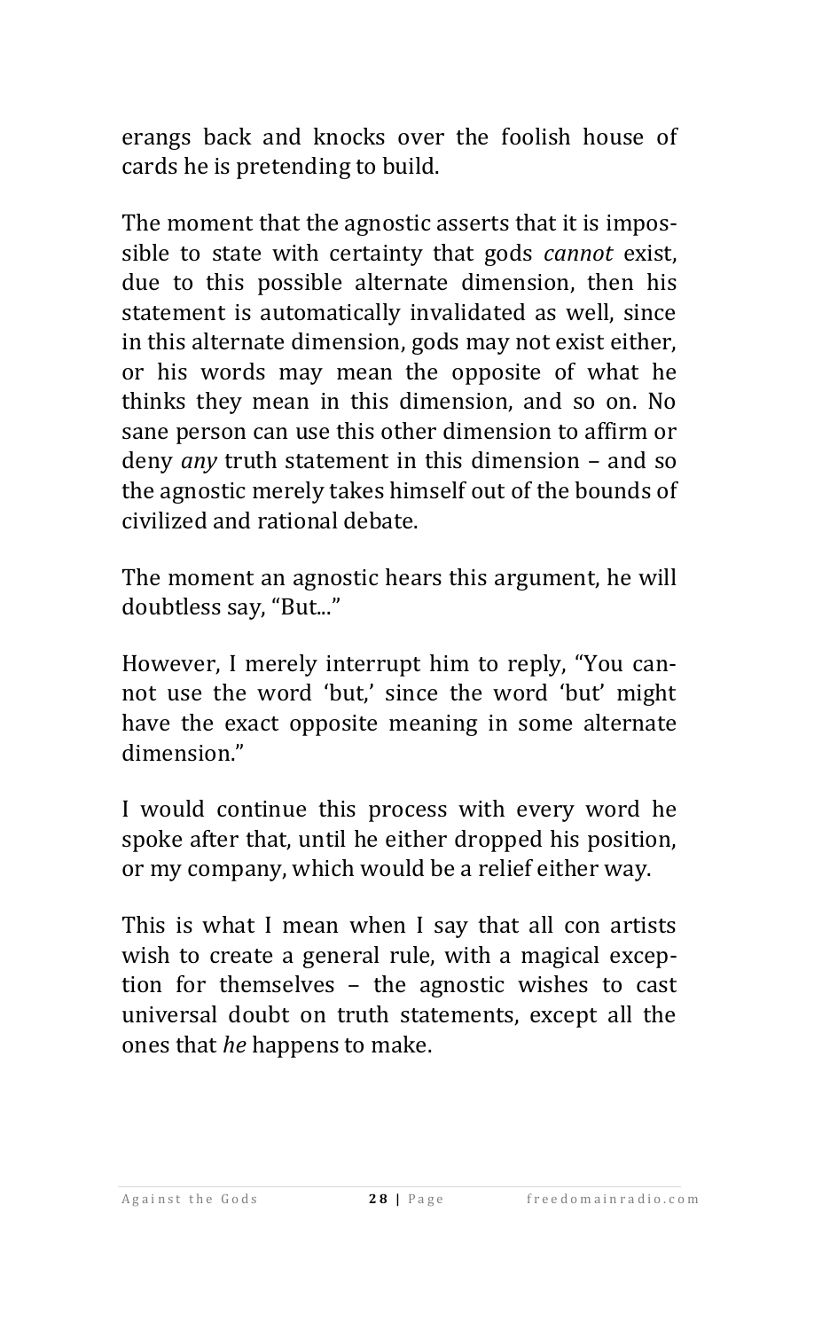erangs back and knocks over the foolish house of cards he is pretending to build.

The moment that the agnostic asserts that it is impossible to state with certainty that gods *cannot* exist, due to this possible alternate dimension, then his statement is automatically invalidated as well, since in this alternate dimension, gods may not exist either, or his words may mean the opposite of what he thinks they mean in this dimension, and so on. No sane person can use this other dimension to affirm or deny *any* truth statement in this dimension – and so the agnostic merely takes himself out of the bounds of civilized and rational debate.

The moment an agnostic hears this argument, he will doubtless say, "But..."

However, I merely interrupt him to reply, "You cannot use the word 'but,' since the word 'but' might have the exact opposite meaning in some alternate dimension."

I would continue this process with every word he spoke after that, until he either dropped his position, or my company, which would be a relief either way.

This is what I mean when I say that all con artists wish to create a general rule, with a magical exception for themselves – the agnostic wishes to cast universal doubt on truth statements, except all the ones that *he* happens to make.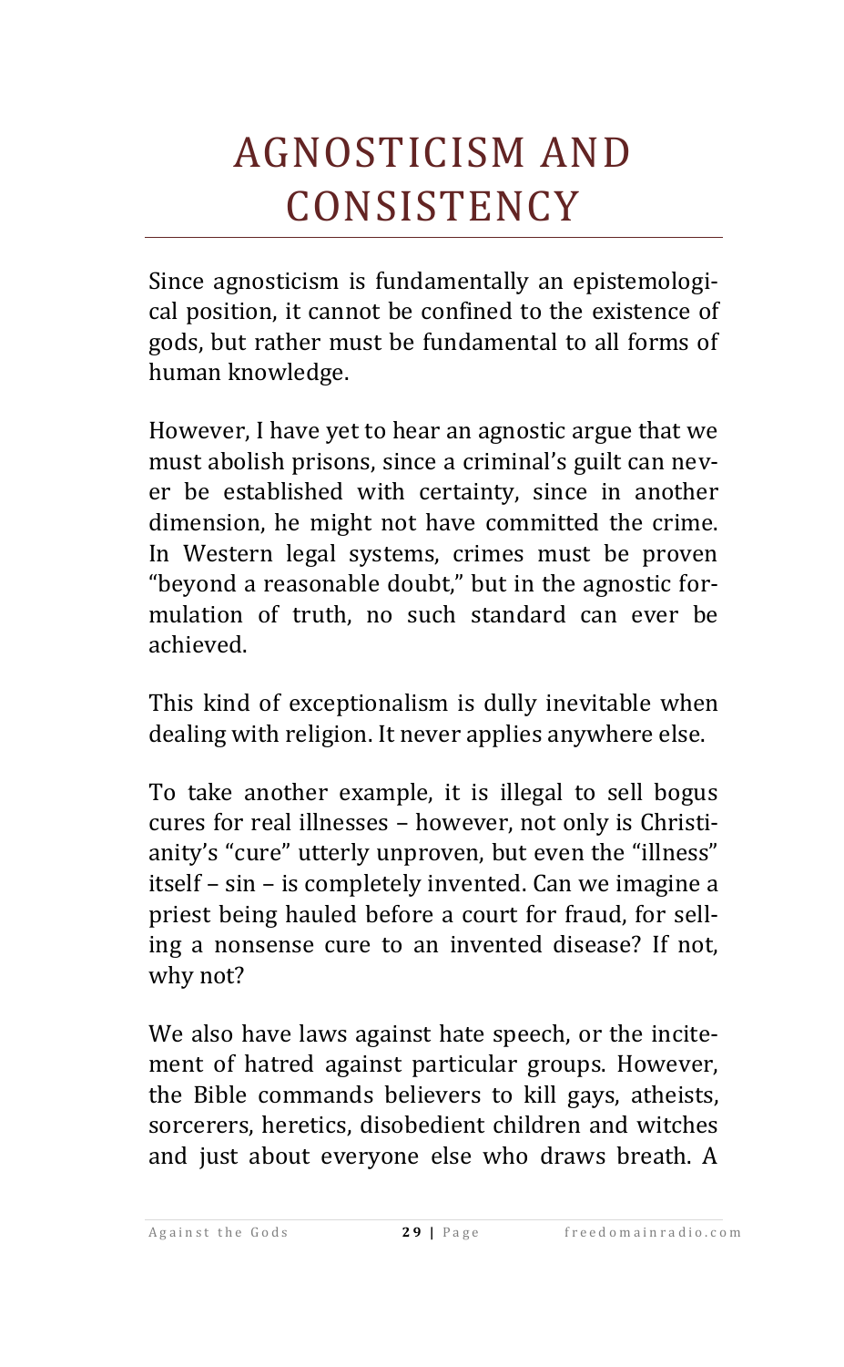# AGNOSTICISM AND CONSISTENCY

Since agnosticism is fundamentally an epistemological position, it cannot be confined to the existence of gods, but rather must be fundamental to all forms of human knowledge.

However, I have yet to hear an agnostic argue that we must abolish prisons, since a criminal's guilt can never be established with certainty, since in another dimension, he might not have committed the crime. In Western legal systems, crimes must be proven "beyond a reasonable doubt," but in the agnostic formulation of truth, no such standard can ever be achieved.

This kind of exceptionalism is dully inevitable when dealing with religion. It never applies anywhere else.

To take another example, it is illegal to sell bogus cures for real illnesses – however, not only is Christianity's "cure" utterly unproven, but even the "illness" itself – sin – is completely invented. Can we imagine a priest being hauled before a court for fraud, for selling a nonsense cure to an invented disease? If not, why not?

We also have laws against hate speech, or the incitement of hatred against particular groups. However, the Bible commands believers to kill gays, atheists, sorcerers, heretics, disobedient children and witches and just about everyone else who draws breath. A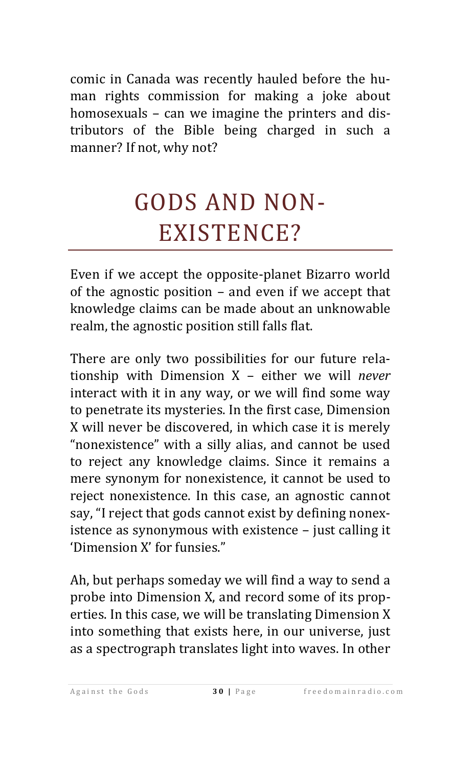comic in Canada was recently hauled before the human rights commission for making a joke about homosexuals – can we imagine the printers and distributors of the Bible being charged in such a manner? If not, why not?

# GODS AND NON-EXISTENCE?

Even if we accept the opposite-planet Bizarro world of the agnostic position – and even if we accept that knowledge claims can be made about an unknowable realm, the agnostic position still falls flat.

There are only two possibilities for our future relationship with Dimension X – either we will *never* interact with it in any way, or we will find some way to penetrate its mysteries. In the first case, Dimension X will never be discovered, in which case it is merely "nonexistence" with a silly alias, and cannot be used to reject any knowledge claims. Since it remains a mere synonym for nonexistence, it cannot be used to reject nonexistence. In this case, an agnostic cannot say, "I reject that gods cannot exist by defining nonexistence as synonymous with existence – just calling it 'Dimension X' for funsies."

Ah, but perhaps someday we will find a way to send a probe into Dimension X, and record some of its properties. In this case, we will be translating Dimension X into something that exists here, in our universe, just as a spectrograph translates light into waves. In other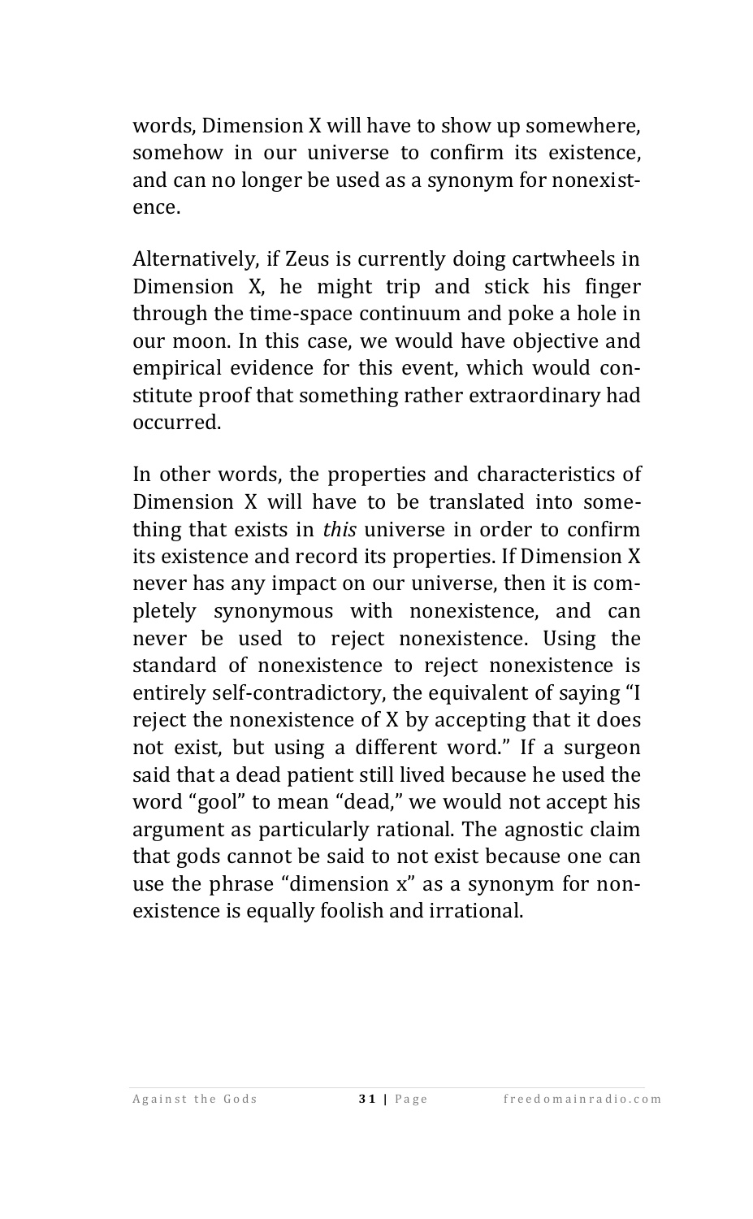words, Dimension X will have to show up somewhere, somehow in our universe to confirm its existence, and can no longer be used as a synonym for nonexistence.

Alternatively, if Zeus is currently doing cartwheels in Dimension X, he might trip and stick his finger through the time-space continuum and poke a hole in our moon. In this case, we would have objective and empirical evidence for this event, which would constitute proof that something rather extraordinary had occurred.

In other words, the properties and characteristics of Dimension X will have to be translated into something that exists in *this* universe in order to confirm its existence and record its properties. If Dimension X never has any impact on our universe, then it is completely synonymous with nonexistence, and can never be used to reject nonexistence. Using the standard of nonexistence to reject nonexistence is entirely self-contradictory, the equivalent of saying "I reject the nonexistence of X by accepting that it does not exist, but using a different word." If a surgeon said that a dead patient still lived because he used the word "gool" to mean "dead," we would not accept his argument as particularly rational. The agnostic claim that gods cannot be said to not exist because one can use the phrase "dimension x" as a synonym for nonexistence is equally foolish and irrational.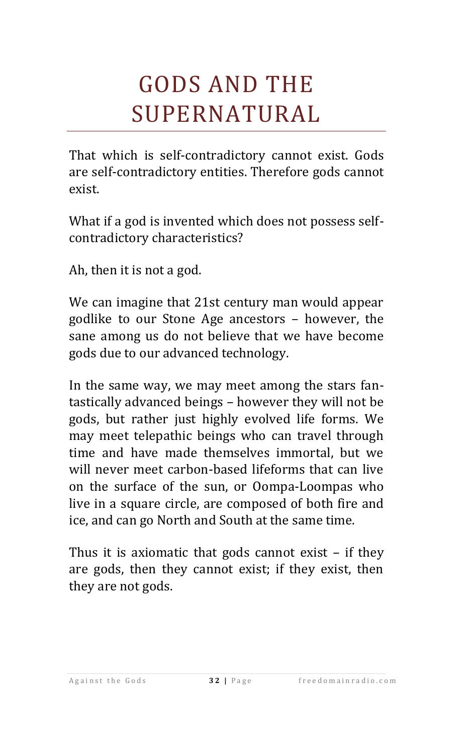# GODS AND THE SUPERNATURAL

That which is self-contradictory cannot exist. Gods are self-contradictory entities. Therefore gods cannot exist.

What if a god is invented which does not possess self-contradictory characteristics?

Ah, then it is not a god.

We can imagine that 21st century man would appear godlike to our Stone Age ancestors – however, the sane among us do not believe that we have become gods due to our advanced technology.

In the same way, we may meet among the stars fantastically advanced beings – however they will not be gods, but rather just highly evolved life forms. We may meet telepathic beings who can travel through time and have made themselves immortal, but we will never meet carbon-based lifeforms that can live on the surface of the sun, or Oompa-Loompas who live in a square circle, are composed of both fire and ice, and can go North and South at the same time.

Thus it is axiomatic that gods cannot exist – if they are gods, then they cannot exist; if they exist, then they are not gods.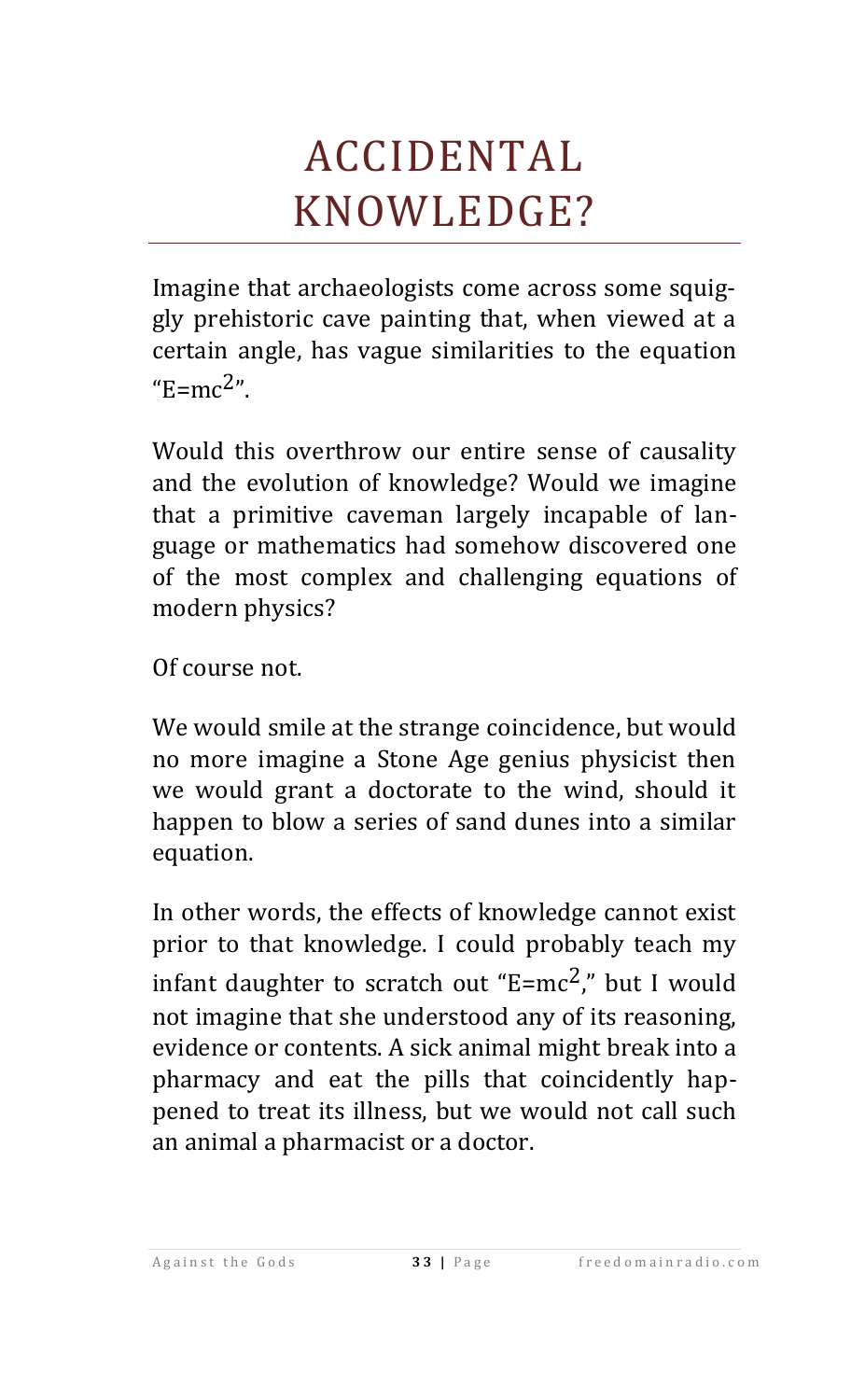# ACCIDENTAL KNOWLEDGE?

Imagine that archaeologists come across some squiggly prehistoric cave painting that, when viewed at a certain angle, has vague similarities to the equation "$E=mc^2$".

Would this overthrow our entire sense of causality and the evolution of knowledge? Would we imagine that a primitive caveman largely incapable of language or mathematics had somehow discovered one of the most complex and challenging equations of modern physics?

Of course not.

We would smile at the strange coincidence, but would no more imagine a Stone Age genius physicist then we would grant a doctorate to the wind, should it happen to blow a series of sand dunes into a similar equation.

In other words, the effects of knowledge cannot exist prior to that knowledge. I could probably teach my infant daughter to scratch out "$E=mc^2$," but I would not imagine that she understood any of its reasoning, evidence or contents. A sick animal might break into a pharmacy and eat the pills that coincidently happened to treat its illness, but we would not call such an animal a pharmacist or a doctor.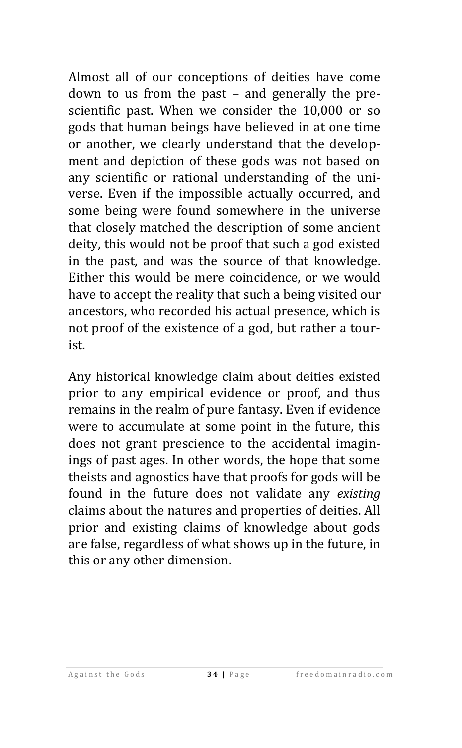Almost all of our conceptions of deities have come down to us from the past – and generally the pre-scientific past. When we consider the 10,000 or so gods that human beings have believed in at one time or another, we clearly understand that the development and depiction of these gods was not based on any scientific or rational understanding of the universe. Even if the impossible actually occurred, and some being were found somewhere in the universe that closely matched the description of some ancient deity, this would not be proof that such a god existed in the past, and was the source of that knowledge. Either this would be mere coincidence, or we would have to accept the reality that such a being visited our ancestors, who recorded his actual presence, which is not proof of the existence of a god, but rather a tourist.

Any historical knowledge claim about deities existed prior to any empirical evidence or proof, and thus remains in the realm of pure fantasy. Even if evidence were to accumulate at some point in the future, this does not grant prescience to the accidental imaginings of past ages. In other words, the hope that some theists and agnostics have that proofs for gods will be found in the future does not validate any *existing* claims about the natures and properties of deities. All prior and existing claims of knowledge about gods are false, regardless of what shows up in the future, in this or any other dimension.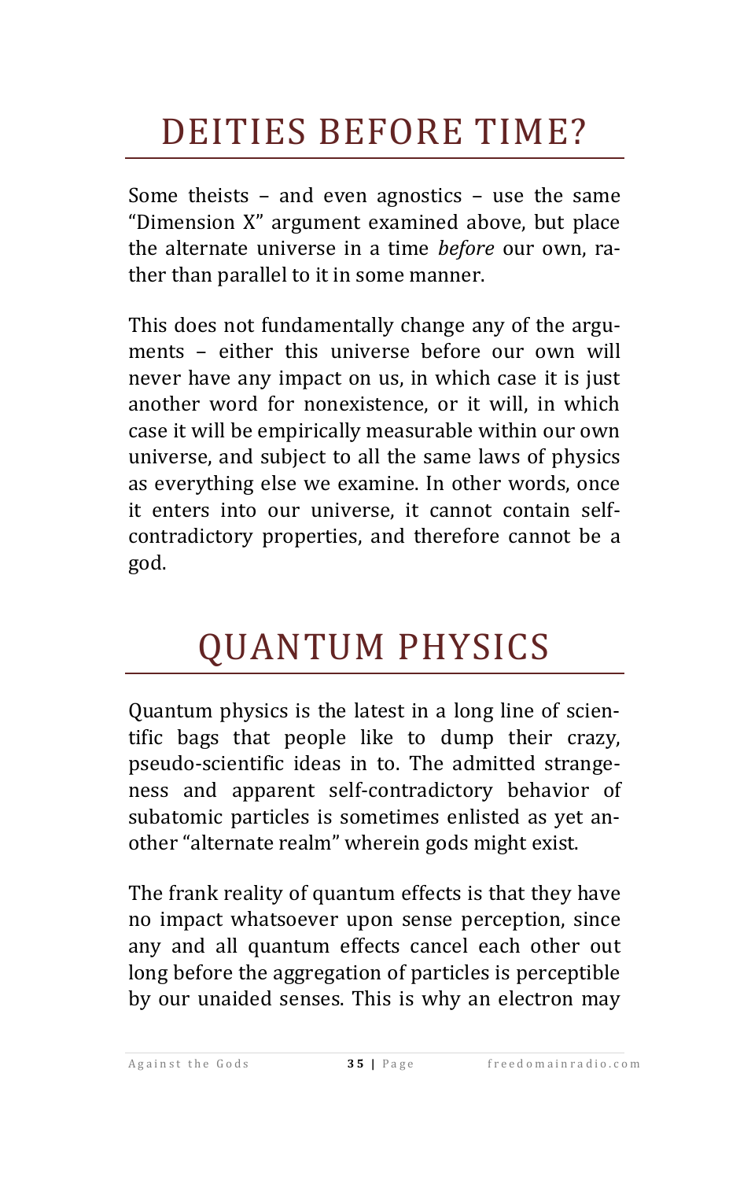# DEITIES BEFORE TIME?

Some theists – and even agnostics – use the same "Dimension X" argument examined above, but place the alternate universe in a time *before* our own, rather than parallel to it in some manner.

This does not fundamentally change any of the arguments – either this universe before our own will never have any impact on us, in which case it is just another word for nonexistence, or it will, in which case it will be empirically measurable within our own universe, and subject to all the same laws of physics as everything else we examine. In other words, once it enters into our universe, it cannot contain self-contradictory properties, and therefore cannot be a god.

# QUANTUM PHYSICS

Quantum physics is the latest in a long line of scientific bags that people like to dump their crazy, pseudo-scientific ideas in to. The admitted strangeness and apparent self-contradictory behavior of subatomic particles is sometimes enlisted as yet another "alternate realm" wherein gods might exist.

The frank reality of quantum effects is that they have no impact whatsoever upon sense perception, since any and all quantum effects cancel each other out long before the aggregation of particles is perceptible by our unaided senses. This is why an electron may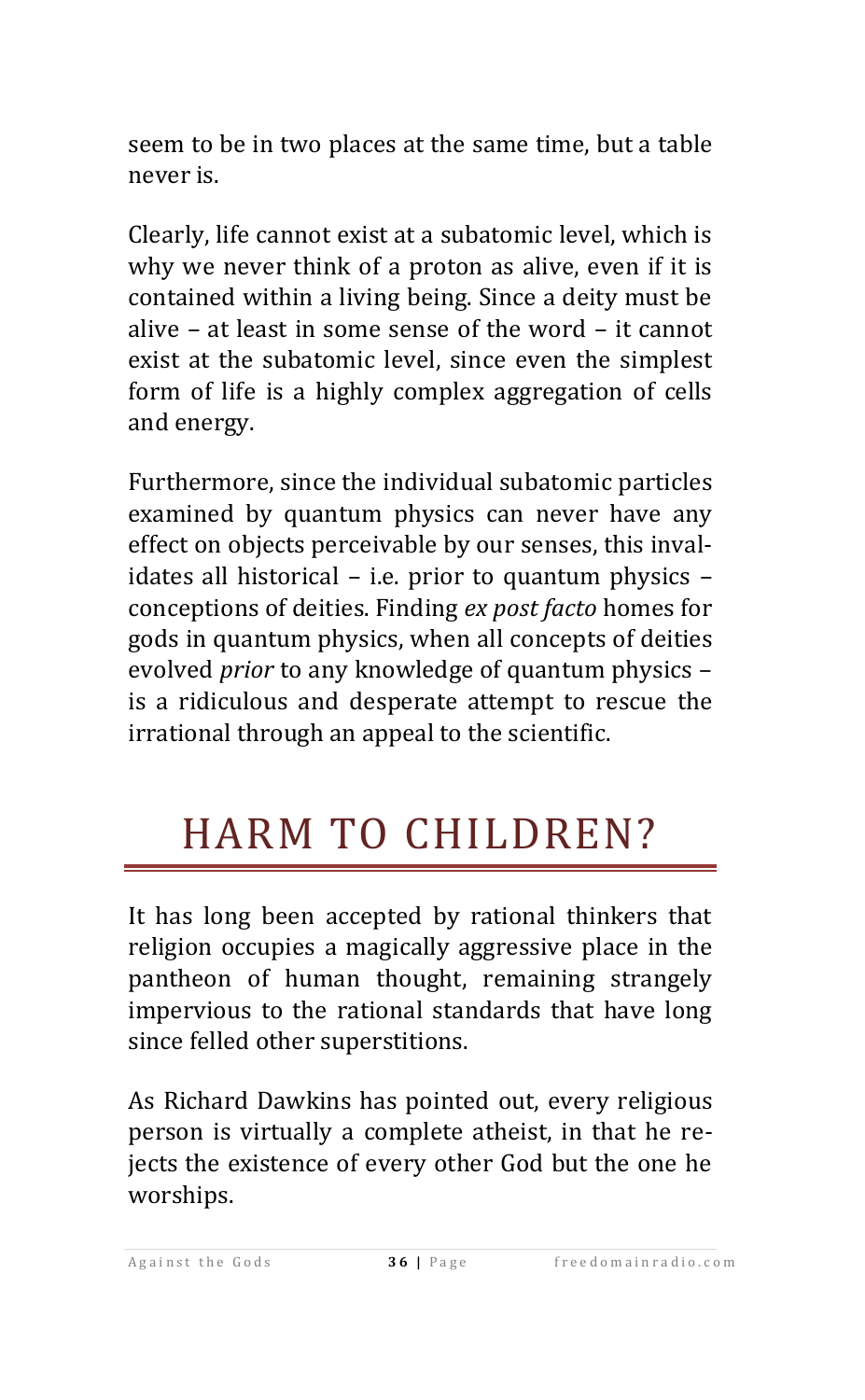seem to be in two places at the same time, but a table never is.

Clearly, life cannot exist at a subatomic level, which is why we never think of a proton as alive, even if it is contained within a living being. Since a deity must be alive – at least in some sense of the word – it cannot exist at the subatomic level, since even the simplest form of life is a highly complex aggregation of cells and energy.

Furthermore, since the individual subatomic particles examined by quantum physics can never have any effect on objects perceivable by our senses, this invalidates all historical – i.e. prior to quantum physics – conceptions of deities. Finding *ex post facto* homes for gods in quantum physics, when all concepts of deities evolved *prior* to any knowledge of quantum physics – is a ridiculous and desperate attempt to rescue the irrational through an appeal to the scientific.

# HARM TO CHILDREN?

It has long been accepted by rational thinkers that religion occupies a magically aggressive place in the pantheon of human thought, remaining strangely impervious to the rational standards that have long since felled other superstitions.

As Richard Dawkins has pointed out, every religious person is virtually a complete atheist, in that he rejects the existence of every other God but the one he worships.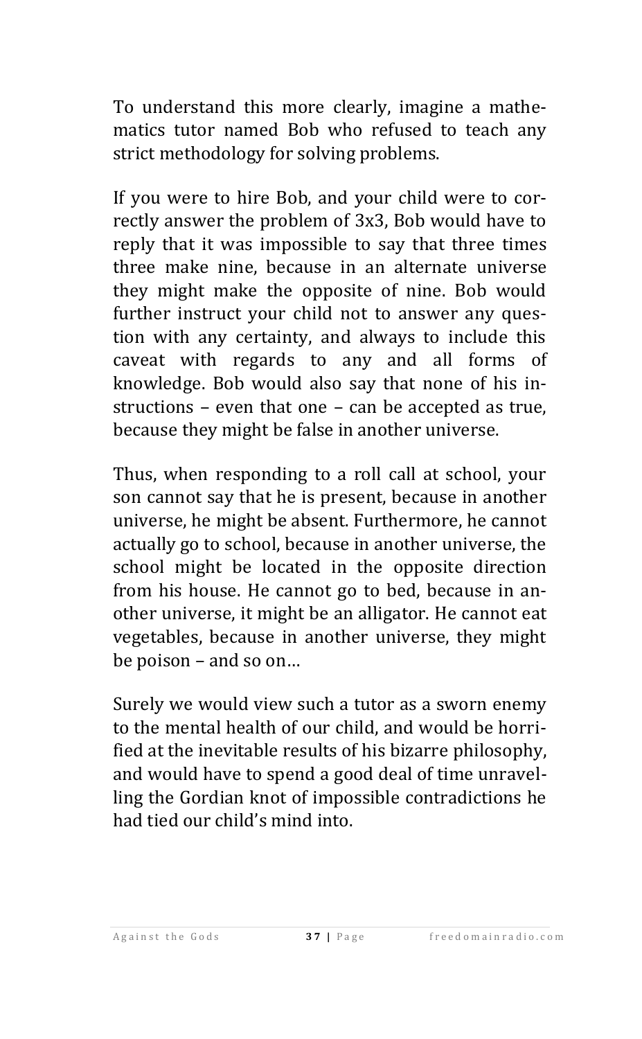To understand this more clearly, imagine a mathematics tutor named Bob who refused to teach any strict methodology for solving problems.

If you were to hire Bob, and your child were to correctly answer the problem of 3x3, Bob would have to reply that it was impossible to say that three times three make nine, because in an alternate universe they might make the opposite of nine. Bob would further instruct your child not to answer any question with any certainty, and always to include this caveat with regards to any and all forms of knowledge. Bob would also say that none of his instructions – even that one – can be accepted as true, because they might be false in another universe.

Thus, when responding to a roll call at school, your son cannot say that he is present, because in another universe, he might be absent. Furthermore, he cannot actually go to school, because in another universe, the school might be located in the opposite direction from his house. He cannot go to bed, because in another universe, it might be an alligator. He cannot eat vegetables, because in another universe, they might be poison – and so on…

Surely we would view such a tutor as a sworn enemy to the mental health of our child, and would be horrified at the inevitable results of his bizarre philosophy, and would have to spend a good deal of time unravelling the Gordian knot of impossible contradictions he had tied our child's mind into.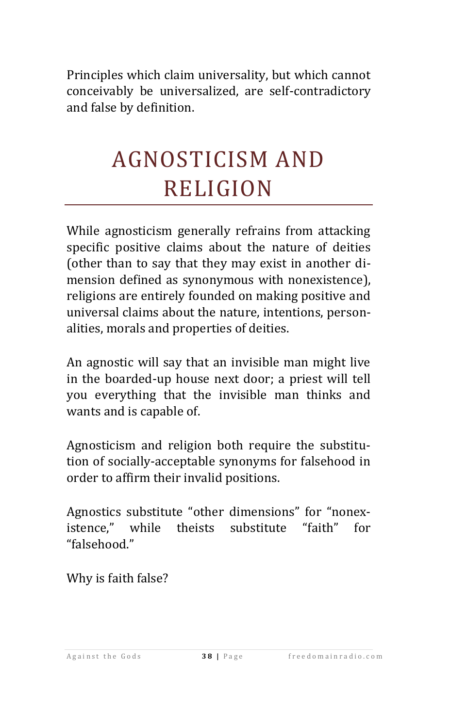Principles which claim universality, but which cannot conceivably be universalized, are self-contradictory and false by definition.

# AGNOSTICISM AND RELIGION

While agnosticism generally refrains from attacking specific positive claims about the nature of deities (other than to say that they may exist in another dimension defined as synonymous with nonexistence), religions are entirely founded on making positive and universal claims about the nature, intentions, personalities, morals and properties of deities.

An agnostic will say that an invisible man might live in the boarded-up house next door; a priest will tell you everything that the invisible man thinks and wants and is capable of.

Agnosticism and religion both require the substitution of socially-acceptable synonyms for falsehood in order to affirm their invalid positions.

Agnostics substitute “other dimensions” for “nonexistence,” while theists substitute “faith” for “falsehood.”

Why is faith false?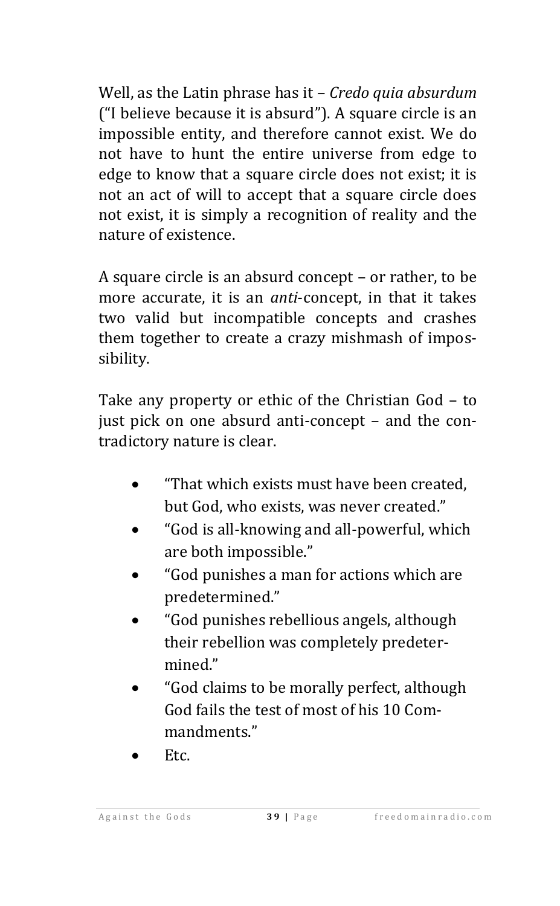Well, as the Latin phrase has it – *Credo quia absurdum* ("I believe because it is absurd"). A square circle is an impossible entity, and therefore cannot exist. We do not have to hunt the entire universe from edge to edge to know that a square circle does not exist; it is not an act of will to accept that a square circle does not exist, it is simply a recognition of reality and the nature of existence.

A square circle is an absurd concept – or rather, to be more accurate, it is an *anti*-concept, in that it takes two valid but incompatible concepts and crashes them together to create a crazy mishmash of impossibility.

Take any property or ethic of the Christian God – to just pick on one absurd anti-concept – and the contradictory nature is clear.

- "That which exists must have been created, but God, who exists, was never created."
- "God is all-knowing and all-powerful, which are both impossible."
- "God punishes a man for actions which are predetermined."
- "God punishes rebellious angels, although their rebellion was completely predetermined."
- "God claims to be morally perfect, although God fails the test of most of his 10 Commandments."
- Etc.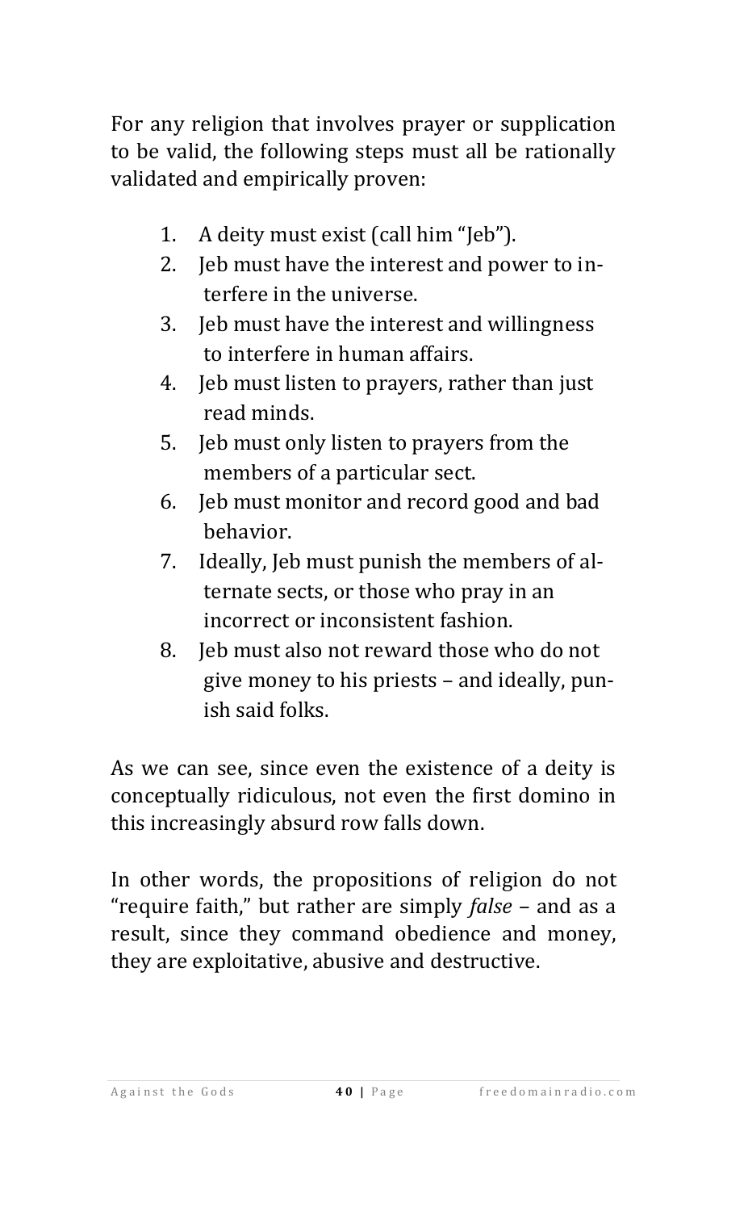For any religion that involves prayer or supplication to be valid, the following steps must all be rationally validated and empirically proven:

1. A deity must exist (call him “Jeb”).
2. Jeb must have the interest and power to interfere in the universe.
3. Jeb must have the interest and willingness to interfere in human affairs.
4. Jeb must listen to prayers, rather than just read minds.
5. Jeb must only listen to prayers from the members of a particular sect.
6. Jeb must monitor and record good and bad behavior.
7. Ideally, Jeb must punish the members of alternate sects, or those who pray in an incorrect or inconsistent fashion.
8. Jeb must also not reward those who do not give money to his priests – and ideally, punish said folks.

As we can see, since even the existence of a deity is conceptually ridiculous, not even the first domino in this increasingly absurd row falls down.

In other words, the propositions of religion do not “require faith,” but rather are simply *false* – and as a result, since they command obedience and money, they are exploitative, abusive and destructive.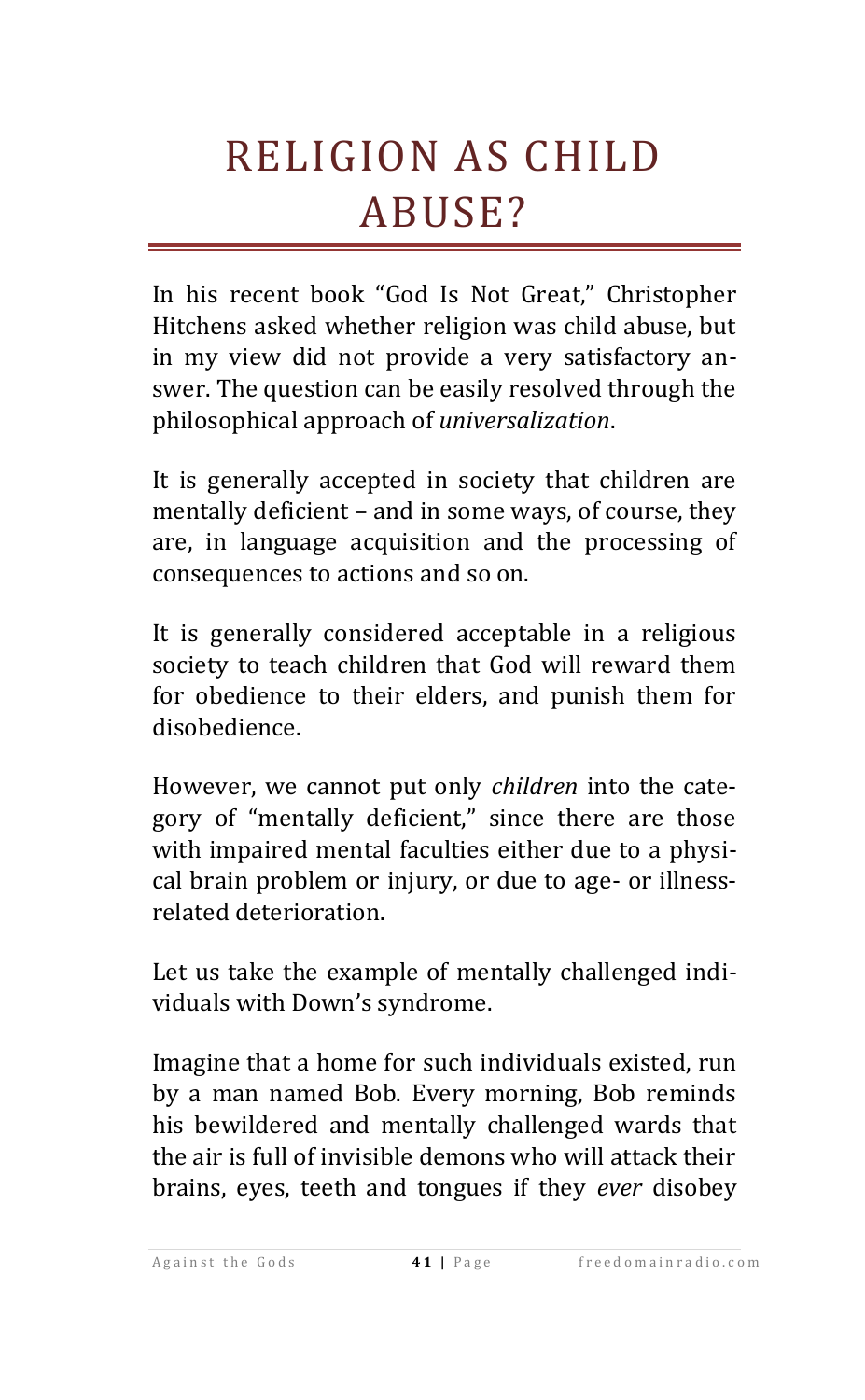# RELIGION AS CHILD ABUSE?

In his recent book "God Is Not Great," Christopher Hitchens asked whether religion was child abuse, but in my view did not provide a very satisfactory answer. The question can be easily resolved through the philosophical approach of *universalization*.

It is generally accepted in society that children are mentally deficient – and in some ways, of course, they are, in language acquisition and the processing of consequences to actions and so on.

It is generally considered acceptable in a religious society to teach children that God will reward them for obedience to their elders, and punish them for disobedience.

However, we cannot put only *children* into the category of "mentally deficient," since there are those with impaired mental faculties either due to a physical brain problem or injury, or due to age- or illness-related deterioration.

Let us take the example of mentally challenged individuals with Down's syndrome.

Imagine that a home for such individuals existed, run by a man named Bob. Every morning, Bob reminds his bewildered and mentally challenged wards that the air is full of invisible demons who will attack their brains, eyes, teeth and tongues if they *ever* disobey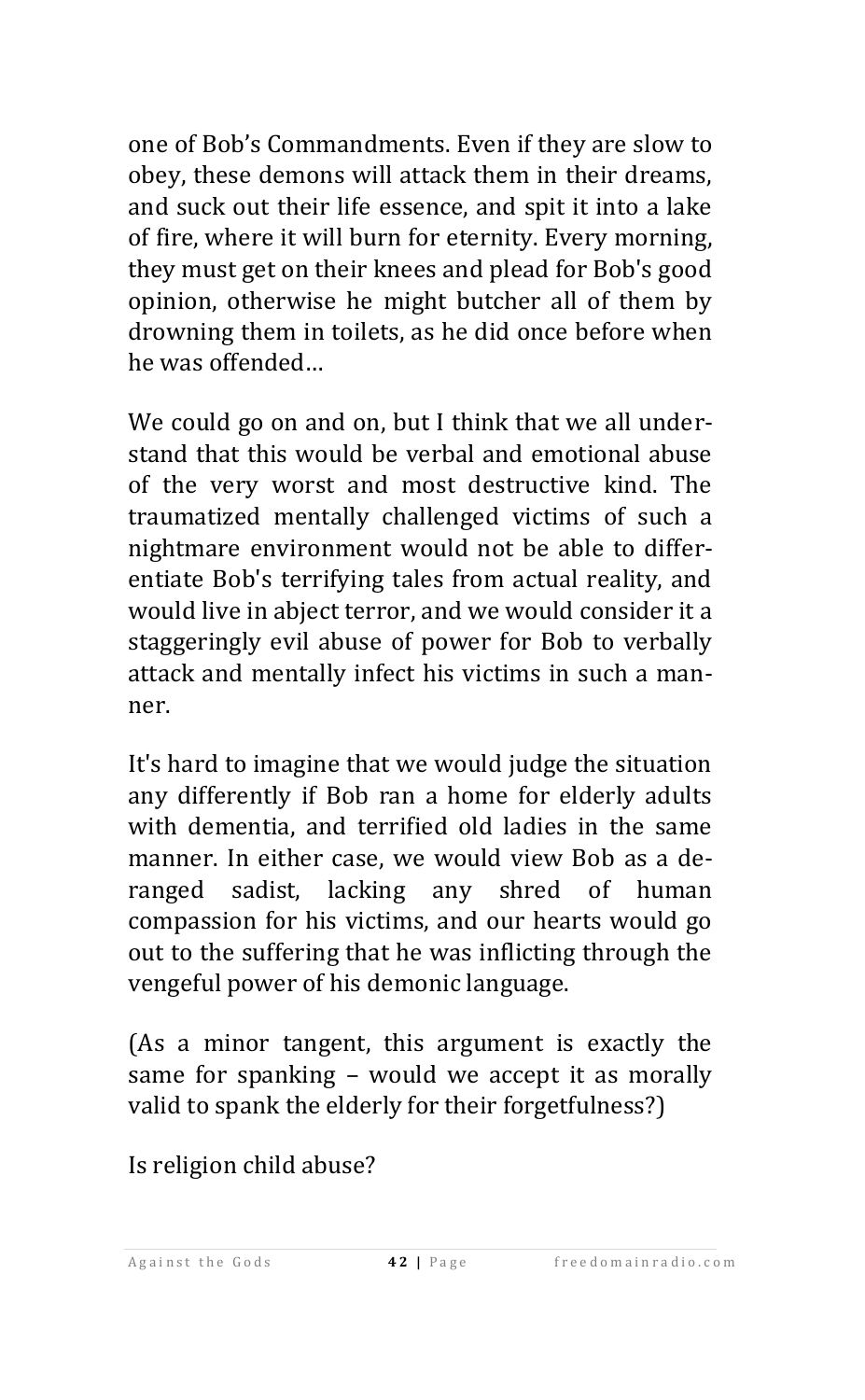one of Bob's Commandments. Even if they are slow to obey, these demons will attack them in their dreams, and suck out their life essence, and spit it into a lake of fire, where it will burn for eternity. Every morning, they must get on their knees and plead for Bob's good opinion, otherwise he might butcher all of them by drowning them in toilets, as he did once before when he was offended…

We could go on and on, but I think that we all understand that this would be verbal and emotional abuse of the very worst and most destructive kind. The traumatized mentally challenged victims of such a nightmare environment would not be able to differentiate Bob's terrifying tales from actual reality, and would live in abject terror, and we would consider it a staggeringly evil abuse of power for Bob to verbally attack and mentally infect his victims in such a manner.

It's hard to imagine that we would judge the situation any differently if Bob ran a home for elderly adults with dementia, and terrified old ladies in the same manner. In either case, we would view Bob as a deranged sadist, lacking any shred of human compassion for his victims, and our hearts would go out to the suffering that he was inflicting through the vengeful power of his demonic language.

(As a minor tangent, this argument is exactly the same for spanking – would we accept it as morally valid to spank the elderly for their forgetfulness?)

Is religion child abuse?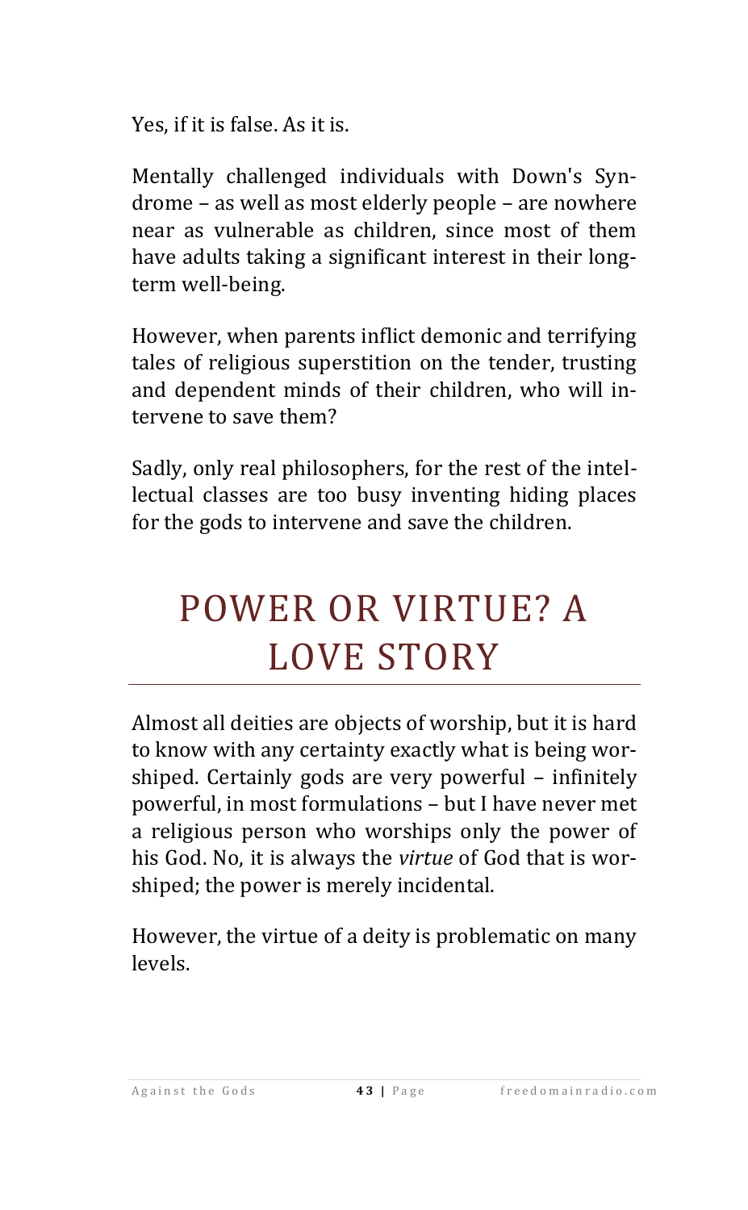Yes, if it is false. As it is.

Mentally challenged individuals with Down's Syndrome – as well as most elderly people – are nowhere near as vulnerable as children, since most of them have adults taking a significant interest in their long-term well-being.

However, when parents inflict demonic and terrifying tales of religious superstition on the tender, trusting and dependent minds of their children, who will intervene to save them?

Sadly, only real philosophers, for the rest of the intellectual classes are too busy inventing hiding places for the gods to intervene and save the children.

# POWER OR VIRTUE? A LOVE STORY

Almost all deities are objects of worship, but it is hard to know with any certainty exactly what is being worshiped. Certainly gods are very powerful – infinitely powerful, in most formulations – but I have never met a religious person who worships only the power of his God. No, it is always the *virtue* of God that is worshiped; the power is merely incidental.

However, the virtue of a deity is problematic on many levels.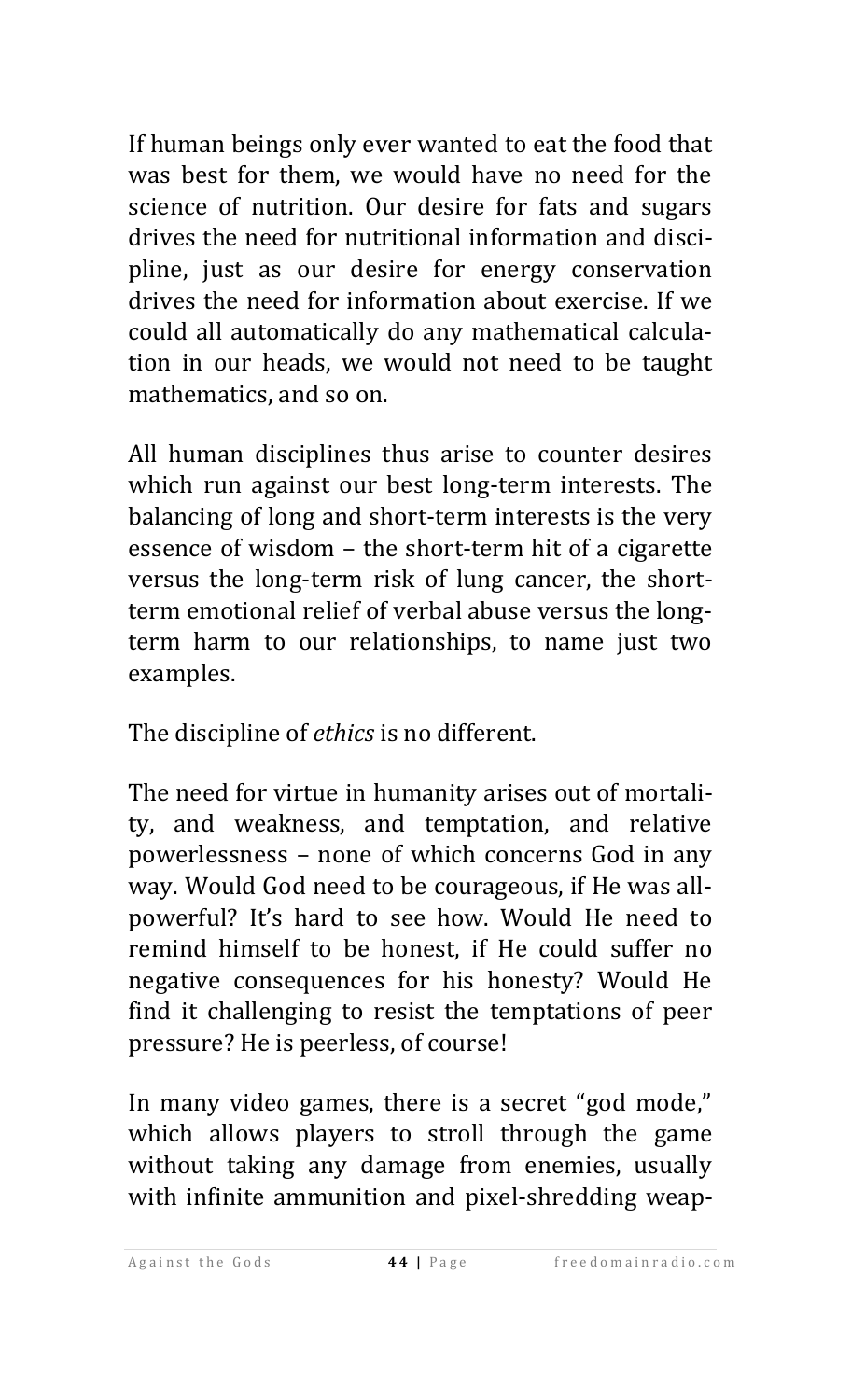If human beings only ever wanted to eat the food that was best for them, we would have no need for the science of nutrition. Our desire for fats and sugars drives the need for nutritional information and discipline, just as our desire for energy conservation drives the need for information about exercise. If we could all automatically do any mathematical calculation in our heads, we would not need to be taught mathematics, and so on.

All human disciplines thus arise to counter desires which run against our best long-term interests. The balancing of long and short-term interests is the very essence of wisdom – the short-term hit of a cigarette versus the long-term risk of lung cancer, the short-term emotional relief of verbal abuse versus the long-term harm to our relationships, to name just two examples.

The discipline of *ethics* is no different.

The need for virtue in humanity arises out of mortality, and weakness, and temptation, and relative powerlessness – none of which concerns God in any way. Would God need to be courageous, if He was all-powerful? It's hard to see how. Would He need to remind himself to be honest, if He could suffer no negative consequences for his honesty? Would He find it challenging to resist the temptations of peer pressure? He is peerless, of course!

In many video games, there is a secret "god mode," which allows players to stroll through the game without taking any damage from enemies, usually with infinite ammunition and pixel-shredding weap-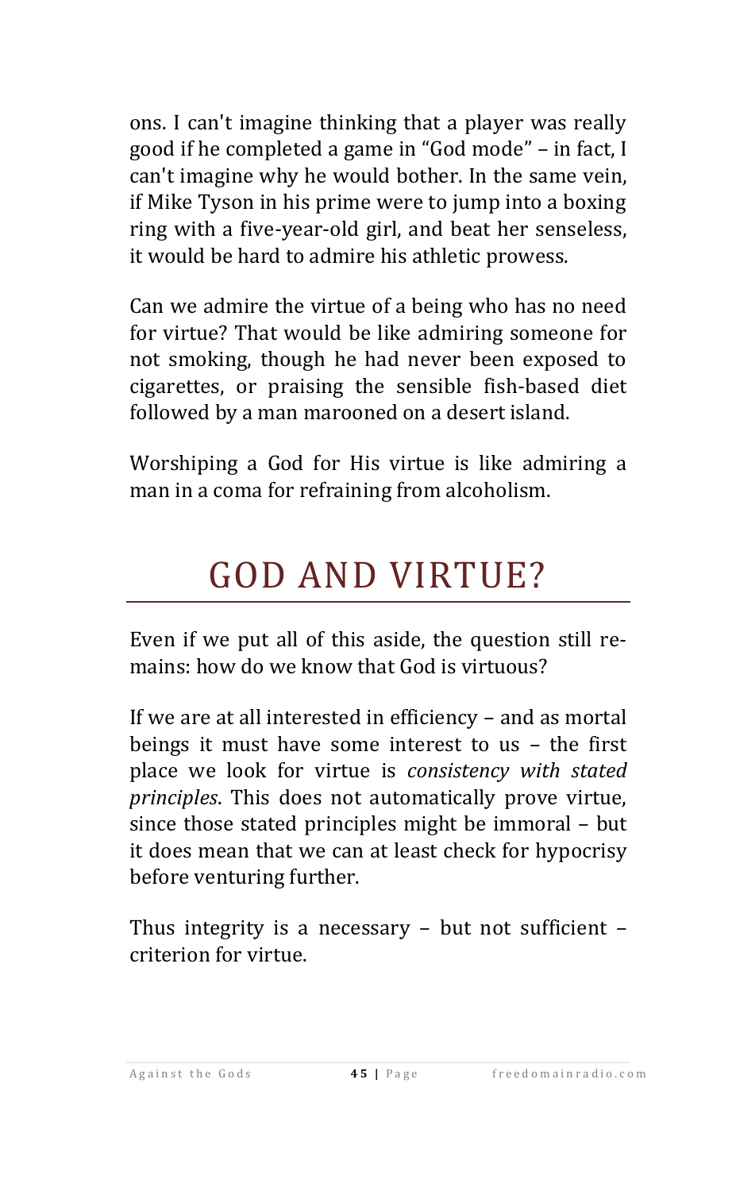ons. I can't imagine thinking that a player was really good if he completed a game in "God mode" – in fact, I can't imagine why he would bother. In the same vein, if Mike Tyson in his prime were to jump into a boxing ring with a five-year-old girl, and beat her senseless, it would be hard to admire his athletic prowess.

Can we admire the virtue of a being who has no need for virtue? That would be like admiring someone for not smoking, though he had never been exposed to cigarettes, or praising the sensible fish-based diet followed by a man marooned on a desert island.

Worshiping a God for His virtue is like admiring a man in a coma for refraining from alcoholism.

# GOD AND VIRTUE?

Even if we put all of this aside, the question still remains: how do we know that God is virtuous?

If we are at all interested in efficiency – and as mortal beings it must have some interest to us – the first place we look for virtue is *consistency with stated principles*. This does not automatically prove virtue, since those stated principles might be immoral – but it does mean that we can at least check for hypocrisy before venturing further.

Thus integrity is a necessary – but not sufficient – criterion for virtue.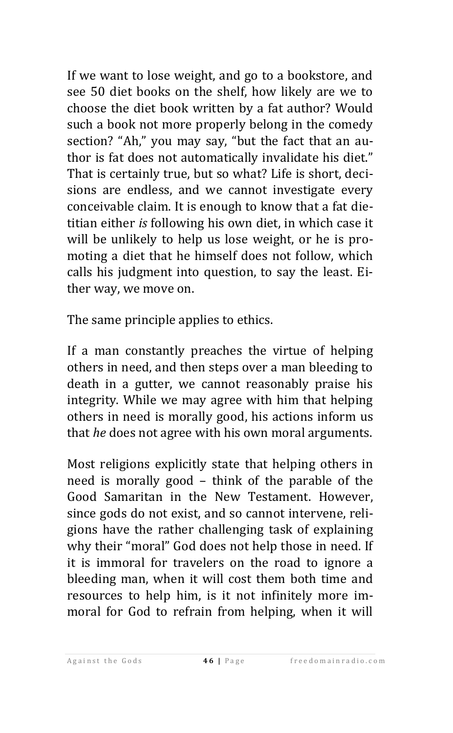If we want to lose weight, and go to a bookstore, and see 50 diet books on the shelf, how likely are we to choose the diet book written by a fat author? Would such a book not more properly belong in the comedy section? "Ah," you may say, "but the fact that an author is fat does not automatically invalidate his diet." That is certainly true, but so what? Life is short, decisions are endless, and we cannot investigate every conceivable claim. It is enough to know that a fat dietitian either *is* following his own diet, in which case it will be unlikely to help us lose weight, or he is promoting a diet that he himself does not follow, which calls his judgment into question, to say the least. Either way, we move on.

The same principle applies to ethics.

If a man constantly preaches the virtue of helping others in need, and then steps over a man bleeding to death in a gutter, we cannot reasonably praise his integrity. While we may agree with him that helping others in need is morally good, his actions inform us that *he* does not agree with his own moral arguments.

Most religions explicitly state that helping others in need is morally good – think of the parable of the Good Samaritan in the New Testament. However, since gods do not exist, and so cannot intervene, religions have the rather challenging task of explaining why their "moral" God does not help those in need. If it is immoral for travelers on the road to ignore a bleeding man, when it will cost them both time and resources to help him, is it not infinitely more immoral for God to refrain from helping, when it will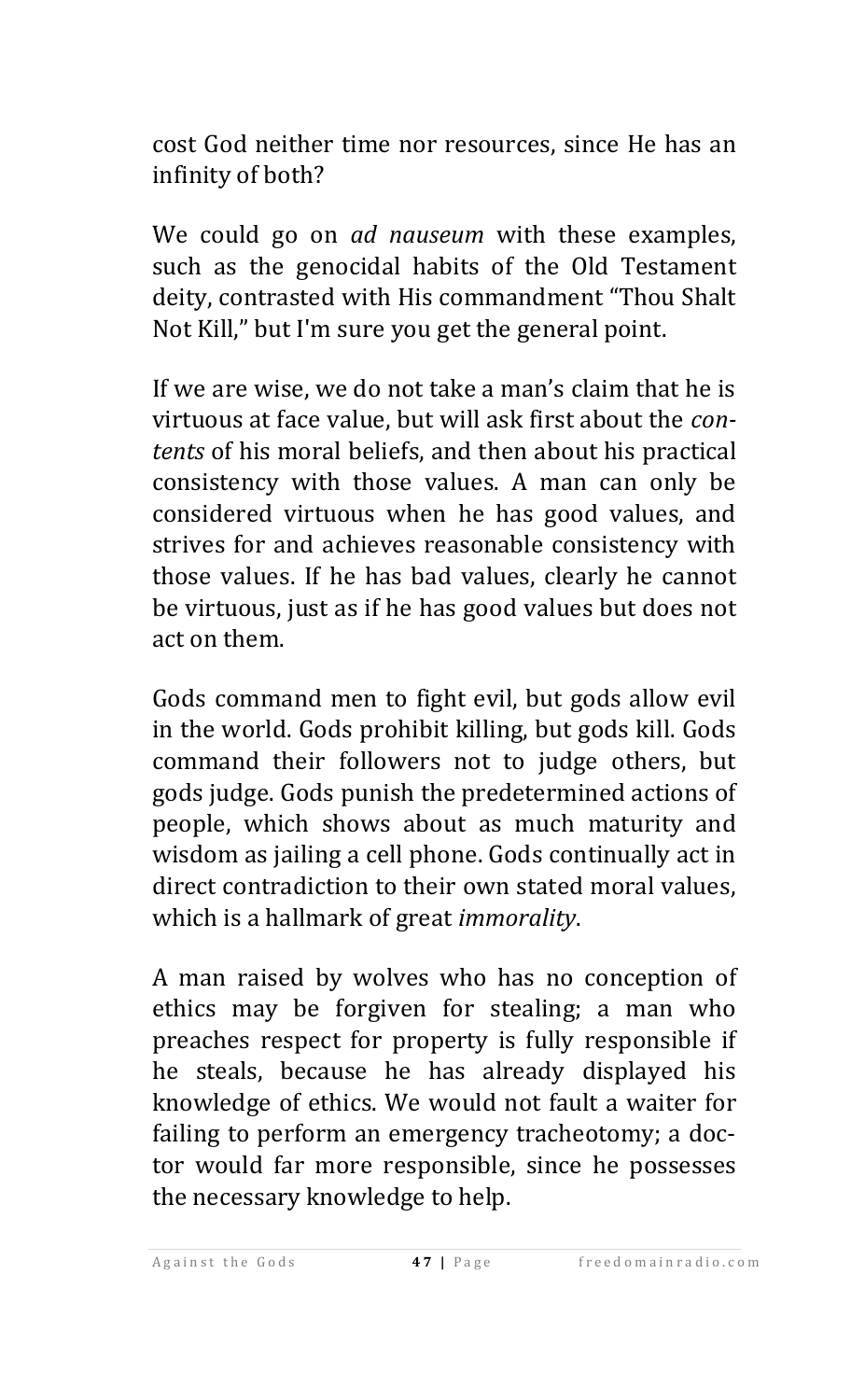cost God neither time nor resources, since He has an infinity of both?

We could go on *ad nauseum* with these examples, such as the genocidal habits of the Old Testament deity, contrasted with His commandment "Thou Shalt Not Kill," but I'm sure you get the general point.

If we are wise, we do not take a man's claim that he is virtuous at face value, but will ask first about the *contents* of his moral beliefs, and then about his practical consistency with those values. A man can only be considered virtuous when he has good values, and strives for and achieves reasonable consistency with those values. If he has bad values, clearly he cannot be virtuous, just as if he has good values but does not act on them.

Gods command men to fight evil, but gods allow evil in the world. Gods prohibit killing, but gods kill. Gods command their followers not to judge others, but gods judge. Gods punish the predetermined actions of people, which shows about as much maturity and wisdom as jailing a cell phone. Gods continually act in direct contradiction to their own stated moral values, which is a hallmark of great *immorality*.

A man raised by wolves who has no conception of ethics may be forgiven for stealing; a man who preaches respect for property is fully responsible if he steals, because he has already displayed his knowledge of ethics. We would not fault a waiter for failing to perform an emergency tracheotomy; a doctor would far more responsible, since he possesses the necessary knowledge to help.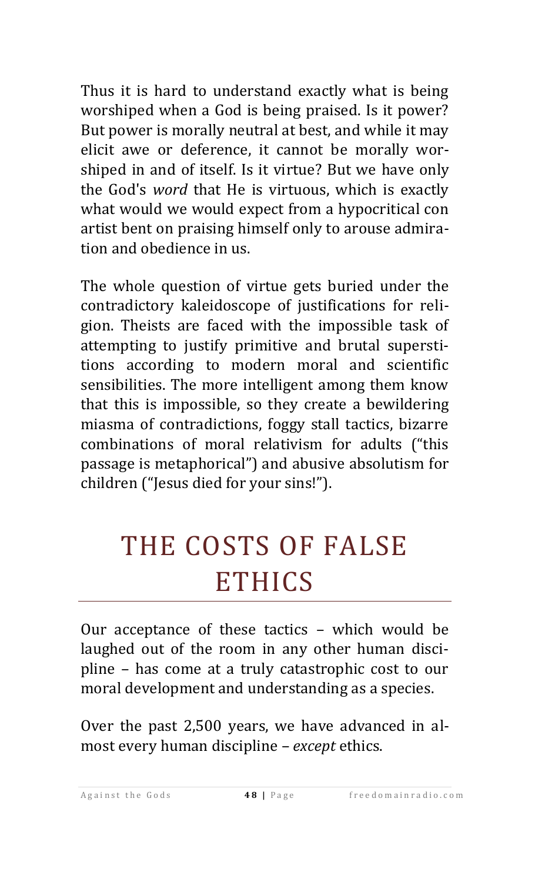Thus it is hard to understand exactly what is being worshiped when a God is being praised. Is it power? But power is morally neutral at best, and while it may elicit awe or deference, it cannot be morally worshiped in and of itself. Is it virtue? But we have only the God's *word* that He is virtuous, which is exactly what would we would expect from a hypocritical con artist bent on praising himself only to arouse admiration and obedience in us.

The whole question of virtue gets buried under the contradictory kaleidoscope of justifications for religion. Theists are faced with the impossible task of attempting to justify primitive and brutal superstitions according to modern moral and scientific sensibilities. The more intelligent among them know that this is impossible, so they create a bewildering miasma of contradictions, foggy stall tactics, bizarre combinations of moral relativism for adults ("this passage is metaphorical") and abusive absolutism for children ("Jesus died for your sins!").

# THE COSTS OF FALSE ETHICS

Our acceptance of these tactics – which would be laughed out of the room in any other human discipline – has come at a truly catastrophic cost to our moral development and understanding as a species.

Over the past 2,500 years, we have advanced in almost every human discipline – *except* ethics.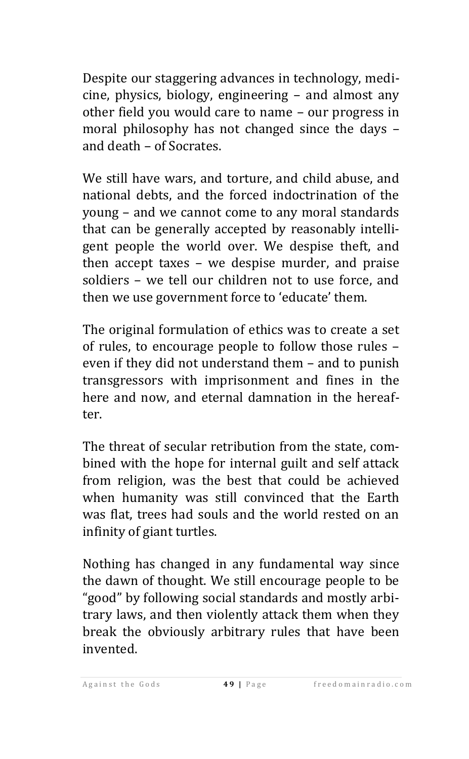Despite our staggering advances in technology, medicine, physics, biology, engineering – and almost any other field you would care to name – our progress in moral philosophy has not changed since the days – and death – of Socrates.

We still have wars, and torture, and child abuse, and national debts, and the forced indoctrination of the young – and we cannot come to any moral standards that can be generally accepted by reasonably intelligent people the world over. We despise theft, and then accept taxes – we despise murder, and praise soldiers – we tell our children not to use force, and then we use government force to 'educate' them.

The original formulation of ethics was to create a set of rules, to encourage people to follow those rules – even if they did not understand them – and to punish transgressors with imprisonment and fines in the here and now, and eternal damnation in the hereafter.

The threat of secular retribution from the state, combined with the hope for internal guilt and self attack from religion, was the best that could be achieved when humanity was still convinced that the Earth was flat, trees had souls and the world rested on an infinity of giant turtles.

Nothing has changed in any fundamental way since the dawn of thought. We still encourage people to be "good" by following social standards and mostly arbitrary laws, and then violently attack them when they break the obviously arbitrary rules that have been invented.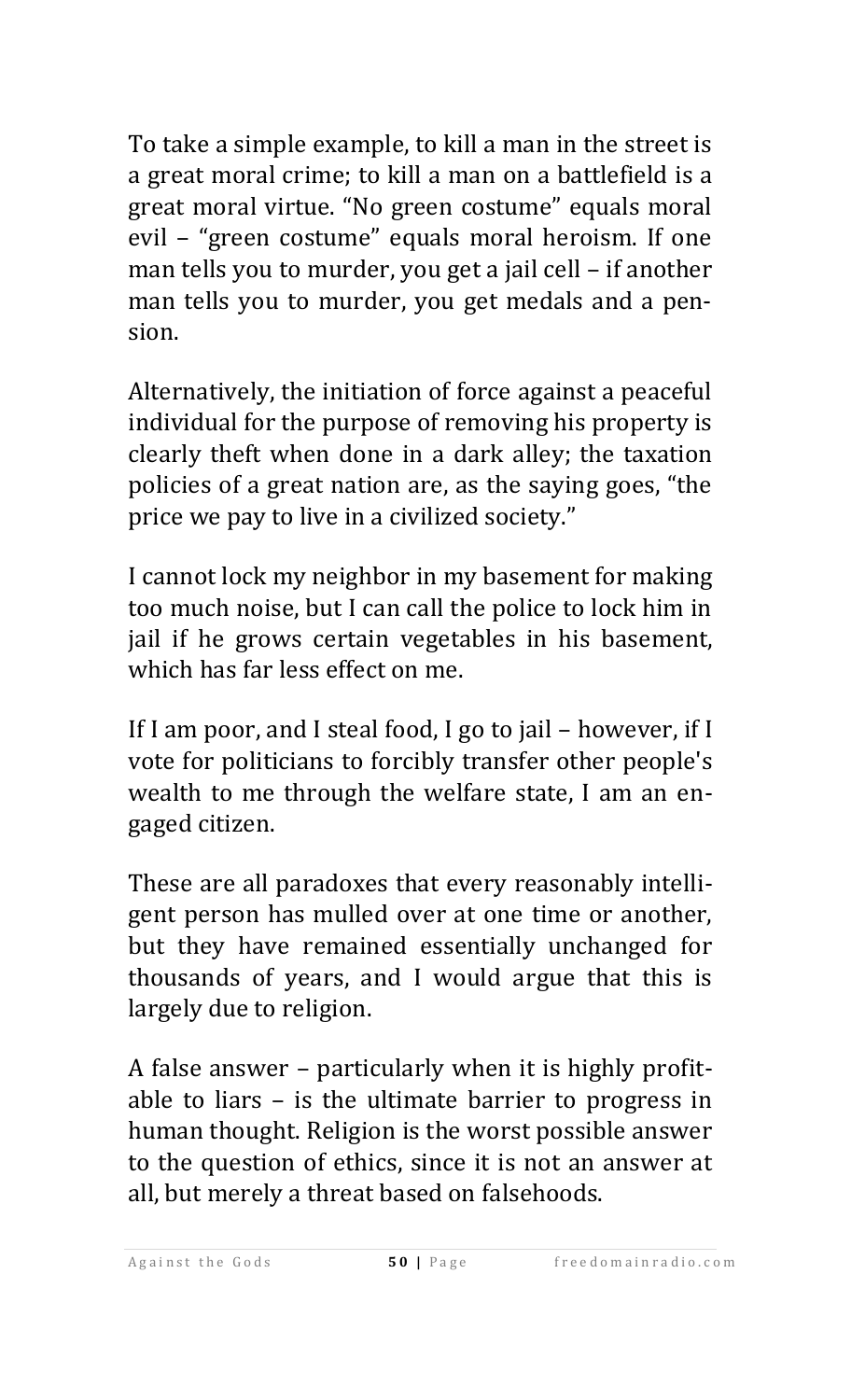To take a simple example, to kill a man in the street is a great moral crime; to kill a man on a battlefield is a great moral virtue. "No green costume" equals moral evil – "green costume" equals moral heroism. If one man tells you to murder, you get a jail cell – if another man tells you to murder, you get medals and a pension.

Alternatively, the initiation of force against a peaceful individual for the purpose of removing his property is clearly theft when done in a dark alley; the taxation policies of a great nation are, as the saying goes, "the price we pay to live in a civilized society."

I cannot lock my neighbor in my basement for making too much noise, but I can call the police to lock him in jail if he grows certain vegetables in his basement, which has far less effect on me.

If I am poor, and I steal food, I go to jail – however, if I vote for politicians to forcibly transfer other people's wealth to me through the welfare state, I am an engaged citizen.

These are all paradoxes that every reasonably intelligent person has mulled over at one time or another, but they have remained essentially unchanged for thousands of years, and I would argue that this is largely due to religion.

A false answer – particularly when it is highly profitable to liars – is the ultimate barrier to progress in human thought. Religion is the worst possible answer to the question of ethics, since it is not an answer at all, but merely a threat based on falsehoods.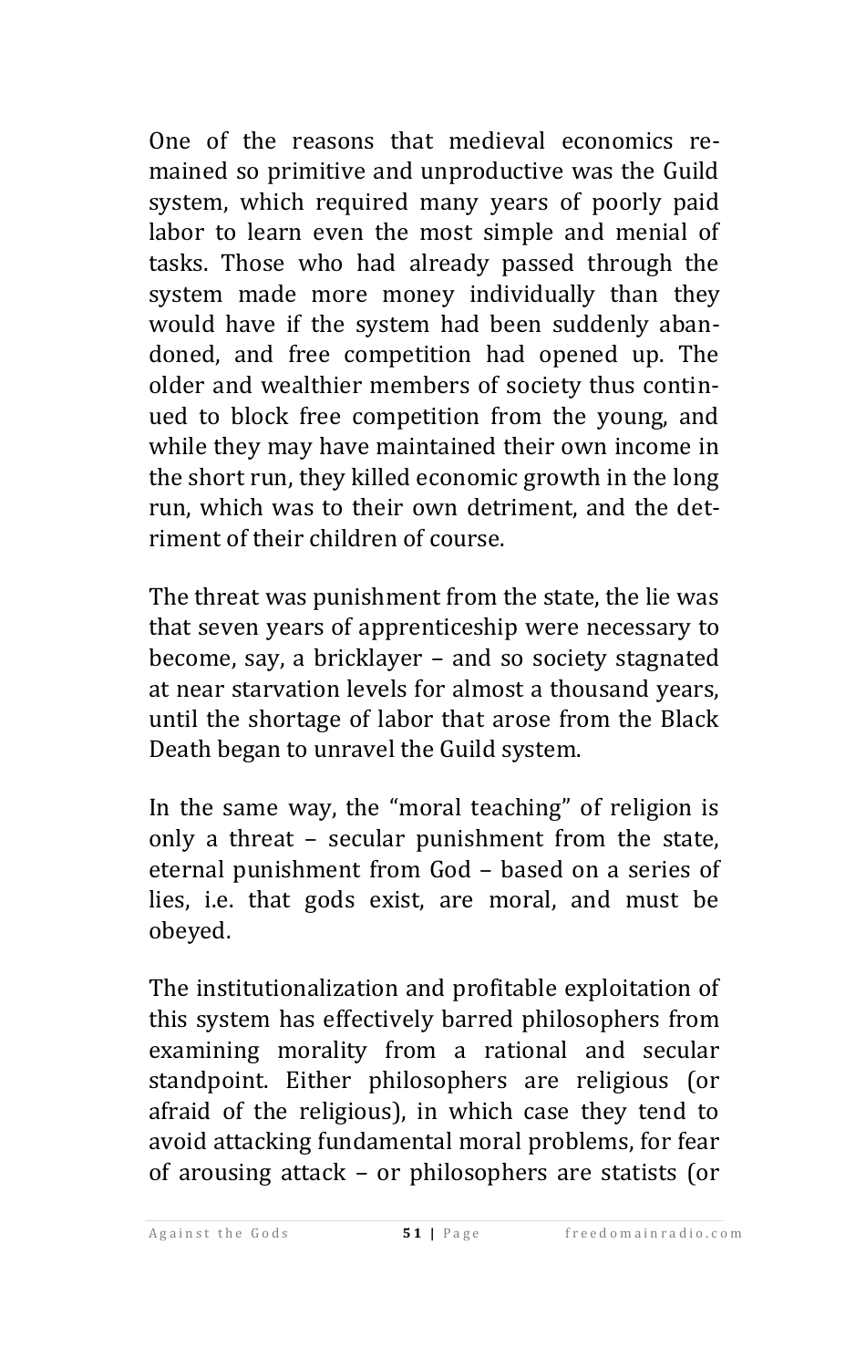One of the reasons that medieval economics remained so primitive and unproductive was the Guild system, which required many years of poorly paid labor to learn even the most simple and menial of tasks. Those who had already passed through the system made more money individually than they would have if the system had been suddenly abandoned, and free competition had opened up. The older and wealthier members of society thus continued to block free competition from the young, and while they may have maintained their own income in the short run, they killed economic growth in the long run, which was to their own detriment, and the detriment of their children of course.

The threat was punishment from the state, the lie was that seven years of apprenticeship were necessary to become, say, a bricklayer – and so society stagnated at near starvation levels for almost a thousand years, until the shortage of labor that arose from the Black Death began to unravel the Guild system.

In the same way, the "moral teaching" of religion is only a threat – secular punishment from the state, eternal punishment from God – based on a series of lies, i.e. that gods exist, are moral, and must be obeyed.

The institutionalization and profitable exploitation of this system has effectively barred philosophers from examining morality from a rational and secular standpoint. Either philosophers are religious (or afraid of the religious), in which case they tend to avoid attacking fundamental moral problems, for fear of arousing attack – or philosophers are statists (or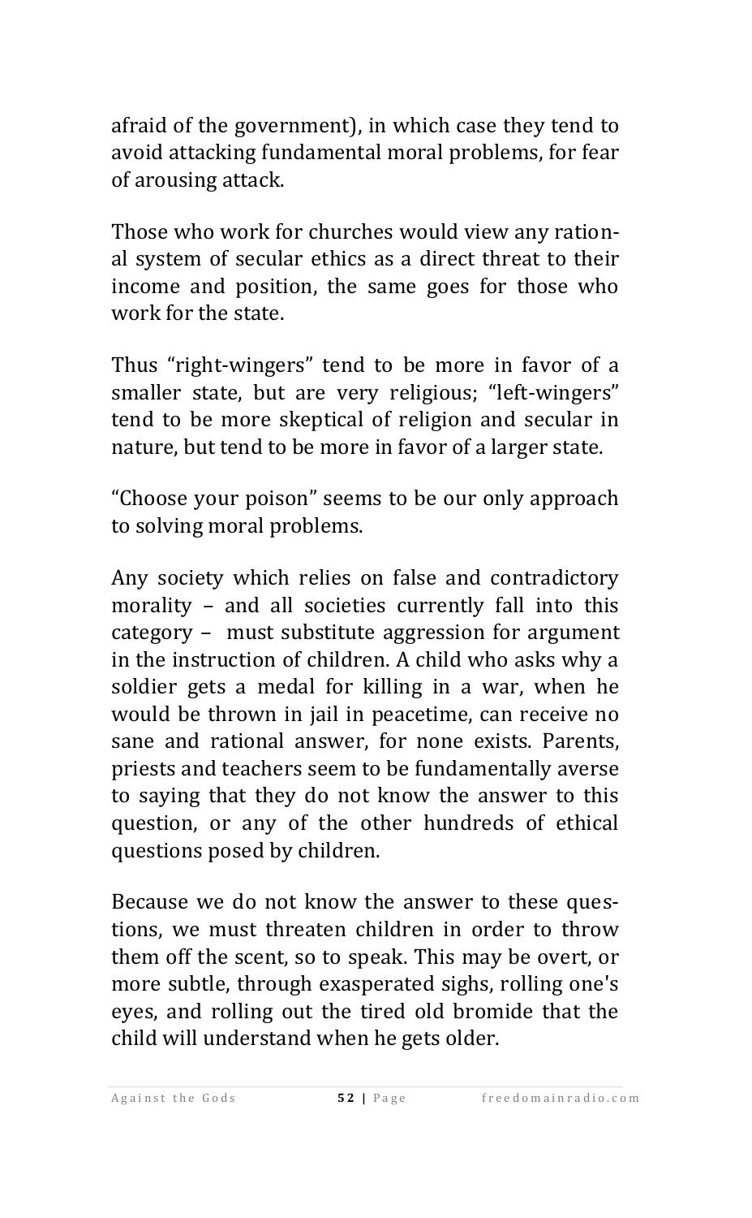afraid of the government), in which case they tend to avoid attacking fundamental moral problems, for fear of arousing attack.

Those who work for churches would view any rational system of secular ethics as a direct threat to their income and position, the same goes for those who work for the state.

Thus “right-wingers” tend to be more in favor of a smaller state, but are very religious; “left-wingers” tend to be more skeptical of religion and secular in nature, but tend to be more in favor of a larger state.

“Choose your poison” seems to be our only approach to solving moral problems.

Any society which relies on false and contradictory morality – and all societies currently fall into this category – must substitute aggression for argument in the instruction of children. A child who asks why a soldier gets a medal for killing in a war, when he would be thrown in jail in peacetime, can receive no sane and rational answer, for none exists. Parents, priests and teachers seem to be fundamentally averse to saying that they do not know the answer to this question, or any of the other hundreds of ethical questions posed by children.

Because we do not know the answer to these questions, we must threaten children in order to throw them off the scent, so to speak. This may be overt, or more subtle, through exasperated sighs, rolling one's eyes, and rolling out the tired old bromide that the child will understand when he gets older.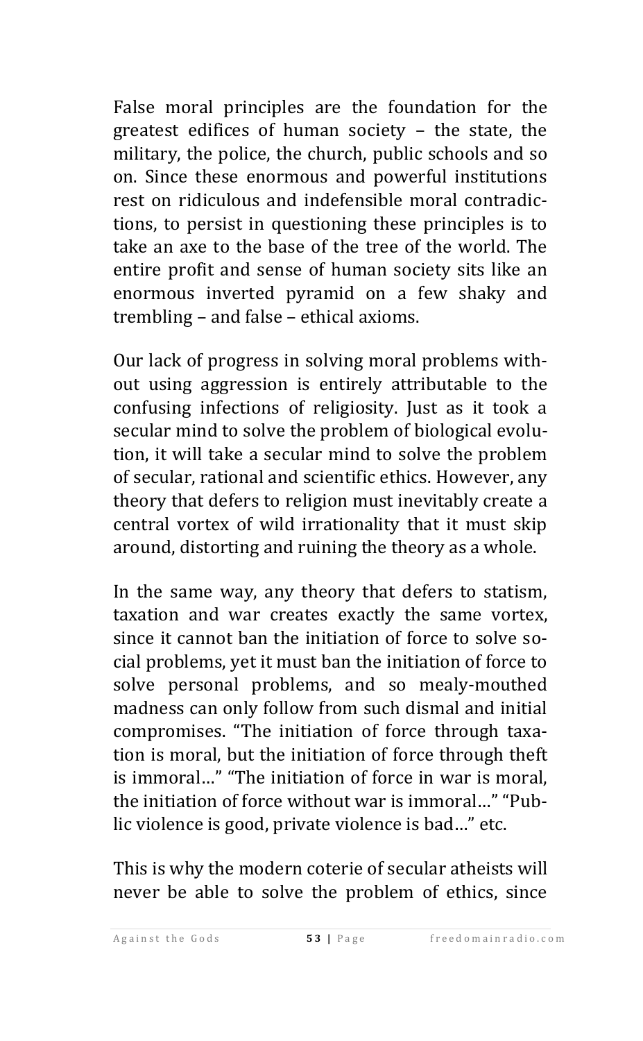False moral principles are the foundation for the greatest edifices of human society – the state, the military, the police, the church, public schools and so on. Since these enormous and powerful institutions rest on ridiculous and indefensible moral contradictions, to persist in questioning these principles is to take an axe to the base of the tree of the world. The entire profit and sense of human society sits like an enormous inverted pyramid on a few shaky and trembling – and false – ethical axioms.

Our lack of progress in solving moral problems without using aggression is entirely attributable to the confusing infections of religiosity. Just as it took a secular mind to solve the problem of biological evolution, it will take a secular mind to solve the problem of secular, rational and scientific ethics. However, any theory that defers to religion must inevitably create a central vortex of wild irrationality that it must skip around, distorting and ruining the theory as a whole.

In the same way, any theory that defers to statism, taxation and war creates exactly the same vortex, since it cannot ban the initiation of force to solve social problems, yet it must ban the initiation of force to solve personal problems, and so mealy-mouthed madness can only follow from such dismal and initial compromises. "The initiation of force through taxation is moral, but the initiation of force through theft is immoral…" "The initiation of force in war is moral, the initiation of force without war is immoral…" "Public violence is good, private violence is bad…" etc.

This is why the modern coterie of secular atheists will never be able to solve the problem of ethics, since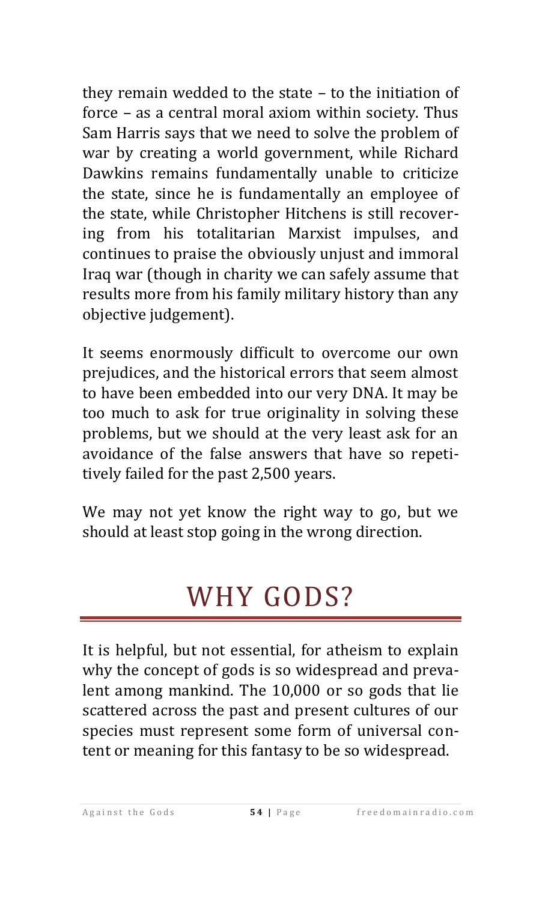they remain wedded to the state – to the initiation of force – as a central moral axiom within society. Thus Sam Harris says that we need to solve the problem of war by creating a world government, while Richard Dawkins remains fundamentally unable to criticize the state, since he is fundamentally an employee of the state, while Christopher Hitchens is still recovering from his totalitarian Marxist impulses, and continues to praise the obviously unjust and immoral Iraq war (though in charity we can safely assume that results more from his family military history than any objective judgement).

It seems enormously difficult to overcome our own prejudices, and the historical errors that seem almost to have been embedded into our very DNA. It may be too much to ask for true originality in solving these problems, but we should at the very least ask for an avoidance of the false answers that have so repetitively failed for the past 2,500 years.

We may not yet know the right way to go, but we should at least stop going in the wrong direction.

# WHY GODS?

It is helpful, but not essential, for atheism to explain why the concept of gods is so widespread and prevalent among mankind. The 10,000 or so gods that lie scattered across the past and present cultures of our species must represent some form of universal content or meaning for this fantasy to be so widespread.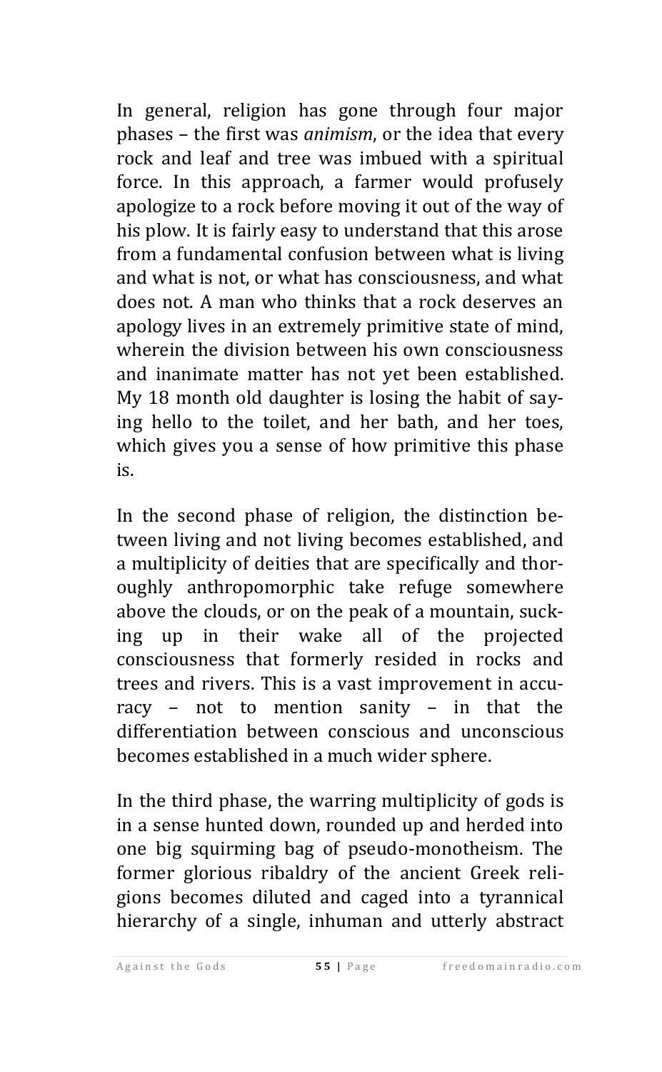In general, religion has gone through four major phases – the first was *animism*, or the idea that every rock and leaf and tree was imbued with a spiritual force. In this approach, a farmer would profusely apologize to a rock before moving it out of the way of his plow. It is fairly easy to understand that this arose from a fundamental confusion between what is living and what is not, or what has consciousness, and what does not. A man who thinks that a rock deserves an apology lives in an extremely primitive state of mind, wherein the division between his own consciousness and inanimate matter has not yet been established. My 18 month old daughter is losing the habit of saying hello to the toilet, and her bath, and her toes, which gives you a sense of how primitive this phase is.

In the second phase of religion, the distinction between living and not living becomes established, and a multiplicity of deities that are specifically and thoroughly anthropomorphic take refuge somewhere above the clouds, or on the peak of a mountain, sucking up in their wake all of the projected consciousness that formerly resided in rocks and trees and rivers. This is a vast improvement in accuracy – not to mention sanity – in that the differentiation between conscious and unconscious becomes established in a much wider sphere.

In the third phase, the warring multiplicity of gods is in a sense hunted down, rounded up and herded into one big squirming bag of pseudo-monotheism. The former glorious ribaldry of the ancient Greek religions becomes diluted and caged into a tyrannical hierarchy of a single, inhuman and utterly abstract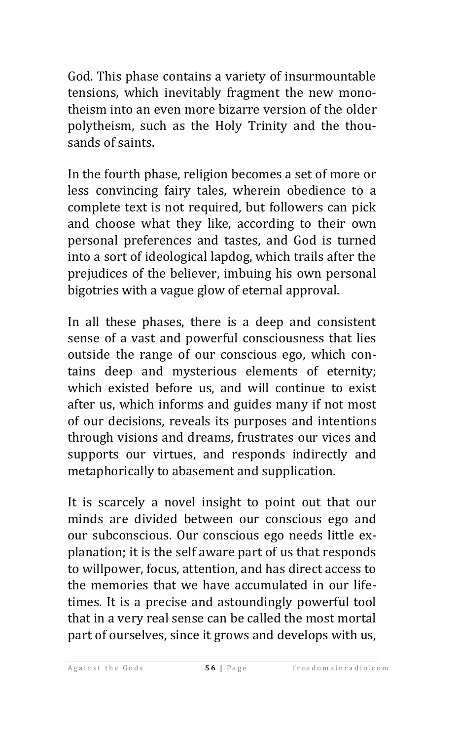God. This phase contains a variety of insurmountable tensions, which inevitably fragment the new monotheism into an even more bizarre version of the older polytheism, such as the Holy Trinity and the thousands of saints.

In the fourth phase, religion becomes a set of more or less convincing fairy tales, wherein obedience to a complete text is not required, but followers can pick and choose what they like, according to their own personal preferences and tastes, and God is turned into a sort of ideological lapdog, which trails after the prejudices of the believer, imbuing his own personal bigotries with a vague glow of eternal approval.

In all these phases, there is a deep and consistent sense of a vast and powerful consciousness that lies outside the range of our conscious ego, which contains deep and mysterious elements of eternity; which existed before us, and will continue to exist after us, which informs and guides many if not most of our decisions, reveals its purposes and intentions through visions and dreams, frustrates our vices and supports our virtues, and responds indirectly and metaphorically to abasement and supplication.

It is scarcely a novel insight to point out that our minds are divided between our conscious ego and our subconscious. Our conscious ego needs little explanation; it is the self aware part of us that responds to willpower, focus, attention, and has direct access to the memories that we have accumulated in our lifetimes. It is a precise and astoundingly powerful tool that in a very real sense can be called the most mortal part of ourselves, since it grows and develops with us,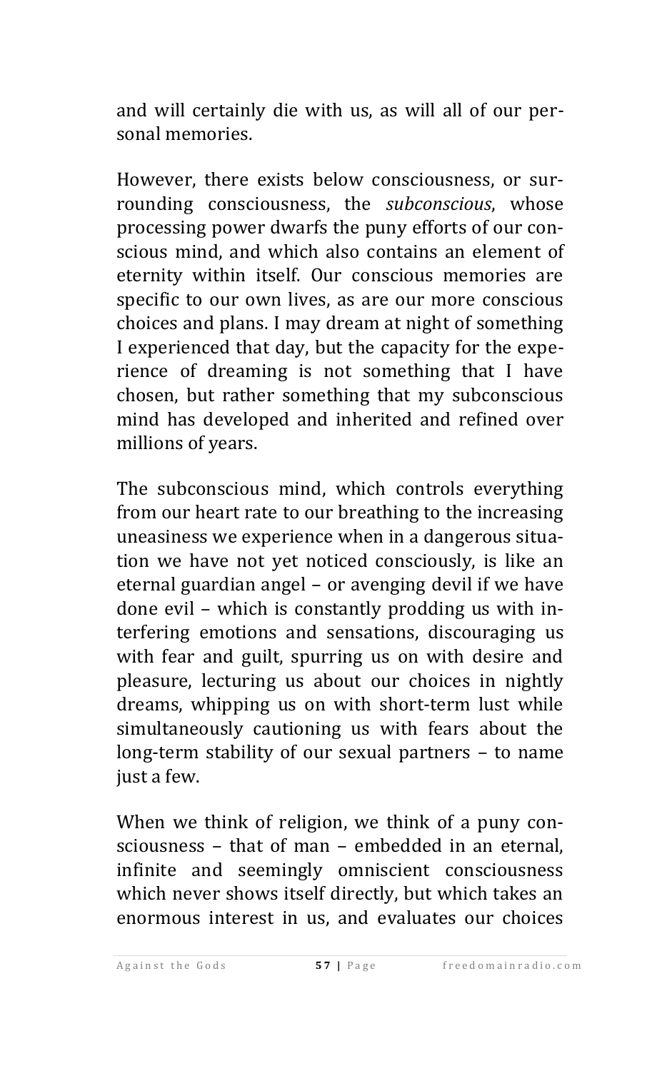and will certainly die with us, as will all of our personal memories.

However, there exists below consciousness, or surrounding consciousness, the *subconscious*, whose processing power dwarfs the puny efforts of our conscious mind, and which also contains an element of eternity within itself. Our conscious memories are specific to our own lives, as are our more conscious choices and plans. I may dream at night of something I experienced that day, but the capacity for the experience of dreaming is not something that I have chosen, but rather something that my subconscious mind has developed and inherited and refined over millions of years.

The subconscious mind, which controls everything from our heart rate to our breathing to the increasing uneasiness we experience when in a dangerous situation we have not yet noticed consciously, is like an eternal guardian angel – or avenging devil if we have done evil – which is constantly prodding us with interfering emotions and sensations, discouraging us with fear and guilt, spurring us on with desire and pleasure, lecturing us about our choices in nightly dreams, whipping us on with short-term lust while simultaneously cautioning us with fears about the long-term stability of our sexual partners – to name just a few.

When we think of religion, we think of a puny consciousness – that of man – embedded in an eternal, infinite and seemingly omniscient consciousness which never shows itself directly, but which takes an enormous interest in us, and evaluates our choices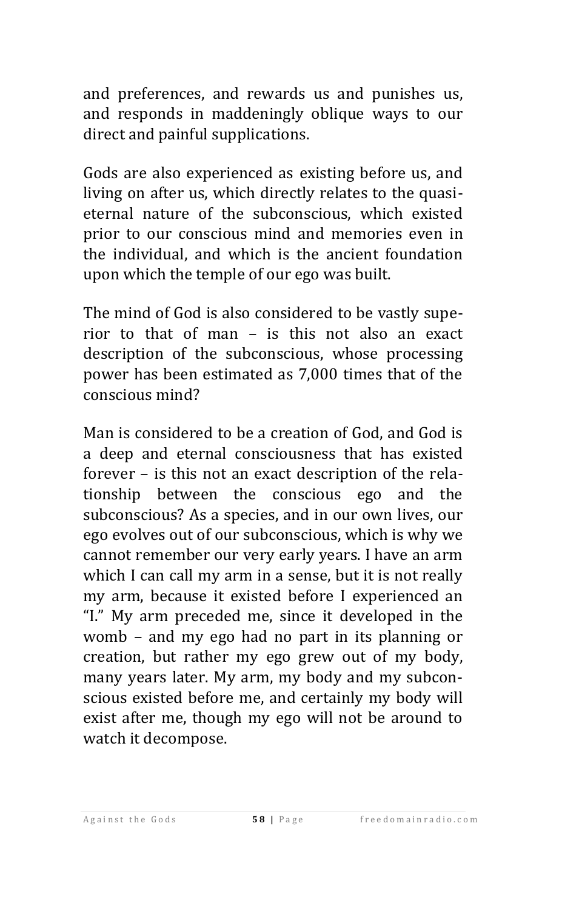and preferences, and rewards us and punishes us, and responds in maddeningly oblique ways to our direct and painful supplications.

Gods are also experienced as existing before us, and living on after us, which directly relates to the quasi-eternal nature of the subconscious, which existed prior to our conscious mind and memories even in the individual, and which is the ancient foundation upon which the temple of our ego was built.

The mind of God is also considered to be vastly superior to that of man – is this not also an exact description of the subconscious, whose processing power has been estimated as 7,000 times that of the conscious mind?

Man is considered to be a creation of God, and God is a deep and eternal consciousness that has existed forever – is this not an exact description of the relationship between the conscious ego and the subconscious? As a species, and in our own lives, our ego evolves out of our subconscious, which is why we cannot remember our very early years. I have an arm which I can call my arm in a sense, but it is not really my arm, because it existed before I experienced an "I." My arm preceded me, since it developed in the womb – and my ego had no part in its planning or creation, but rather my ego grew out of my body, many years later. My arm, my body and my subconscious existed before me, and certainly my body will exist after me, though my ego will not be around to watch it decompose.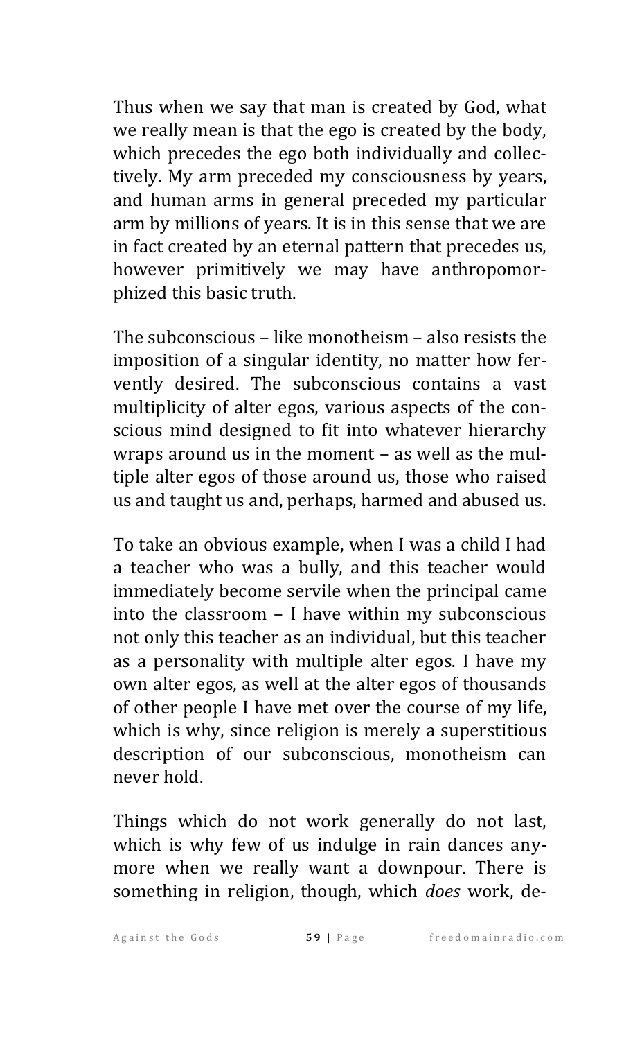Thus when we say that man is created by God, what we really mean is that the ego is created by the body, which precedes the ego both individually and collectively. My arm preceded my consciousness by years, and human arms in general preceded my particular arm by millions of years. It is in this sense that we are in fact created by an eternal pattern that precedes us, however primitively we may have anthropomorphized this basic truth.

The subconscious – like monotheism – also resists the imposition of a singular identity, no matter how fervently desired. The subconscious contains a vast multiplicity of alter egos, various aspects of the conscious mind designed to fit into whatever hierarchy wraps around us in the moment – as well as the multiple alter egos of those around us, those who raised us and taught us and, perhaps, harmed and abused us.

To take an obvious example, when I was a child I had a teacher who was a bully, and this teacher would immediately become servile when the principal came into the classroom – I have within my subconscious not only this teacher as an individual, but this teacher as a personality with multiple alter egos. I have my own alter egos, as well at the alter egos of thousands of other people I have met over the course of my life, which is why, since religion is merely a superstitious description of our subconscious, monotheism can never hold.

Things which do not work generally do not last, which is why few of us indulge in rain dances anymore when we really want a downpour. There is something in religion, though, which *does* work, de-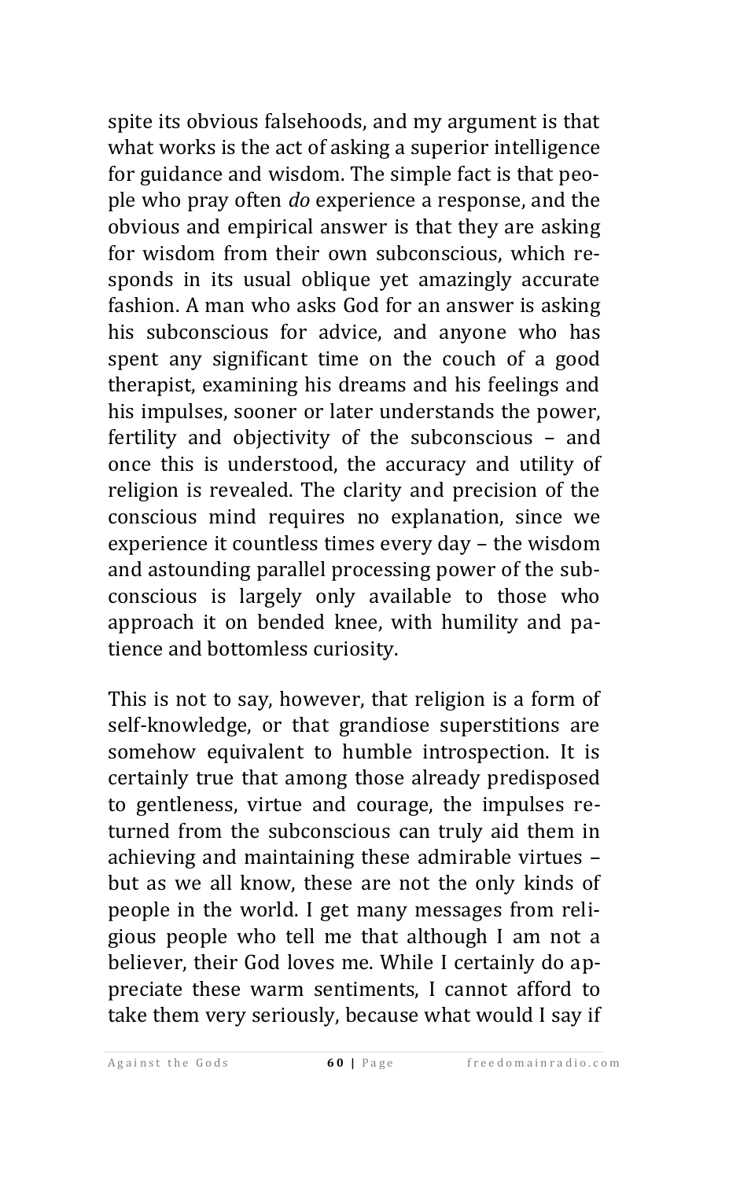spite its obvious falsehoods, and my argument is that what works is the act of asking a superior intelligence for guidance and wisdom. The simple fact is that people who pray often *do* experience a response, and the obvious and empirical answer is that they are asking for wisdom from their own subconscious, which responds in its usual oblique yet amazingly accurate fashion. A man who asks God for an answer is asking his subconscious for advice, and anyone who has spent any significant time on the couch of a good therapist, examining his dreams and his feelings and his impulses, sooner or later understands the power, fertility and objectivity of the subconscious – and once this is understood, the accuracy and utility of religion is revealed. The clarity and precision of the conscious mind requires no explanation, since we experience it countless times every day – the wisdom and astounding parallel processing power of the subconscious is largely only available to those who approach it on bended knee, with humility and patience and bottomless curiosity.

This is not to say, however, that religion is a form of self-knowledge, or that grandiose superstitions are somehow equivalent to humble introspection. It is certainly true that among those already predisposed to gentleness, virtue and courage, the impulses returned from the subconscious can truly aid them in achieving and maintaining these admirable virtues – but as we all know, these are not the only kinds of people in the world. I get many messages from religious people who tell me that although I am not a believer, their God loves me. While I certainly do appreciate these warm sentiments, I cannot afford to take them very seriously, because what would I say if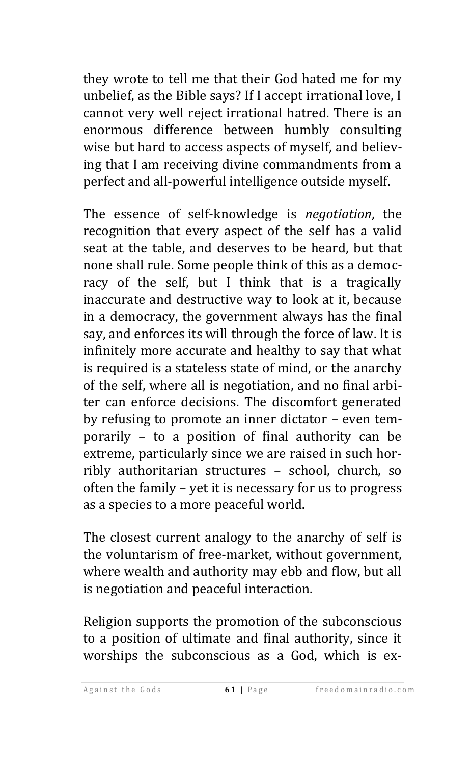they wrote to tell me that their God hated me for my unbelief, as the Bible says? If I accept irrational love, I cannot very well reject irrational hatred. There is an enormous difference between humbly consulting wise but hard to access aspects of myself, and believing that I am receiving divine commandments from a perfect and all-powerful intelligence outside myself.

The essence of self-knowledge is *negotiation*, the recognition that every aspect of the self has a valid seat at the table, and deserves to be heard, but that none shall rule. Some people think of this as a democracy of the self, but I think that is a tragically inaccurate and destructive way to look at it, because in a democracy, the government always has the final say, and enforces its will through the force of law. It is infinitely more accurate and healthy to say that what is required is a stateless state of mind, or the anarchy of the self, where all is negotiation, and no final arbiter can enforce decisions. The discomfort generated by refusing to promote an inner dictator – even temporarily – to a position of final authority can be extreme, particularly since we are raised in such horribly authoritarian structures – school, church, so often the family – yet it is necessary for us to progress as a species to a more peaceful world.

The closest current analogy to the anarchy of self is the voluntarism of free-market, without government, where wealth and authority may ebb and flow, but all is negotiation and peaceful interaction.

Religion supports the promotion of the subconscious to a position of ultimate and final authority, since it worships the subconscious as a God, which is ex-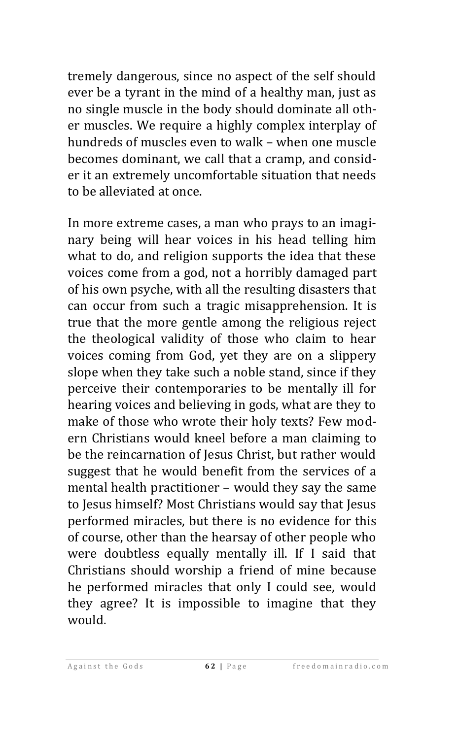tremely dangerous, since no aspect of the self should ever be a tyrant in the mind of a healthy man, just as no single muscle in the body should dominate all other muscles. We require a highly complex interplay of hundreds of muscles even to walk – when one muscle becomes dominant, we call that a cramp, and consider it an extremely uncomfortable situation that needs to be alleviated at once.

In more extreme cases, a man who prays to an imaginary being will hear voices in his head telling him what to do, and religion supports the idea that these voices come from a god, not a horribly damaged part of his own psyche, with all the resulting disasters that can occur from such a tragic misapprehension. It is true that the more gentle among the religious reject the theological validity of those who claim to hear voices coming from God, yet they are on a slippery slope when they take such a noble stand, since if they perceive their contemporaries to be mentally ill for hearing voices and believing in gods, what are they to make of those who wrote their holy texts? Few modern Christians would kneel before a man claiming to be the reincarnation of Jesus Christ, but rather would suggest that he would benefit from the services of a mental health practitioner – would they say the same to Jesus himself? Most Christians would say that Jesus performed miracles, but there is no evidence for this of course, other than the hearsay of other people who were doubtless equally mentally ill. If I said that Christians should worship a friend of mine because he performed miracles that only I could see, would they agree? It is impossible to imagine that they would.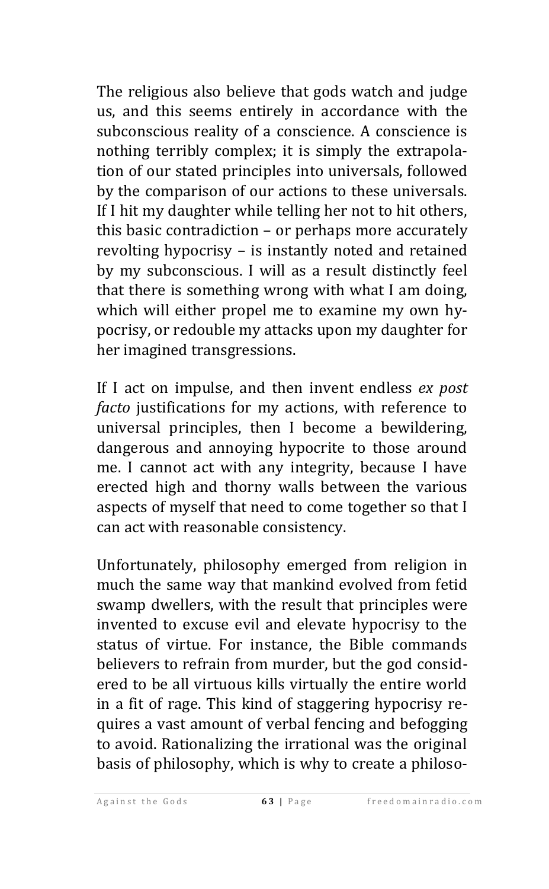The religious also believe that gods watch and judge us, and this seems entirely in accordance with the subconscious reality of a conscience. A conscience is nothing terribly complex; it is simply the extrapolation of our stated principles into universals, followed by the comparison of our actions to these universals. If I hit my daughter while telling her not to hit others, this basic contradiction – or perhaps more accurately revolting hypocrisy – is instantly noted and retained by my subconscious. I will as a result distinctly feel that there is something wrong with what I am doing, which will either propel me to examine my own hypocrisy, or redouble my attacks upon my daughter for her imagined transgressions.

If I act on impulse, and then invent endless *ex post facto* justifications for my actions, with reference to universal principles, then I become a bewildering, dangerous and annoying hypocrite to those around me. I cannot act with any integrity, because I have erected high and thorny walls between the various aspects of myself that need to come together so that I can act with reasonable consistency.

Unfortunately, philosophy emerged from religion in much the same way that mankind evolved from fetid swamp dwellers, with the result that principles were invented to excuse evil and elevate hypocrisy to the status of virtue. For instance, the Bible commands believers to refrain from murder, but the god considered to be all virtuous kills virtually the entire world in a fit of rage. This kind of staggering hypocrisy requires a vast amount of verbal fencing and befogging to avoid. Rationalizing the irrational was the original basis of philosophy, which is why to create a philoso-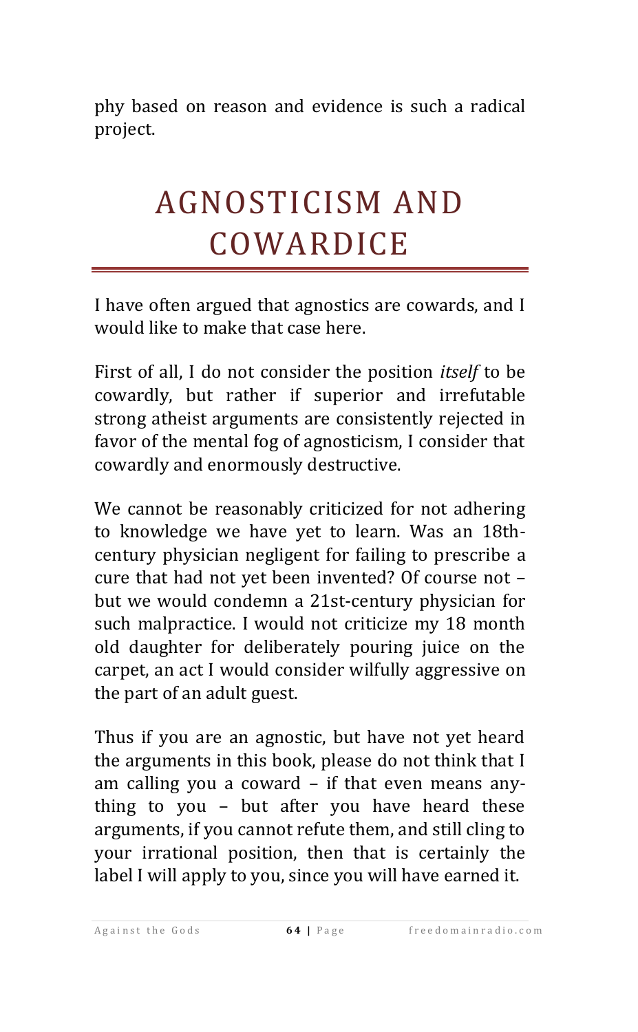phy based on reason and evidence is such a radical project.

# AGNOSTICISM AND COWARDICE

I have often argued that agnostics are cowards, and I would like to make that case here.

First of all, I do not consider the position *itself* to be cowardly, but rather if superior and irrefutable strong atheist arguments are consistently rejected in favor of the mental fog of agnosticism, I consider that cowardly and enormously destructive.

We cannot be reasonably criticized for not adhering to knowledge we have yet to learn. Was an 18th-century physician negligent for failing to prescribe a cure that had not yet been invented? Of course not – but we would condemn a 21st-century physician for such malpractice. I would not criticize my 18 month old daughter for deliberately pouring juice on the carpet, an act I would consider wilfully aggressive on the part of an adult guest.

Thus if you are an agnostic, but have not yet heard the arguments in this book, please do not think that I am calling you a coward – if that even means anything to you – but after you have heard these arguments, if you cannot refute them, and still cling to your irrational position, then that is certainly the label I will apply to you, since you will have earned it.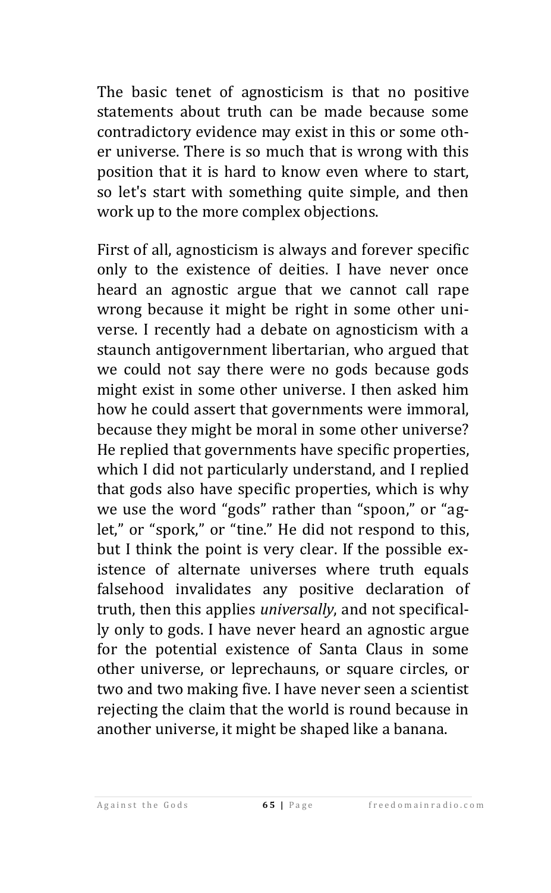The basic tenet of agnosticism is that no positive statements about truth can be made because some contradictory evidence may exist in this or some other universe. There is so much that is wrong with this position that it is hard to know even where to start, so let's start with something quite simple, and then work up to the more complex objections.

First of all, agnosticism is always and forever specific only to the existence of deities. I have never once heard an agnostic argue that we cannot call rape wrong because it might be right in some other universe. I recently had a debate on agnosticism with a staunch antigovernment libertarian, who argued that we could not say there were no gods because gods might exist in some other universe. I then asked him how he could assert that governments were immoral, because they might be moral in some other universe? He replied that governments have specific properties, which I did not particularly understand, and I replied that gods also have specific properties, which is why we use the word "gods" rather than "spoon," or "aglet," or "spork," or "tine." He did not respond to this, but I think the point is very clear. If the possible existence of alternate universes where truth equals falsehood invalidates any positive declaration of truth, then this applies *universally*, and not specifically only to gods. I have never heard an agnostic argue for the potential existence of Santa Claus in some other universe, or leprechauns, or square circles, or two and two making five. I have never seen a scientist rejecting the claim that the world is round because in another universe, it might be shaped like a banana.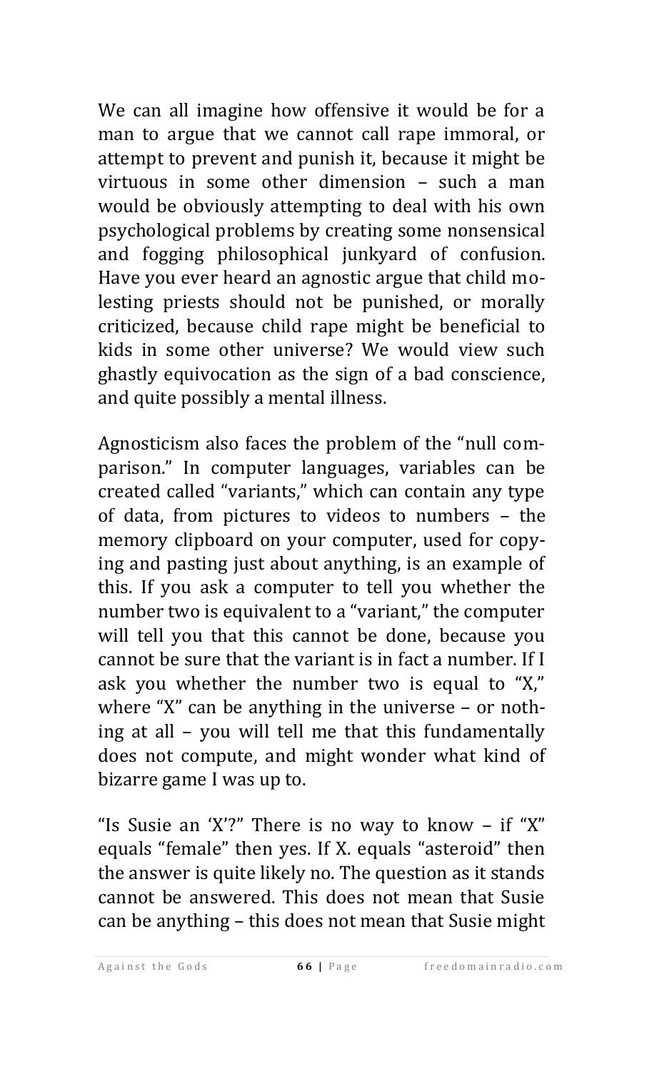We can all imagine how offensive it would be for a man to argue that we cannot call rape immoral, or attempt to prevent and punish it, because it might be virtuous in some other dimension – such a man would be obviously attempting to deal with his own psychological problems by creating some nonsensical and fogging philosophical junkyard of confusion. Have you ever heard an agnostic argue that child molesting priests should not be punished, or morally criticized, because child rape might be beneficial to kids in some other universe? We would view such ghastly equivocation as the sign of a bad conscience, and quite possibly a mental illness.

Agnosticism also faces the problem of the "null comparison." In computer languages, variables can be created called "variants," which can contain any type of data, from pictures to videos to numbers – the memory clipboard on your computer, used for copying and pasting just about anything, is an example of this. If you ask a computer to tell you whether the number two is equivalent to a "variant," the computer will tell you that this cannot be done, because you cannot be sure that the variant is in fact a number. If I ask you whether the number two is equal to "X," where "X" can be anything in the universe – or nothing at all – you will tell me that this fundamentally does not compute, and might wonder what kind of bizarre game I was up to.

"Is Susie an 'X'?" There is no way to know – if "X" equals "female" then yes. If X. equals "asteroid" then the answer is quite likely no. The question as it stands cannot be answered. This does not mean that Susie can be anything – this does not mean that Susie might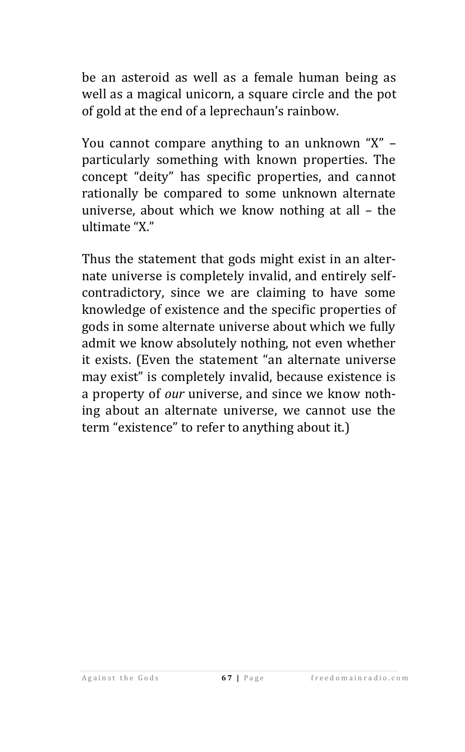be an asteroid as well as a female human being as well as a magical unicorn, a square circle and the pot of gold at the end of a leprechaun's rainbow.

You cannot compare anything to an unknown "X" – particularly something with known properties. The concept "deity" has specific properties, and cannot rationally be compared to some unknown alternate universe, about which we know nothing at all – the ultimate "X."

Thus the statement that gods might exist in an alternate universe is completely invalid, and entirely self-contradictory, since we are claiming to have some knowledge of existence and the specific properties of gods in some alternate universe about which we fully admit we know absolutely nothing, not even whether it exists. (Even the statement "an alternate universe may exist" is completely invalid, because existence is a property of *our* universe, and since we know nothing about an alternate universe, we cannot use the term "existence" to refer to anything about it.)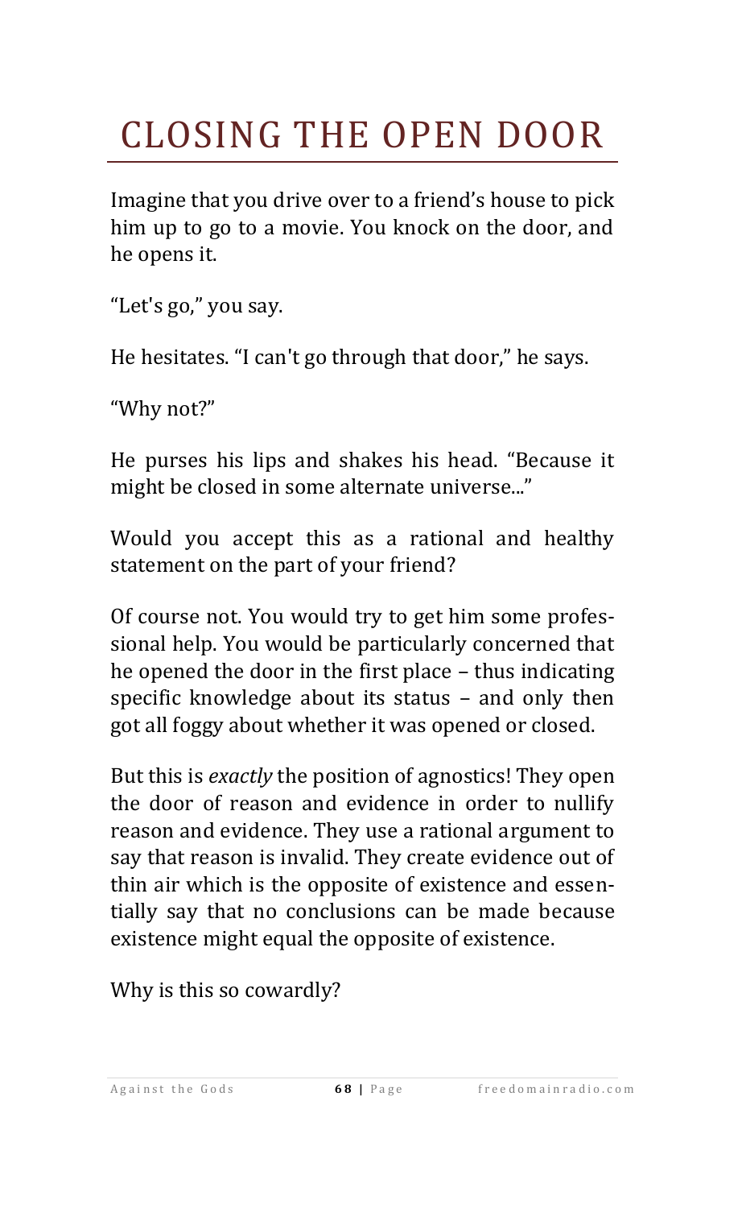# CLOSING THE OPEN DOOR

Imagine that you drive over to a friend's house to pick him up to go to a movie. You knock on the door, and he opens it.

"Let's go," you say.

He hesitates. "I can't go through that door," he says.

"Why not?"

He purses his lips and shakes his head. "Because it might be closed in some alternate universe..."

Would you accept this as a rational and healthy statement on the part of your friend?

Of course not. You would try to get him some professional help. You would be particularly concerned that he opened the door in the first place – thus indicating specific knowledge about its status – and only then got all foggy about whether it was opened or closed.

But this is *exactly* the position of agnostics! They open the door of reason and evidence in order to nullify reason and evidence. They use a rational argument to say that reason is invalid. They create evidence out of thin air which is the opposite of existence and essentially say that no conclusions can be made because existence might equal the opposite of existence.

Why is this so cowardly?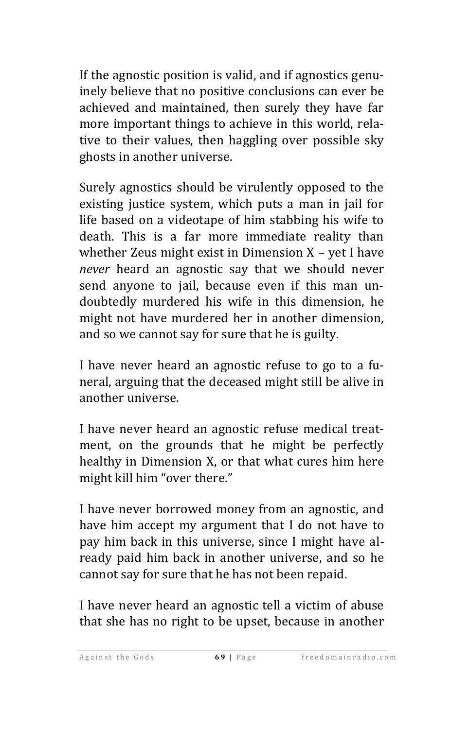If the agnostic position is valid, and if agnostics genuinely believe that no positive conclusions can ever be achieved and maintained, then surely they have far more important things to achieve in this world, relative to their values, then haggling over possible sky ghosts in another universe.

Surely agnostics should be virulently opposed to the existing justice system, which puts a man in jail for life based on a videotape of him stabbing his wife to death. This is a far more immediate reality than whether Zeus might exist in Dimension X – yet I have *never* heard an agnostic say that we should never send anyone to jail, because even if this man undoubtedly murdered his wife in this dimension, he might not have murdered her in another dimension, and so we cannot say for sure that he is guilty.

I have never heard an agnostic refuse to go to a funeral, arguing that the deceased might still be alive in another universe.

I have never heard an agnostic refuse medical treatment, on the grounds that he might be perfectly healthy in Dimension X, or that what cures him here might kill him "over there."

I have never borrowed money from an agnostic, and have him accept my argument that I do not have to pay him back in this universe, since I might have already paid him back in another universe, and so he cannot say for sure that he has not been repaid.

I have never heard an agnostic tell a victim of abuse that she has no right to be upset, because in another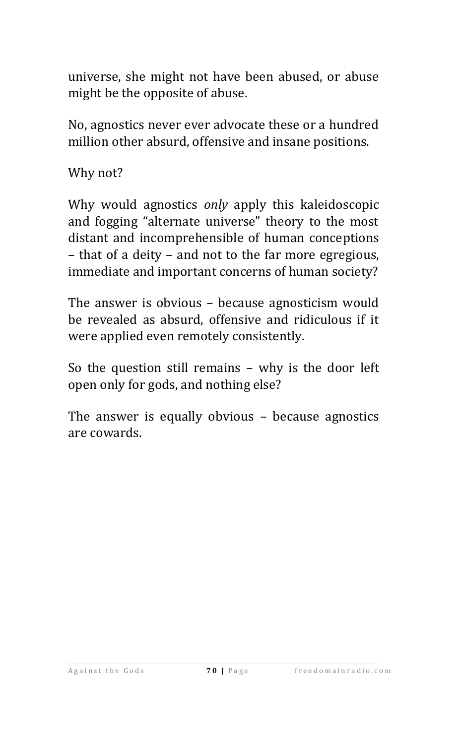universe, she might not have been abused, or abuse might be the opposite of abuse.

No, agnostics never ever advocate these or a hundred million other absurd, offensive and insane positions.

Why not?

Why would agnostics *only* apply this kaleidoscopic and fogging “alternate universe” theory to the most distant and incomprehensible of human conceptions – that of a deity – and not to the far more egregious, immediate and important concerns of human society?

The answer is obvious – because agnosticism would be revealed as absurd, offensive and ridiculous if it were applied even remotely consistently.

So the question still remains – why is the door left open only for gods, and nothing else?

The answer is equally obvious – because agnostics are cowards.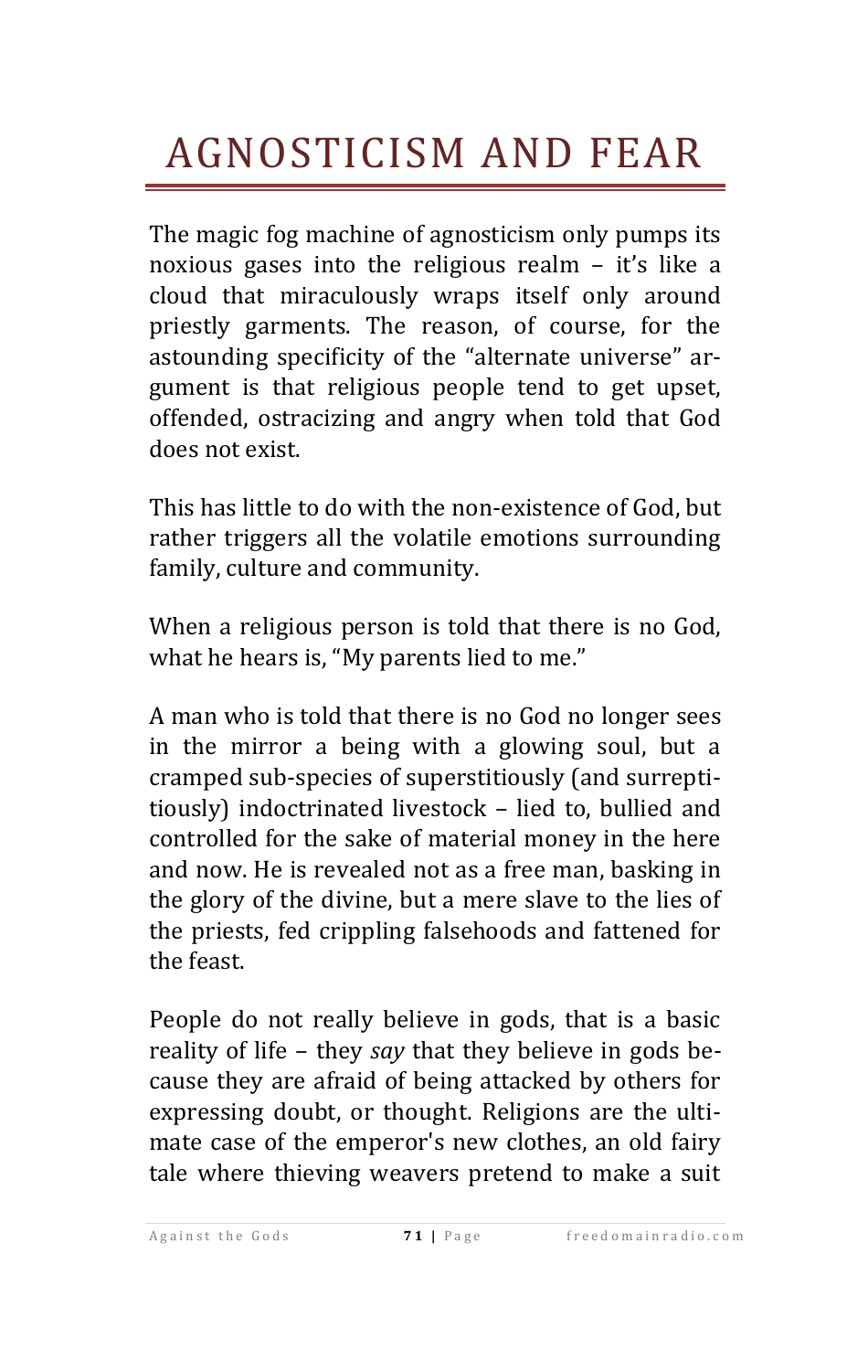# AGNOSTICISM AND FEAR

The magic fog machine of agnosticism only pumps its noxious gases into the religious realm – it's like a cloud that miraculously wraps itself only around priestly garments. The reason, of course, for the astounding specificity of the "alternate universe" argument is that religious people tend to get upset, offended, ostracizing and angry when told that God does not exist.

This has little to do with the non-existence of God, but rather triggers all the volatile emotions surrounding family, culture and community.

When a religious person is told that there is no God, what he hears is, "My parents lied to me."

A man who is told that there is no God no longer sees in the mirror a being with a glowing soul, but a cramped sub-species of superstitiously (and surreptitiously) indoctrinated livestock – lied to, bullied and controlled for the sake of material money in the here and now. He is revealed not as a free man, basking in the glory of the divine, but a mere slave to the lies of the priests, fed crippling falsehoods and fattened for the feast.

People do not really believe in gods, that is a basic reality of life – they *say* that they believe in gods because they are afraid of being attacked by others for expressing doubt, or thought. Religions are the ultimate case of the emperor's new clothes, an old fairy tale where thieving weavers pretend to make a suit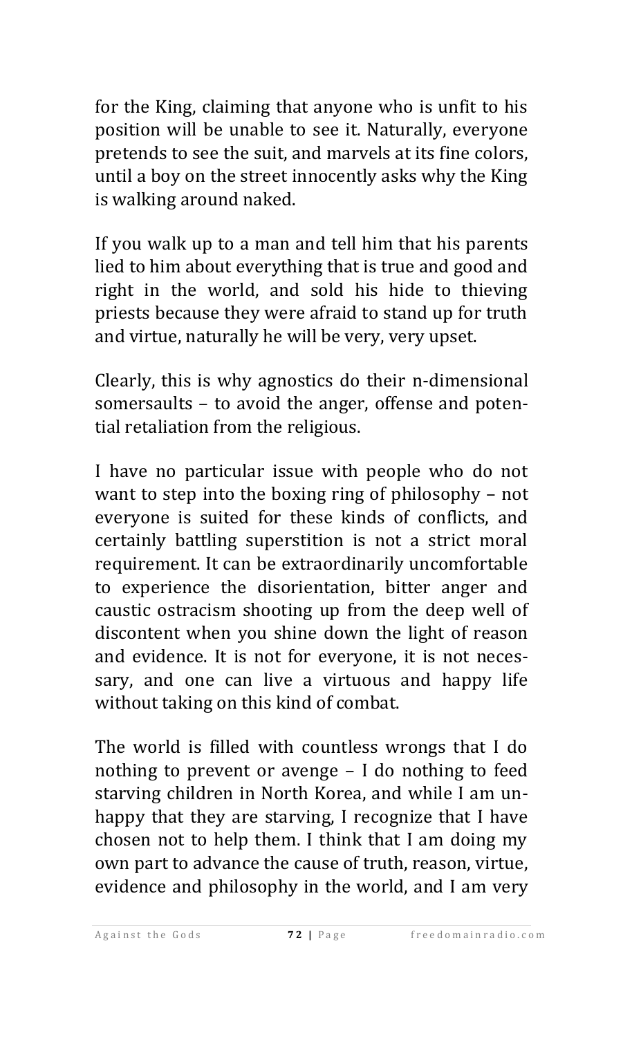for the King, claiming that anyone who is unfit to his position will be unable to see it. Naturally, everyone pretends to see the suit, and marvels at its fine colors, until a boy on the street innocently asks why the King is walking around naked.

If you walk up to a man and tell him that his parents lied to him about everything that is true and good and right in the world, and sold his hide to thieving priests because they were afraid to stand up for truth and virtue, naturally he will be very, very upset.

Clearly, this is why agnostics do their n-dimensional somersaults – to avoid the anger, offense and potential retaliation from the religious.

I have no particular issue with people who do not want to step into the boxing ring of philosophy – not everyone is suited for these kinds of conflicts, and certainly battling superstition is not a strict moral requirement. It can be extraordinarily uncomfortable to experience the disorientation, bitter anger and caustic ostracism shooting up from the deep well of discontent when you shine down the light of reason and evidence. It is not for everyone, it is not necessary, and one can live a virtuous and happy life without taking on this kind of combat.

The world is filled with countless wrongs that I do nothing to prevent or avenge – I do nothing to feed starving children in North Korea, and while I am unhappy that they are starving, I recognize that I have chosen not to help them. I think that I am doing my own part to advance the cause of truth, reason, virtue, evidence and philosophy in the world, and I am very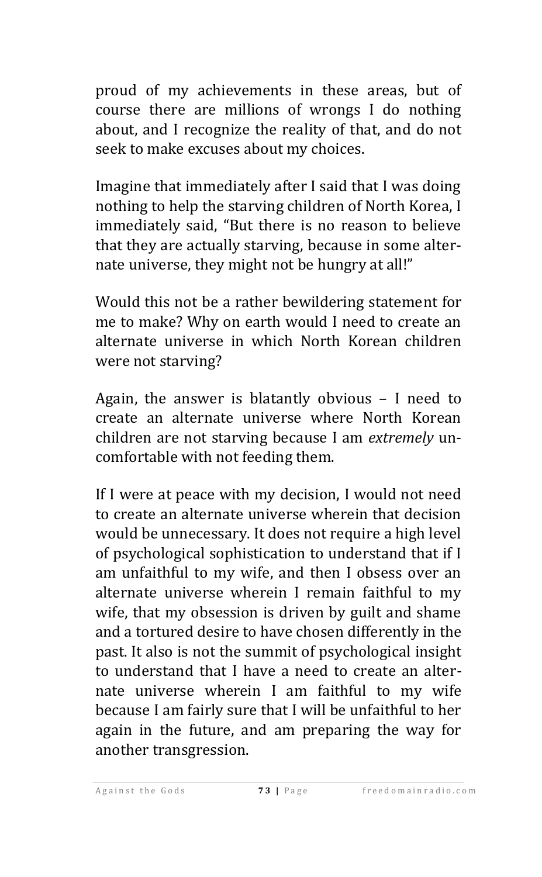proud of my achievements in these areas, but of course there are millions of wrongs I do nothing about, and I recognize the reality of that, and do not seek to make excuses about my choices.

Imagine that immediately after I said that I was doing nothing to help the starving children of North Korea, I immediately said, "But there is no reason to believe that they are actually starving, because in some alternate universe, they might not be hungry at all!"

Would this not be a rather bewildering statement for me to make? Why on earth would I need to create an alternate universe in which North Korean children were not starving?

Again, the answer is blatantly obvious – I need to create an alternate universe where North Korean children are not starving because I am *extremely* uncomfortable with not feeding them.

If I were at peace with my decision, I would not need to create an alternate universe wherein that decision would be unnecessary. It does not require a high level of psychological sophistication to understand that if I am unfaithful to my wife, and then I obsess over an alternate universe wherein I remain faithful to my wife, that my obsession is driven by guilt and shame and a tortured desire to have chosen differently in the past. It also is not the summit of psychological insight to understand that I have a need to create an alternate universe wherein I am faithful to my wife because I am fairly sure that I will be unfaithful to her again in the future, and am preparing the way for another transgression.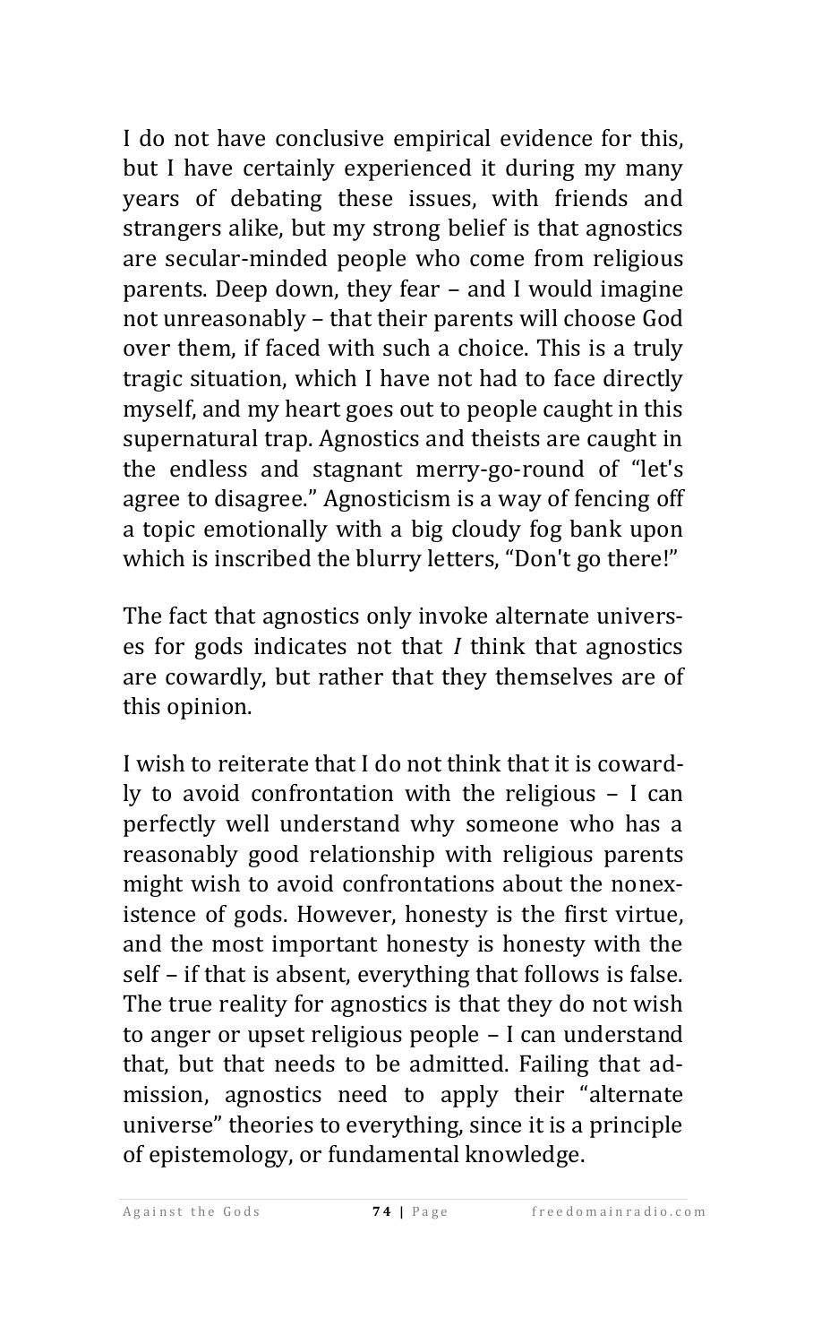I do not have conclusive empirical evidence for this, but I have certainly experienced it during my many years of debating these issues, with friends and strangers alike, but my strong belief is that agnostics are secular-minded people who come from religious parents. Deep down, they fear – and I would imagine not unreasonably – that their parents will choose God over them, if faced with such a choice. This is a truly tragic situation, which I have not had to face directly myself, and my heart goes out to people caught in this supernatural trap. Agnostics and theists are caught in the endless and stagnant merry-go-round of "let's agree to disagree." Agnosticism is a way of fencing off a topic emotionally with a big cloudy fog bank upon which is inscribed the blurry letters, "Don't go there!"

The fact that agnostics only invoke alternate universes for gods indicates not that *I* think that agnostics are cowardly, but rather that they themselves are of this opinion.

I wish to reiterate that I do not think that it is cowardly to avoid confrontation with the religious – I can perfectly well understand why someone who has a reasonably good relationship with religious parents might wish to avoid confrontations about the nonexistence of gods. However, honesty is the first virtue, and the most important honesty is honesty with the self – if that is absent, everything that follows is false. The true reality for agnostics is that they do not wish to anger or upset religious people – I can understand that, but that needs to be admitted. Failing that admission, agnostics need to apply their "alternate universe" theories to everything, since it is a principle of epistemology, or fundamental knowledge.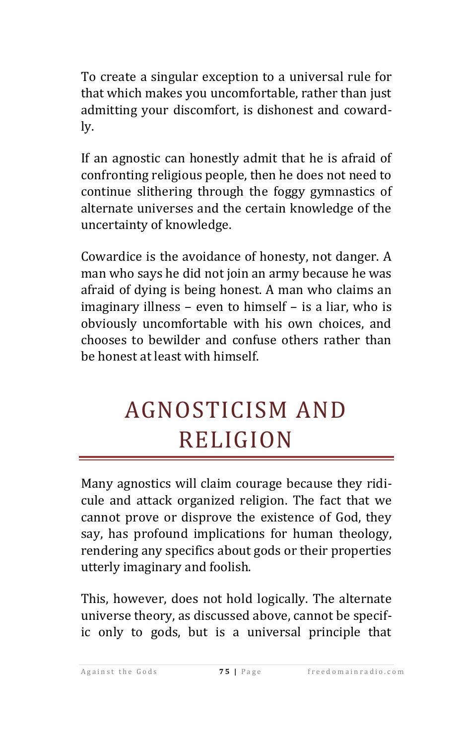To create a singular exception to a universal rule for that which makes you uncomfortable, rather than just admitting your discomfort, is dishonest and cowardly.

If an agnostic can honestly admit that he is afraid of confronting religious people, then he does not need to continue slithering through the foggy gymnastics of alternate universes and the certain knowledge of the uncertainty of knowledge.

Cowardice is the avoidance of honesty, not danger. A man who says he did not join an army because he was afraid of dying is being honest. A man who claims an imaginary illness – even to himself – is a liar, who is obviously uncomfortable with his own choices, and chooses to bewilder and confuse others rather than be honest at least with himself.

# AGNOSTICISM AND RELIGION

Many agnostics will claim courage because they ridicule and attack organized religion. The fact that we cannot prove or disprove the existence of God, they say, has profound implications for human theology, rendering any specifics about gods or their properties utterly imaginary and foolish.

This, however, does not hold logically. The alternate universe theory, as discussed above, cannot be specific only to gods, but is a universal principle that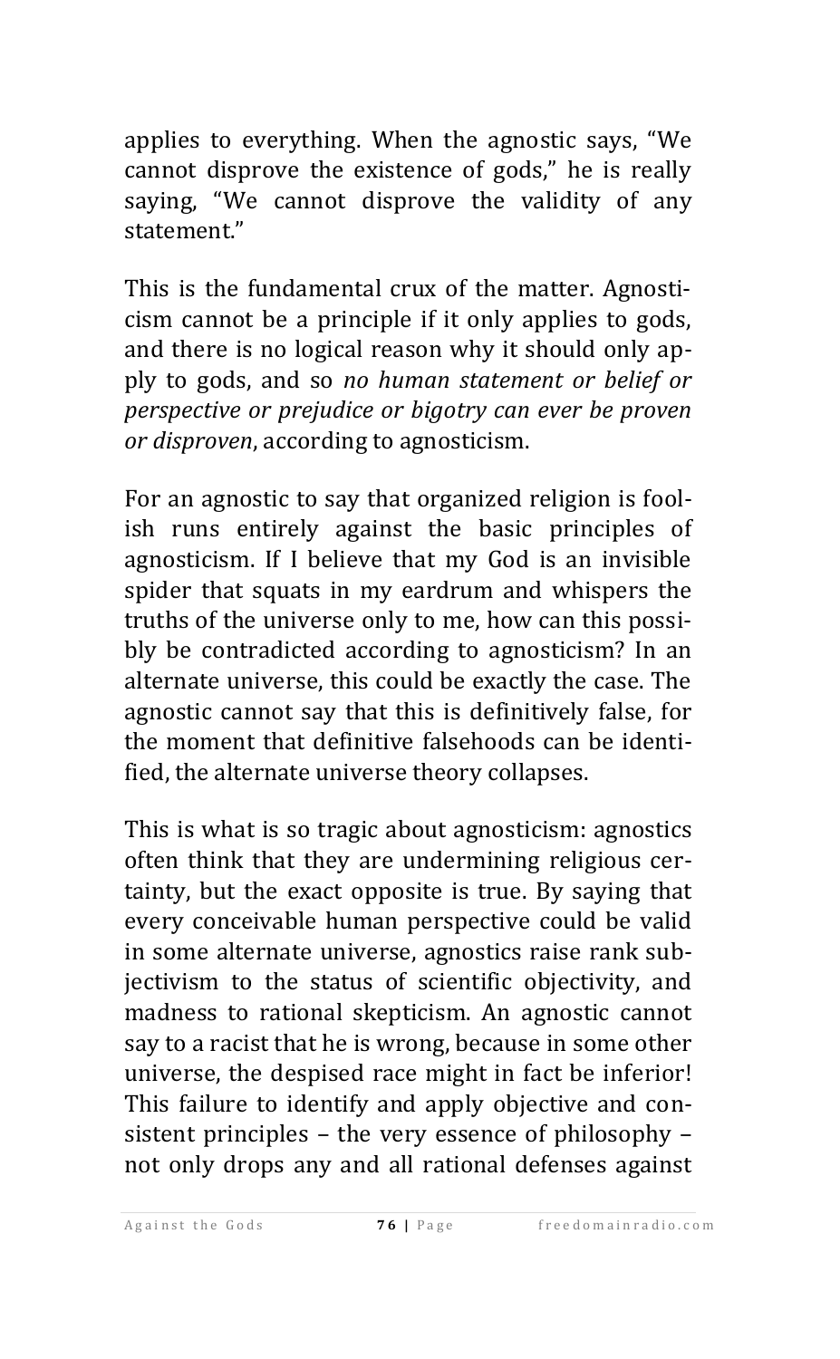applies to everything. When the agnostic says, "We cannot disprove the existence of gods," he is really saying, "We cannot disprove the validity of any statement."

This is the fundamental crux of the matter. Agnosticism cannot be a principle if it only applies to gods, and there is no logical reason why it should only apply to gods, and so *no human statement or belief or perspective or prejudice or bigotry can ever be proven or disproven*, according to agnosticism.

For an agnostic to say that organized religion is foolish runs entirely against the basic principles of agnosticism. If I believe that my God is an invisible spider that squats in my eardrum and whispers the truths of the universe only to me, how can this possibly be contradicted according to agnosticism? In an alternate universe, this could be exactly the case. The agnostic cannot say that this is definitively false, for the moment that definitive falsehoods can be identified, the alternate universe theory collapses.

This is what is so tragic about agnosticism: agnostics often think that they are undermining religious certainty, but the exact opposite is true. By saying that every conceivable human perspective could be valid in some alternate universe, agnostics raise rank subjectivism to the status of scientific objectivity, and madness to rational skepticism. An agnostic cannot say to a racist that he is wrong, because in some other universe, the despised race might in fact be inferior! This failure to identify and apply objective and consistent principles – the very essence of philosophy – not only drops any and all rational defenses against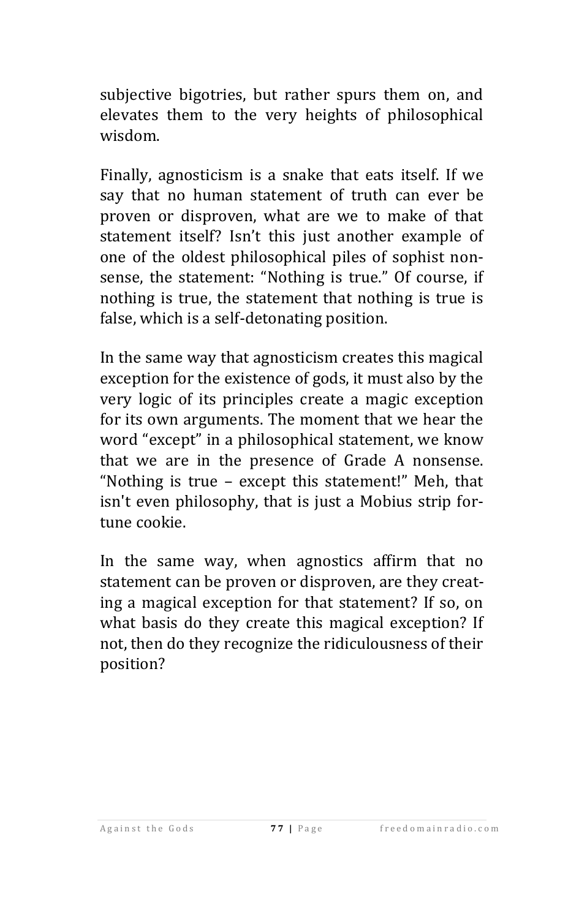subjective bigotries, but rather spurs them on, and elevates them to the very heights of philosophical wisdom.

Finally, agnosticism is a snake that eats itself. If we say that no human statement of truth can ever be proven or disproven, what are we to make of that statement itself? Isn't this just another example of one of the oldest philosophical piles of sophist nonsense, the statement: "Nothing is true." Of course, if nothing is true, the statement that nothing is true is false, which is a self-detonating position.

In the same way that agnosticism creates this magical exception for the existence of gods, it must also by the very logic of its principles create a magic exception for its own arguments. The moment that we hear the word "except" in a philosophical statement, we know that we are in the presence of Grade A nonsense. "Nothing is true – except this statement!" Meh, that isn't even philosophy, that is just a Mobius strip fortune cookie.

In the same way, when agnostics affirm that no statement can be proven or disproven, are they creating a magical exception for that statement? If so, on what basis do they create this magical exception? If not, then do they recognize the ridiculousness of their position?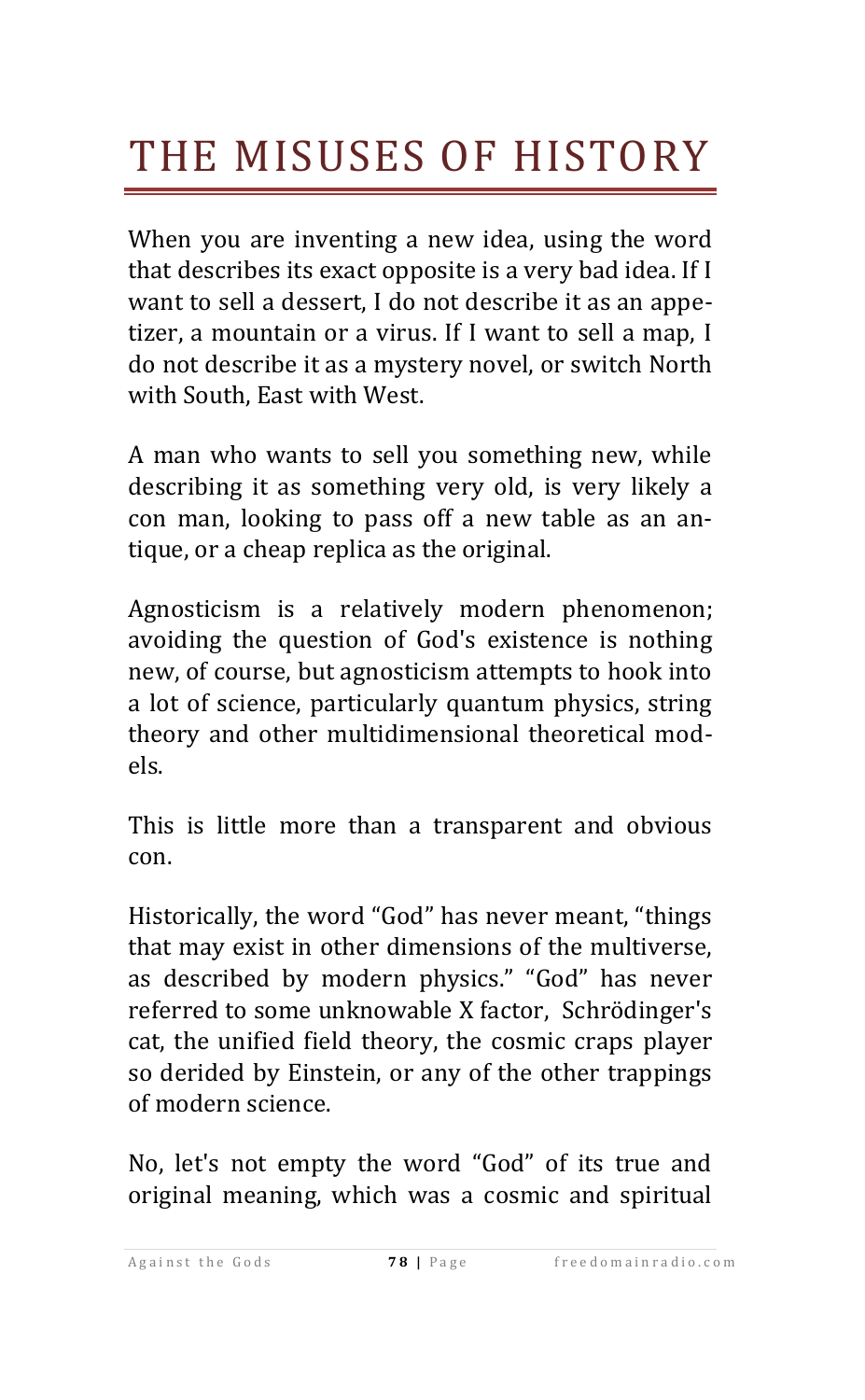# THE MISUSES OF HISTORY

When you are inventing a new idea, using the word that describes its exact opposite is a very bad idea. If I want to sell a dessert, I do not describe it as an appetizer, a mountain or a virus. If I want to sell a map, I do not describe it as a mystery novel, or switch North with South, East with West.

A man who wants to sell you something new, while describing it as something very old, is very likely a con man, looking to pass off a new table as an antique, or a cheap replica as the original.

Agnosticism is a relatively modern phenomenon; avoiding the question of God's existence is nothing new, of course, but agnosticism attempts to hook into a lot of science, particularly quantum physics, string theory and other multidimensional theoretical models.

This is little more than a transparent and obvious con.

Historically, the word "God" has never meant, "things that may exist in other dimensions of the multiverse, as described by modern physics." "God" has never referred to some unknowable X factor, Schrödinger's cat, the unified field theory, the cosmic craps player so derided by Einstein, or any of the other trappings of modern science.

No, let's not empty the word "God" of its true and original meaning, which was a cosmic and spiritual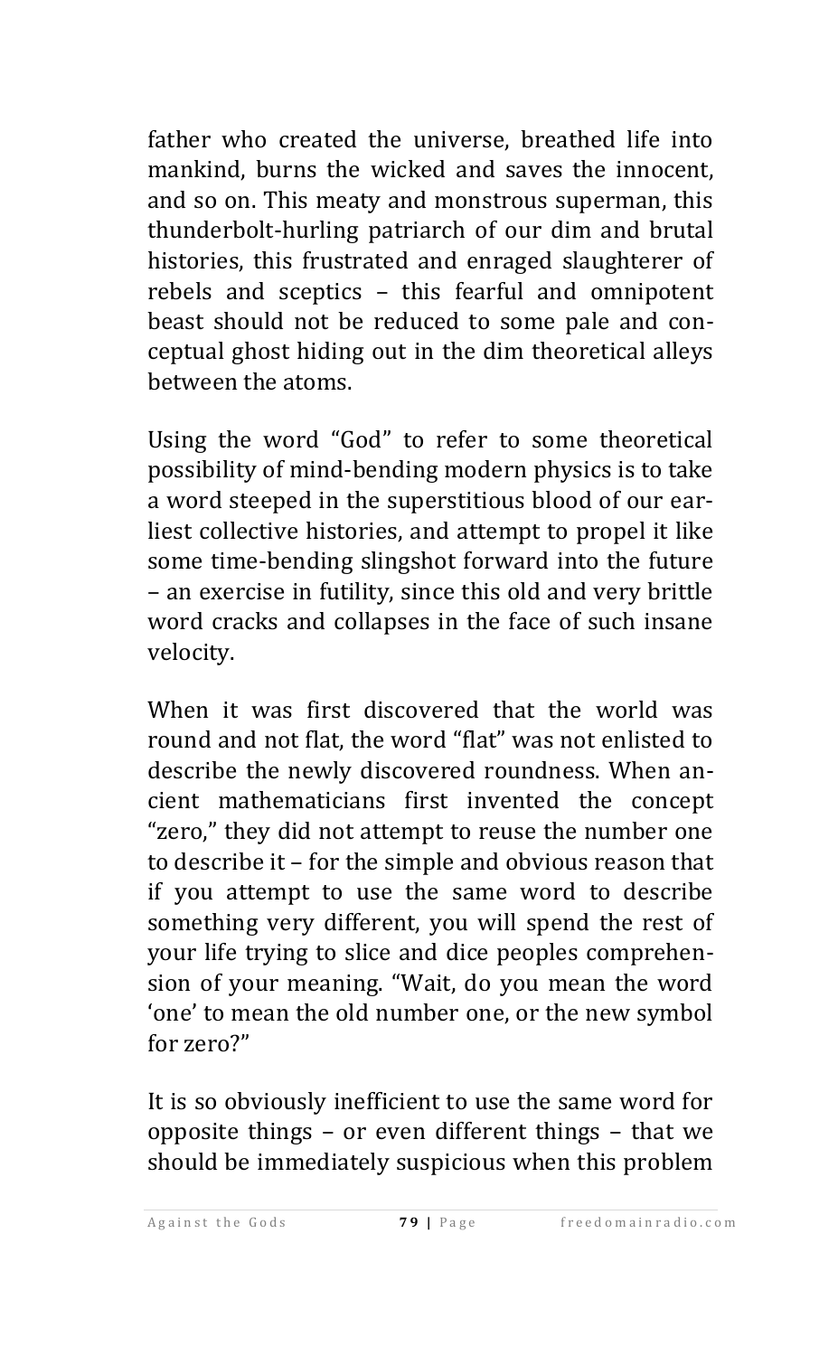father who created the universe, breathed life into mankind, burns the wicked and saves the innocent, and so on. This meaty and monstrous superman, this thunderbolt-hurling patriarch of our dim and brutal histories, this frustrated and enraged slaughterer of rebels and sceptics – this fearful and omnipotent beast should not be reduced to some pale and conceptual ghost hiding out in the dim theoretical alleys between the atoms.

Using the word "God" to refer to some theoretical possibility of mind-bending modern physics is to take a word steeped in the superstitious blood of our earliest collective histories, and attempt to propel it like some time-bending slingshot forward into the future – an exercise in futility, since this old and very brittle word cracks and collapses in the face of such insane velocity.

When it was first discovered that the world was round and not flat, the word "flat" was not enlisted to describe the newly discovered roundness. When ancient mathematicians first invented the concept "zero," they did not attempt to reuse the number one to describe it – for the simple and obvious reason that if you attempt to use the same word to describe something very different, you will spend the rest of your life trying to slice and dice peoples comprehension of your meaning. "Wait, do you mean the word 'one' to mean the old number one, or the new symbol for zero?"

It is so obviously inefficient to use the same word for opposite things – or even different things – that we should be immediately suspicious when this problem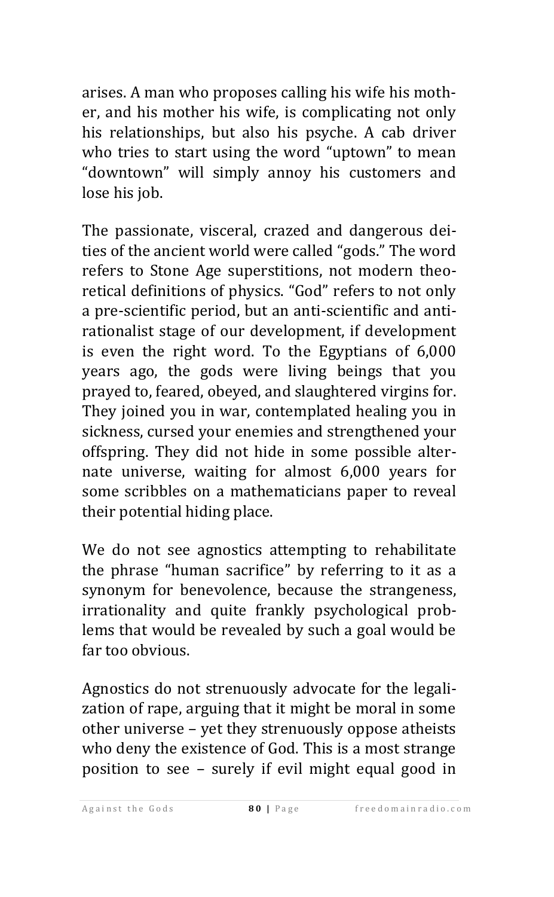arises. A man who proposes calling his wife his mother, and his mother his wife, is complicating not only his relationships, but also his psyche. A cab driver who tries to start using the word "uptown" to mean "downtown" will simply annoy his customers and lose his job.

The passionate, visceral, crazed and dangerous deities of the ancient world were called "gods." The word refers to Stone Age superstitions, not modern theoretical definitions of physics. "God" refers to not only a pre-scientific period, but an anti-scientific and anti-rationalist stage of our development, if development is even the right word. To the Egyptians of 6,000 years ago, the gods were living beings that you prayed to, feared, obeyed, and slaughtered virgins for. They joined you in war, contemplated healing you in sickness, cursed your enemies and strengthened your offspring. They did not hide in some possible alternate universe, waiting for almost 6,000 years for some scribbles on a mathematicians paper to reveal their potential hiding place.

We do not see agnostics attempting to rehabilitate the phrase "human sacrifice" by referring to it as a synonym for benevolence, because the strangeness, irrationality and quite frankly psychological problems that would be revealed by such a goal would be far too obvious.

Agnostics do not strenuously advocate for the legalization of rape, arguing that it might be moral in some other universe – yet they strenuously oppose atheists who deny the existence of God. This is a most strange position to see – surely if evil might equal good in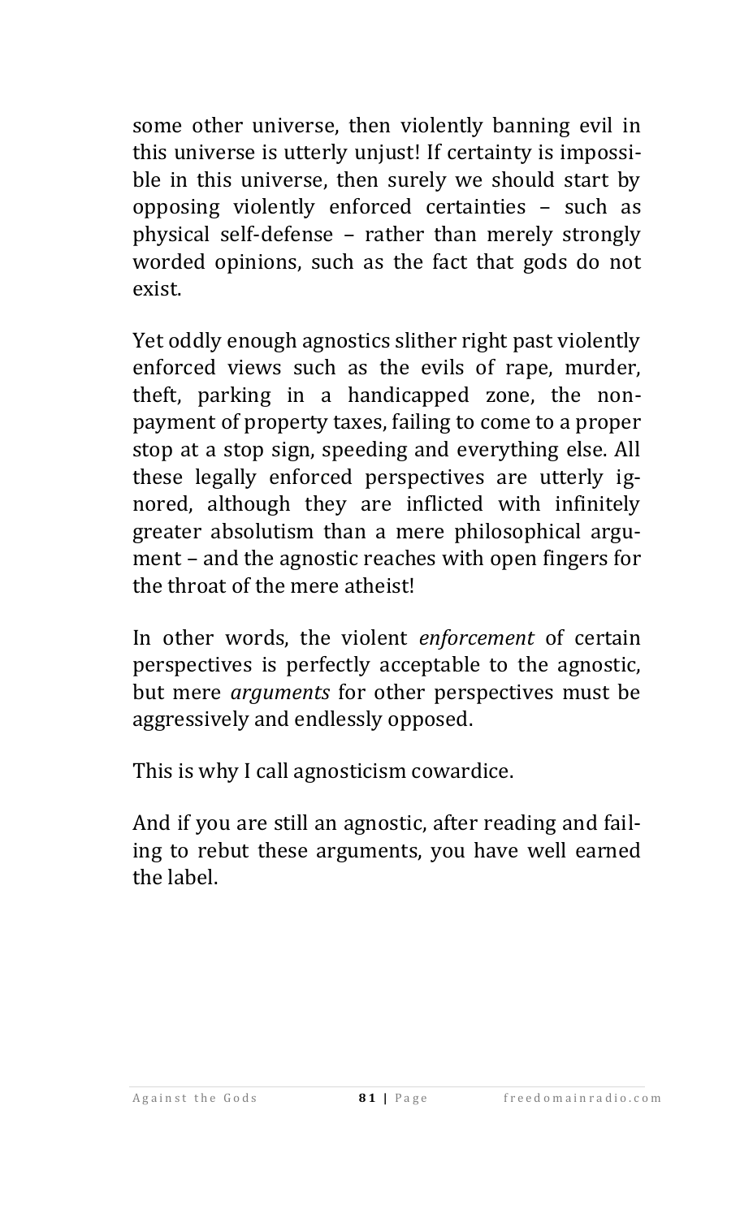some other universe, then violently banning evil in this universe is utterly unjust! If certainty is impossible in this universe, then surely we should start by opposing violently enforced certainties – such as physical self-defense – rather than merely strongly worded opinions, such as the fact that gods do not exist.

Yet oddly enough agnostics slither right past violently enforced views such as the evils of rape, murder, theft, parking in a handicapped zone, the non-payment of property taxes, failing to come to a proper stop at a stop sign, speeding and everything else. All these legally enforced perspectives are utterly ignored, although they are inflicted with infinitely greater absolutism than a mere philosophical argument – and the agnostic reaches with open fingers for the throat of the mere atheist!

In other words, the violent *enforcement* of certain perspectives is perfectly acceptable to the agnostic, but mere *arguments* for other perspectives must be aggressively and endlessly opposed.

This is why I call agnosticism cowardice.

And if you are still an agnostic, after reading and failing to rebut these arguments, you have well earned the label.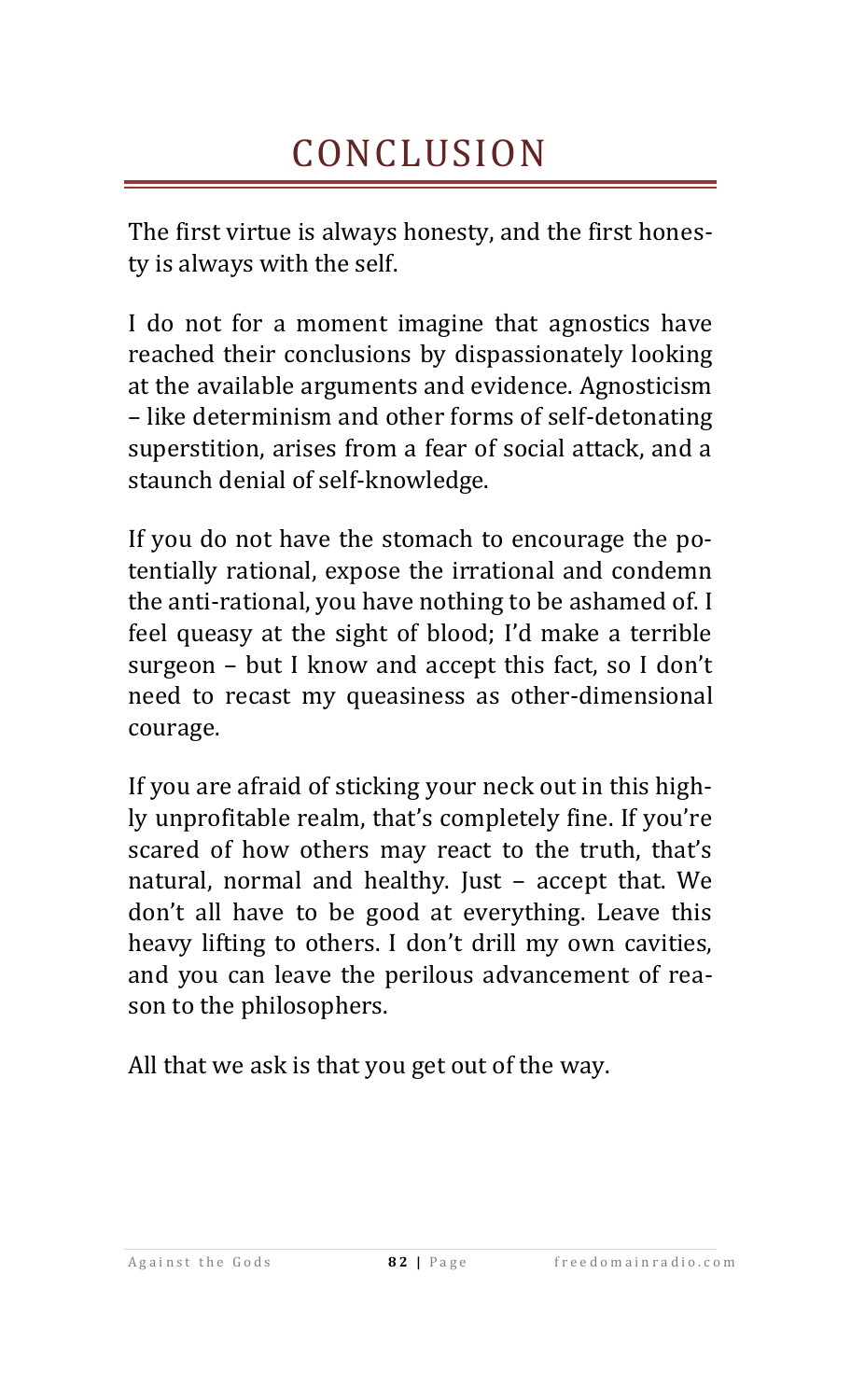# CONCLUSION

The first virtue is always honesty, and the first honesty is always with the self.

I do not for a moment imagine that agnostics have reached their conclusions by dispassionately looking at the available arguments and evidence. Agnosticism – like determinism and other forms of self-detonating superstition, arises from a fear of social attack, and a staunch denial of self-knowledge.

If you do not have the stomach to encourage the potentially rational, expose the irrational and condemn the anti-rational, you have nothing to be ashamed of. I feel queasy at the sight of blood; I'd make a terrible surgeon – but I know and accept this fact, so I don't need to recast my queasiness as other-dimensional courage.

If you are afraid of sticking your neck out in this highly unprofitable realm, that's completely fine. If you're scared of how others may react to the truth, that's natural, normal and healthy. Just – accept that. We don't all have to be good at everything. Leave this heavy lifting to others. I don't drill my own cavities, and you can leave the perilous advancement of reason to the philosophers.

All that we ask is that you get out of the way.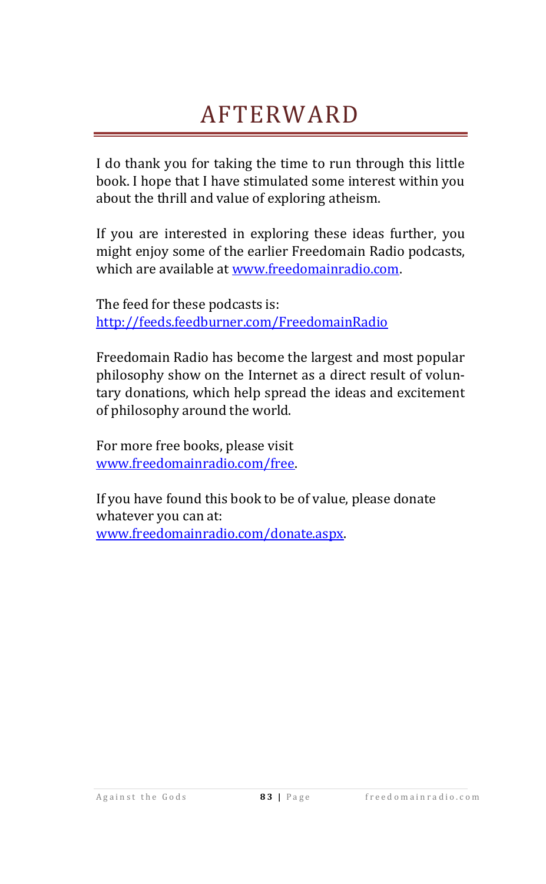# AFTERWARD

I do thank you for taking the time to run through this little book. I hope that I have stimulated some interest within you about the thrill and value of exploring atheism.

If you are interested in exploring these ideas further, you might enjoy some of the earlier Freedomain Radio podcasts, which are available at [www.freedomainradio.com](http://www.freedomainradio.com).

The feed for these podcasts is:
[http://feeds.feedburner.com/FreedomainRadio](http://feeds.feedburner.com/FreedomainRadio)

Freedomain Radio has become the largest and most popular philosophy show on the Internet as a direct result of voluntary donations, which help spread the ideas and excitement of philosophy around the world.

For more free books, please visit
[www.freedomainradio.com/free](http://www.freedomainradio.com/free).

If you have found this book to be of value, please donate whatever you can at:
[www.freedomainradio.com/donate.aspx](http://www.freedomainradio.com/donate.aspx).